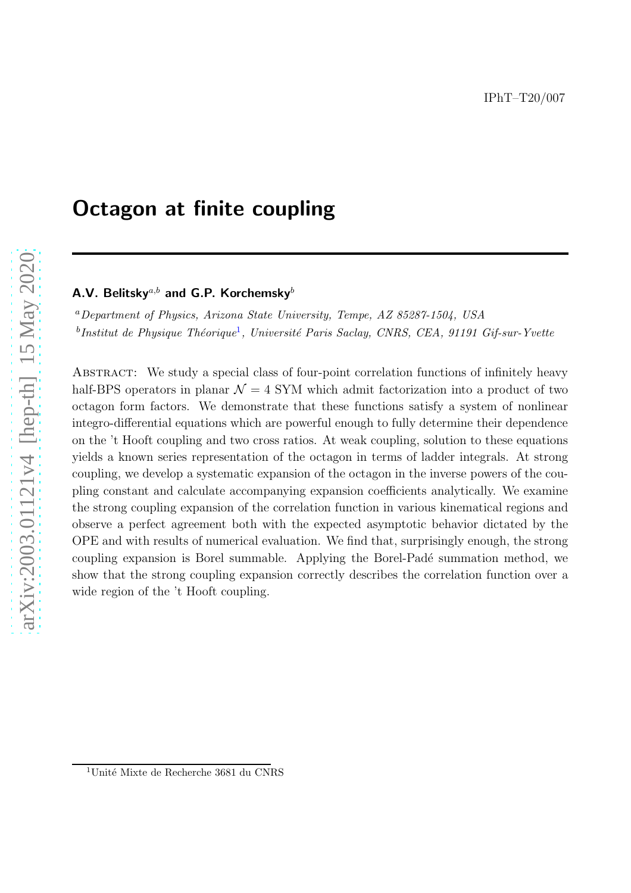IPhT–T20/007

# Octagon at finite coupling

**A.V. Belitsky**[a,b] **and G.P. Korchemsky**[b]

[a] *Department of Physics, Arizona State University, Tempe, AZ 85287-1504, USA*

[b] *Institut de Physique Théorique*[1], *Université Paris Saclay, CNRS, CEA, 91191 Gif-sur-Yvette*

Abstract: We study a special class of four-point correlation functions of infinitely heavy half-BPS operators in planar $\mathcal{N} = 4$ SYM which admit factorization into a product of two octagon form factors. We demonstrate that these functions satisfy a system of nonlinear integro-differential equations which are powerful enough to fully determine their dependence on the 't Hooft coupling and two cross ratios. At weak coupling, solution to these equations yields a known series representation of the octagon in terms of ladder integrals. At strong coupling, we develop a systematic expansion of the octagon in the inverse powers of the coupling constant and calculate accompanying expansion coefficients analytically. We examine the strong coupling expansion of the correlation function in various kinematical regions and observe a perfect agreement both with the expected asymptotic behavior dictated by the OPE and with results of numerical evaluation. We find that, surprisingly enough, the strong coupling expansion is Borel summable. Applying the Borel-Padé summation method, we show that the strong coupling expansion correctly describes the correlation function over a wide region of the 't Hooft coupling.

[1] Unité Mixte de Recherche 3681 du CNRS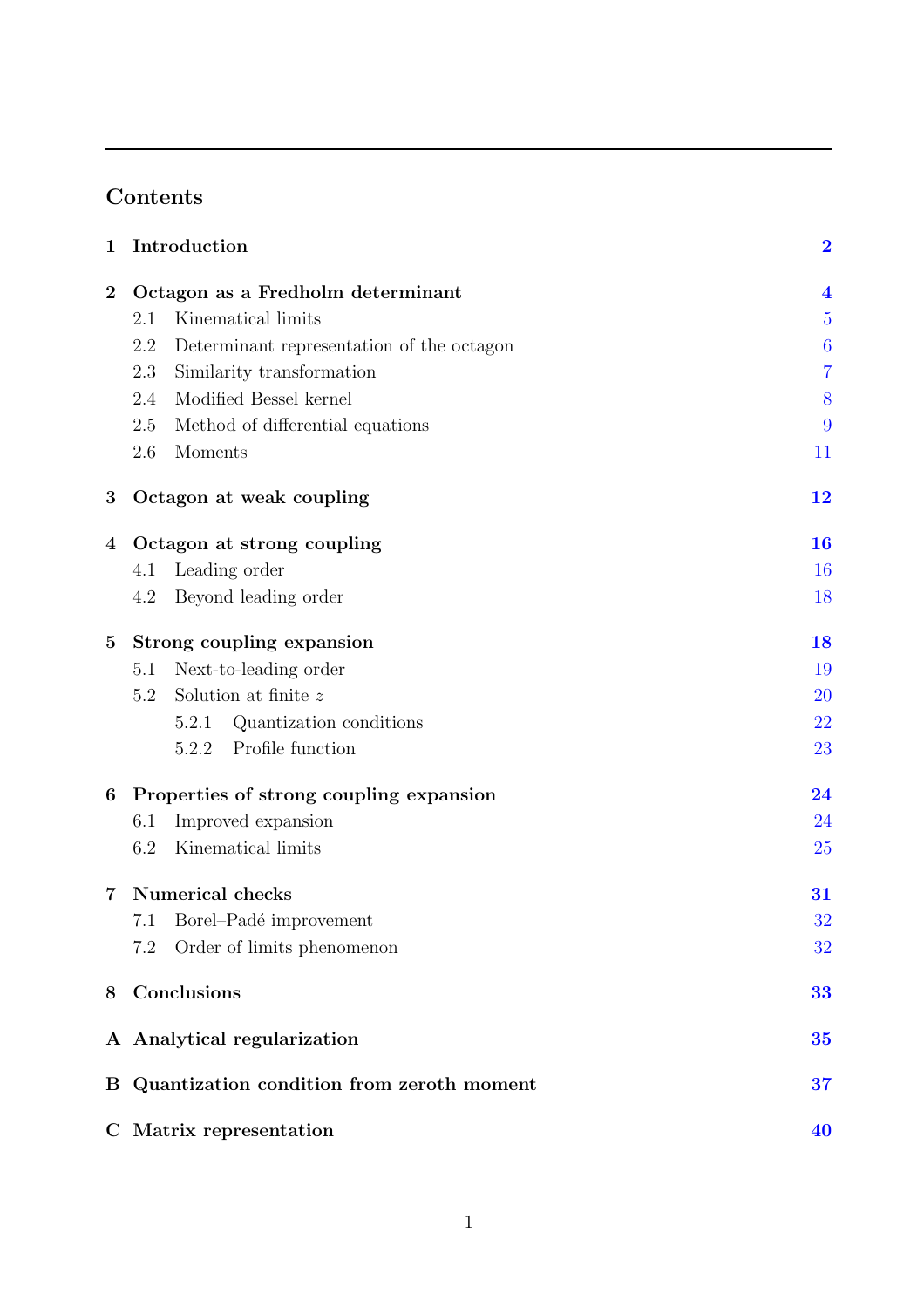## Contents

**1 Introduction** 2

**2 Octagon as a Fredholm determinant** 4

- 2.1 Kinematical limits 5
- 2.2 Determinant representation of the octagon 6
- 2.3 Similarity transformation 7
- 2.4 Modified Bessel kernel 8
- 2.5 Method of differential equations 9
- 2.6 Moments 11

**3 Octagon at weak coupling** 12

**4 Octagon at strong coupling** 16

- 4.1 Leading order 16
- 4.2 Beyond leading order 18

**5 Strong coupling expansion** 18

- 5.1 Next-to-leading order 19
- 5.2 Solution at finite $z$ 20
  - 5.2.1 Quantization conditions 22
  - 5.2.2 Profile function 23

**6 Properties of strong coupling expansion** 24

- 6.1 Improved expansion 24
- 6.2 Kinematical limits 25

**7 Numerical checks** 31

- 7.1 Borel–Padé improvement 32
- 7.2 Order of limits phenomenon 32

**8 Conclusions** 33

**A Analytical regularization** 35

**B Quantization condition from zeroth moment** 37

**C Matrix representation** 40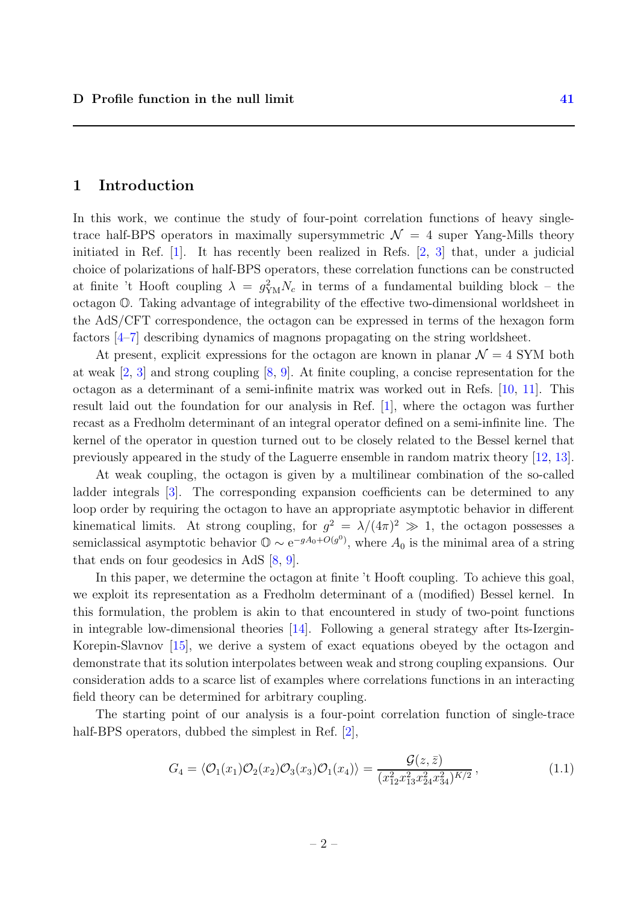D Profile function in the null limit 41

## 1 Introduction

In this work, we continue the study of four-point correlation functions of heavy single-trace half-BPS operators in maximally supersymmetric $\mathcal{N} = 4$ super Yang-Mills theory initiated in Ref. [1]. It has recently been realized in Refs. [2, 3] that, under a judicial choice of polarizations of half-BPS operators, these correlation functions can be constructed at finite 't Hooft coupling $\lambda = g^2_{\rm YM} N_c$ in terms of a fundamental building block – the octagon $\mathbb{O}$. Taking advantage of integrability of the effective two-dimensional worldsheet in the AdS/CFT correspondence, the octagon can be expressed in terms of the hexagon form factors [4–7] describing dynamics of magnons propagating on the string worldsheet.

At present, explicit expressions for the octagon are known in planar $\mathcal{N} = 4$ SYM both at weak [2, 3] and strong coupling [8, 9]. At finite coupling, a concise representation for the octagon as a determinant of a semi-infinite matrix was worked out in Refs. [10, 11]. This result laid out the foundation for our analysis in Ref. [1], where the octagon was further recast as a Fredholm determinant of an integral operator defined on a semi-infinite line. The kernel of the operator in question turned out to be closely related to the Bessel kernel that previously appeared in the study of the Laguerre ensemble in random matrix theory [12, 13].

At weak coupling, the octagon is given by a multilinear combination of the so-called ladder integrals [3]. The corresponding expansion coefficients can be determined to any loop order by requiring the octagon to have an appropriate asymptotic behavior in different kinematical limits. At strong coupling, for $g^2 = \lambda/(4\pi)^2 \gg 1$, the octagon possesses a semiclassical asymptotic behavior $\mathbb{O} \sim {\rm e}^{-gA_0 + O(g^0)}$, where $A_0$ is the minimal area of a string that ends on four geodesics in AdS [8, 9].

In this paper, we determine the octagon at finite 't Hooft coupling. To achieve this goal, we exploit its representation as a Fredholm determinant of a (modified) Bessel kernel. In this formulation, the problem is akin to that encountered in study of two-point functions in integrable low-dimensional theories [14]. Following a general strategy after Its-Izergin-Korepin-Slavnov [15], we derive a system of exact equations obeyed by the octagon and demonstrate that its solution interpolates between weak and strong coupling expansions. Our consideration adds to a scarce list of examples where correlations functions in an interacting field theory can be determined for arbitrary coupling.

The starting point of our analysis is a four-point correlation function of single-trace half-BPS operators, dubbed the simplest in Ref. [2],

$$G_4 = \langle \mathcal{O}_1(x_1)\mathcal{O}_2(x_2)\mathcal{O}_3(x_3)\mathcal{O}_1(x_4)\rangle = \frac{\mathcal{G}(z,\bar{z})}{(x_{12}^2 x_{13}^2 x_{24}^2 x_{34}^2)^{K/2}}\,, \tag{1.1}$$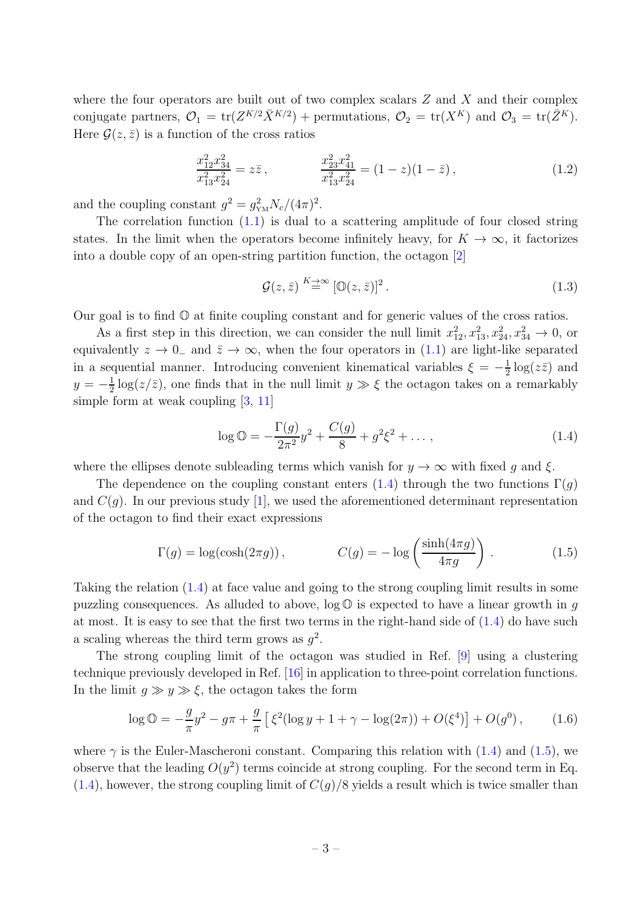where the four operators are built out of two complex scalars $Z$ and $X$ and their complex conjugate partners, $\mathcal{O}_1 = \text{tr}(Z^{K/2}\bar{X}^{K/2})$ + permutations, $\mathcal{O}_2 = \text{tr}(X^K)$ and $\mathcal{O}_3 = \text{tr}(\bar{Z}^K)$. Here $\mathcal{G}(z,\bar{z})$ is a function of the cross ratios

$$
\frac{x_{12}^2 x_{34}^2}{x_{13}^2 x_{24}^2} = z\bar{z}\,, \qquad\qquad \frac{x_{23}^2 x_{41}^2}{x_{13}^2 x_{24}^2} = (1-z)(1-\bar{z})\,, \tag{1.2}
$$

and the coupling constant $g^2 = g_{\text{YM}}^2 N_c/(4\pi)^2$.

The correlation function (1.1) is dual to a scattering amplitude of four closed string states. In the limit when the operators become infinitely heavy, for $K \to \infty$, it factorizes into a double copy of an open-string partition function, the octagon [2]

$$
\mathcal{G}(z,\bar{z}) \stackrel{K\to\infty}{=} [\mathbb{O}(z,\bar{z})]^2\,. \tag{1.3}
$$

Our goal is to find $\mathbb{O}$ at finite coupling constant and for generic values of the cross ratios.

As a first step in this direction, we can consider the null limit $x_{12}^2, x_{13}^2, x_{24}^2, x_{34}^2 \to 0$, or equivalently $z \to 0_-$ and $\bar{z} \to \infty$, when the four operators in (1.1) are light-like separated in a sequential manner. Introducing convenient kinematical variables $\xi = -\frac{1}{2}\log(z\bar{z})$ and $y = -\frac{1}{2}\log(z/\bar{z})$, one finds that in the null limit $y \gg \xi$ the octagon takes on a remarkably simple form at weak coupling [3, 11]

$$
\log \mathbb{O} = -\frac{\Gamma(g)}{2\pi^2} y^2 + \frac{C(g)}{8} + g^2\xi^2 + \dots\,, \tag{1.4}
$$

where the ellipses denote subleading terms which vanish for $y \to \infty$ with fixed $g$ and $\xi$.

The dependence on the coupling constant enters (1.4) through the two functions $\Gamma(g)$ and $C(g)$. In our previous study [1], we used the aforementioned determinant representation of the octagon to find their exact expressions

$$
\Gamma(g) = \log(\cosh(2\pi g))\,, \qquad\qquad C(g) = -\log\left(\frac{\sinh(4\pi g)}{4\pi g}\right)\,. \tag{1.5}
$$

Taking the relation (1.4) at face value and going to the strong coupling limit results in some puzzling consequences. As alluded to above, $\log \mathbb{O}$ is expected to have a linear growth in $g$ at most. It is easy to see that the first two terms in the right-hand side of (1.4) do have such a scaling whereas the third term grows as $g^2$.

The strong coupling limit of the octagon was studied in Ref. [9] using a clustering technique previously developed in Ref. [16] in application to three-point correlation functions. In the limit $g \gg y \gg \xi$, the octagon takes the form

$$
\log \mathbb{O} = -\frac{g}{\pi} y^2 - g\pi + \frac{g}{\pi}\left[\,\xi^2(\log y + 1 + \gamma - \log(2\pi)) + O(\xi^4)\right] + O(g^0)\,, \tag{1.6}
$$

where $\gamma$ is the Euler-Mascheroni constant. Comparing this relation with (1.4) and (1.5), we observe that the leading $O(y^2)$ terms coincide at strong coupling. For the second term in Eq. (1.4), however, the strong coupling limit of $C(g)/8$ yields a result which is twice smaller than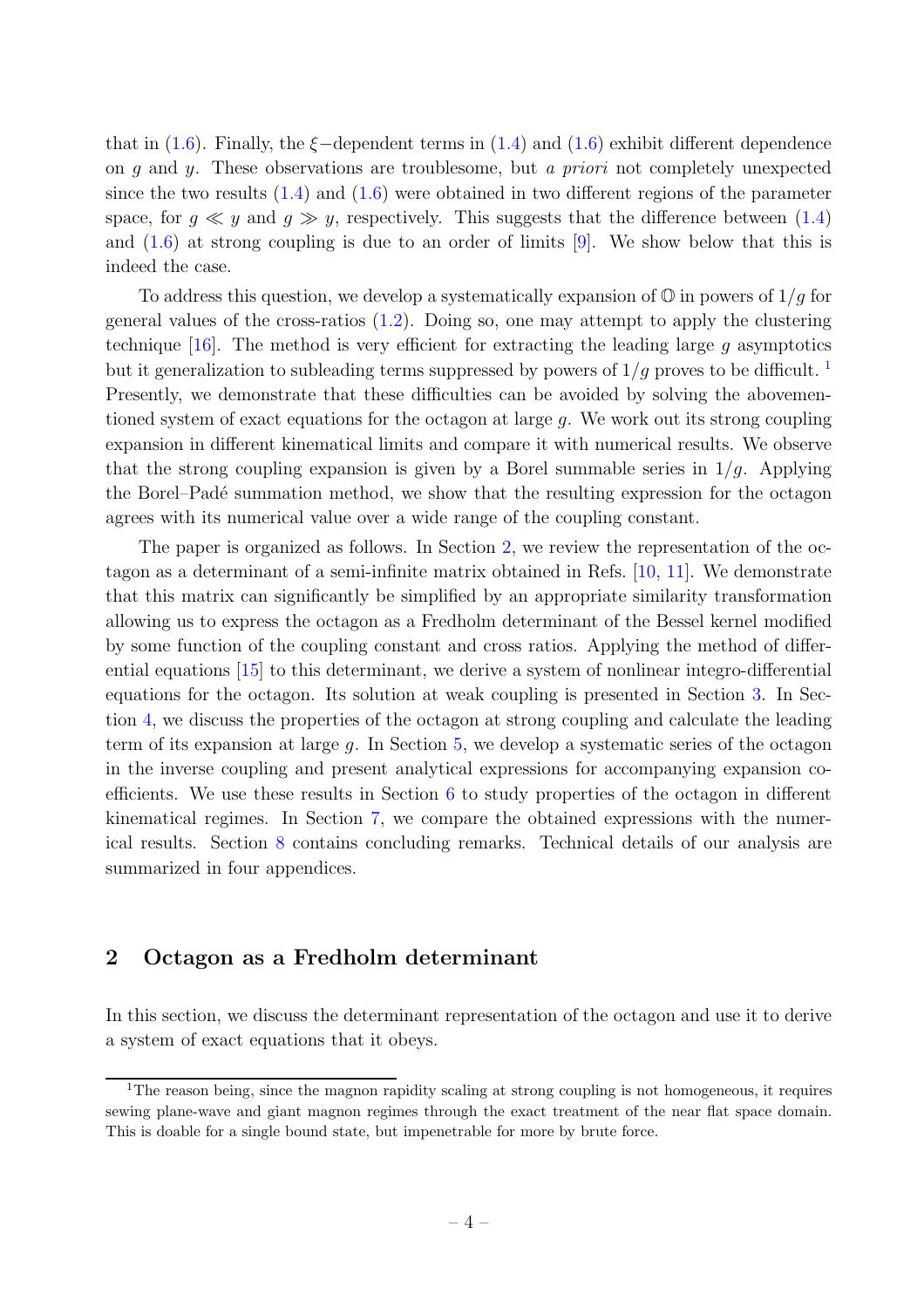that in (1.6). Finally, the $\xi-$dependent terms in (1.4) and (1.6) exhibit different dependence on $g$ and $y$. These observations are troublesome, but *a priori* not completely unexpected since the two results (1.4) and (1.6) were obtained in two different regions of the parameter space, for $g \ll y$ and $g \gg y$, respectively. This suggests that the difference between (1.4) and (1.6) at strong coupling is due to an order of limits [9]. We show below that this is indeed the case.

To address this question, we develop a systematically expansion of $\mathbb{O}$ in powers of $1/g$ for general values of the cross-ratios (1.2). Doing so, one may attempt to apply the clustering technique [16]. The method is very efficient for extracting the leading large $g$ asymptotics but it generalization to subleading terms suppressed by powers of $1/g$ proves to be difficult. [1] Presently, we demonstrate that these difficulties can be avoided by solving the abovementioned system of exact equations for the octagon at large $g$. We work out its strong coupling expansion in different kinematical limits and compare it with numerical results. We observe that the strong coupling expansion is given by a Borel summable series in $1/g$. Applying the Borel–Padé summation method, we show that the resulting expression for the octagon agrees with its numerical value over a wide range of the coupling constant.

The paper is organized as follows. In Section 2, we review the representation of the octagon as a determinant of a semi-infinite matrix obtained in Refs. [10, 11]. We demonstrate that this matrix can significantly be simplified by an appropriate similarity transformation allowing us to express the octagon as a Fredholm determinant of the Bessel kernel modified by some function of the coupling constant and cross ratios. Applying the method of differential equations [15] to this determinant, we derive a system of nonlinear integro-differential equations for the octagon. Its solution at weak coupling is presented in Section 3. In Section 4, we discuss the properties of the octagon at strong coupling and calculate the leading term of its expansion at large $g$. In Section 5, we develop a systematic series of the octagon in the inverse coupling and present analytical expressions for accompanying expansion coefficients. We use these results in Section 6 to study properties of the octagon in different kinematical regimes. In Section 7, we compare the obtained expressions with the numerical results. Section 8 contains concluding remarks. Technical details of our analysis are summarized in four appendices.

## 2 Octagon as a Fredholm determinant

In this section, we discuss the determinant representation of the octagon and use it to derive a system of exact equations that it obeys.

[1] The reason being, since the magnon rapidity scaling at strong coupling is not homogeneous, it requires sewing plane-wave and giant magnon regimes through the exact treatment of the near flat space domain. This is doable for a single bound state, but impenetrable for more by brute force.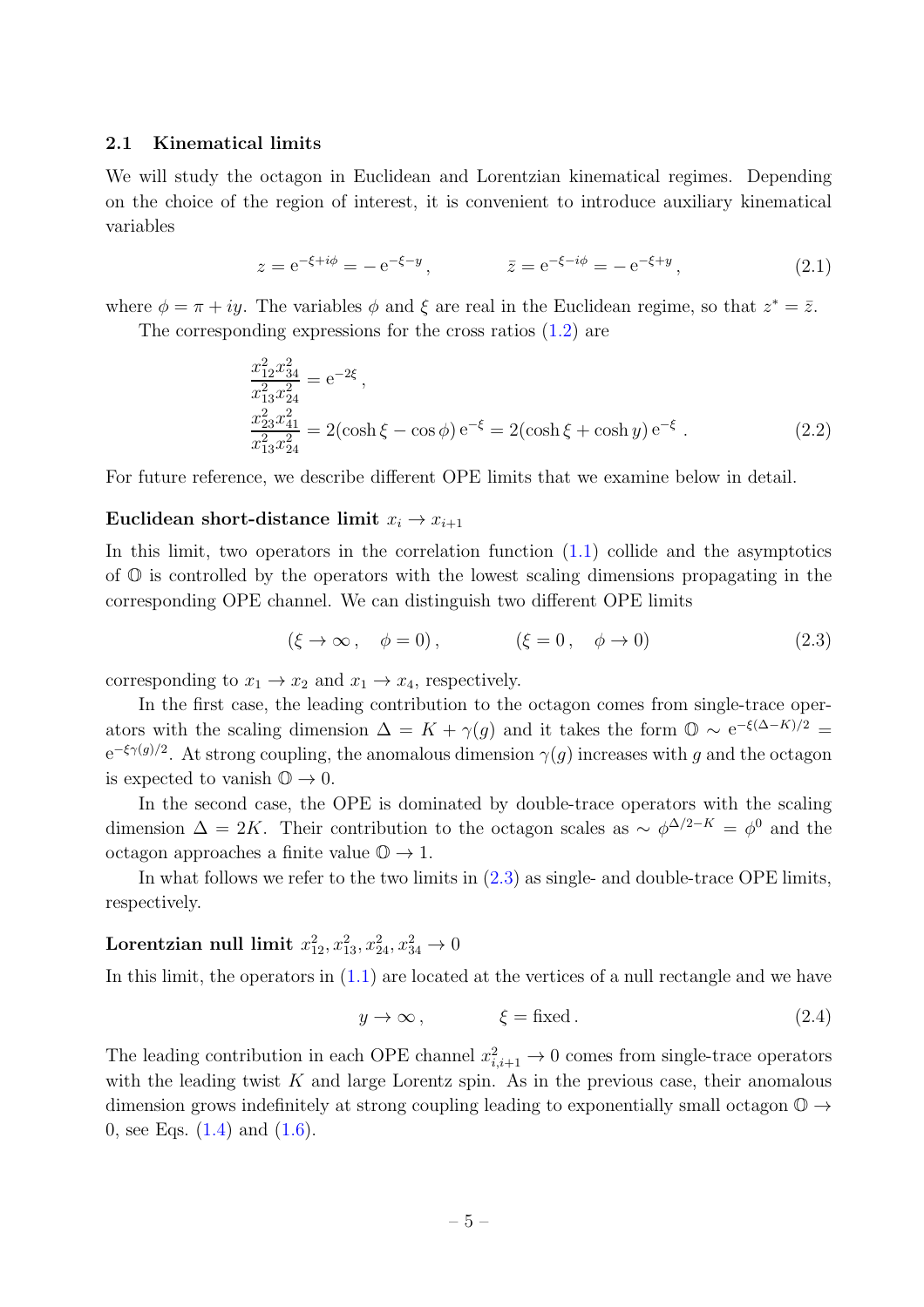### 2.1 Kinematical limits

We will study the octagon in Euclidean and Lorentzian kinematical regimes. Depending on the choice of the region of interest, it is convenient to introduce auxiliary kinematical variables

$$z = \mathrm{e}^{-\xi+i\phi} = -\,\mathrm{e}^{-\xi-y}\,, \qquad\qquad \bar{z} = \mathrm{e}^{-\xi-i\phi} = -\,\mathrm{e}^{-\xi+y}\,, \tag{2.1}$$

where $\phi = \pi + iy$. The variables $\phi$ and $\xi$ are real in the Euclidean regime, so that $z^* = \bar{z}$.

The corresponding expressions for the cross ratios (1.2) are

$$\begin{aligned}
&\frac{x_{12}^2 x_{34}^2}{x_{13}^2 x_{24}^2} = \mathrm{e}^{-2\xi}\,,\\
&\frac{x_{23}^2 x_{41}^2}{x_{13}^2 x_{24}^2} = 2(\cosh\xi - \cos\phi)\,\mathrm{e}^{-\xi} = 2(\cosh\xi + \cosh y)\,\mathrm{e}^{-\xi}\,.
\end{aligned} \tag{2.2}$$

For future reference, we describe different OPE limits that we examine below in detail.

**Euclidean short-distance limit $x_i \to x_{i+1}$**

In this limit, two operators in the correlation function (1.1) collide and the asymptotics of $\mathbb{O}$ is controlled by the operators with the lowest scaling dimensions propagating in the corresponding OPE channel. We can distinguish two different OPE limits

$$(\xi \to \infty\,, \quad \phi = 0)\,, \qquad\qquad (\xi = 0\,, \quad \phi \to 0) \tag{2.3}$$

corresponding to $x_1 \to x_2$ and $x_1 \to x_4$, respectively.

In the first case, the leading contribution to the octagon comes from single-trace operators with the scaling dimension $\Delta = K + \gamma(g)$ and it takes the form $\mathbb{O} \sim \mathrm{e}^{-\xi(\Delta-K)/2} = \mathrm{e}^{-\xi\gamma(g)/2}$. At strong coupling, the anomalous dimension $\gamma(g)$ increases with $g$ and the octagon is expected to vanish $\mathbb{O} \to 0$.

In the second case, the OPE is dominated by double-trace operators with the scaling dimension $\Delta = 2K$. Their contribution to the octagon scales as $\sim \phi^{\Delta/2-K} = \phi^0$ and the octagon approaches a finite value $\mathbb{O} \to 1$.

In what follows we refer to the two limits in (2.3) as single- and double-trace OPE limits, respectively.

**Lorentzian null limit $x_{12}^2, x_{13}^2, x_{24}^2, x_{34}^2 \to 0$**

In this limit, the operators in (1.1) are located at the vertices of a null rectangle and we have

$$y \to \infty\,, \qquad\qquad \xi = \text{fixed}\,. \tag{2.4}$$

The leading contribution in each OPE channel $x_{i,i+1}^2 \to 0$ comes from single-trace operators with the leading twist $K$ and large Lorentz spin. As in the previous case, their anomalous dimension grows indefinitely at strong coupling leading to exponentially small octagon $\mathbb{O} \to 0$, see Eqs. (1.4) and (1.6).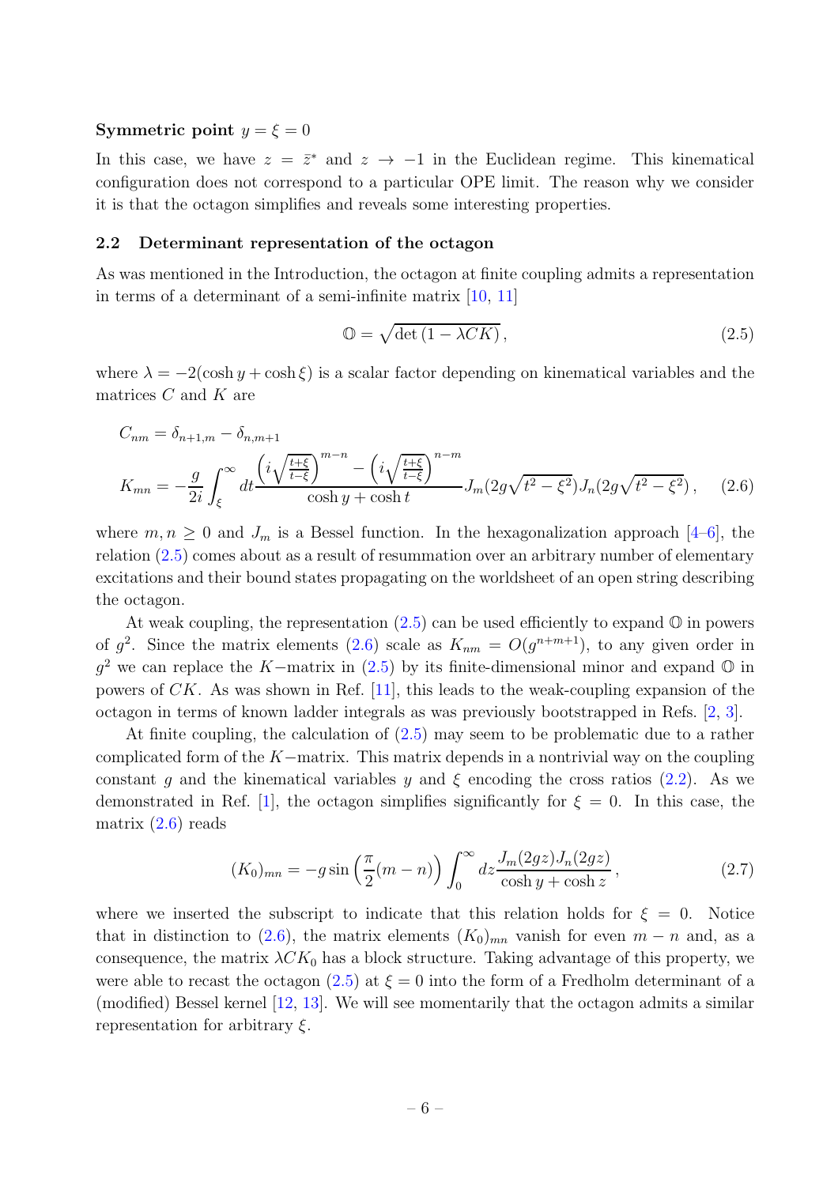**Symmetric point** $y = \xi = 0$

In this case, we have $z = \bar{z}^*$ and $z \to -1$ in the Euclidean regime. This kinematical configuration does not correspond to a particular OPE limit. The reason why we consider it is that the octagon simplifies and reveals some interesting properties.

### 2.2 Determinant representation of the octagon

As was mentioned in the Introduction, the octagon at finite coupling admits a representation in terms of a determinant of a semi-infinite matrix [10, 11]

$$\mathbb{O} = \sqrt{\det\left(1 - \lambda C K\right)}\,, \tag{2.5}$$

where $\lambda = -2(\cosh y + \cosh \xi)$ is a scalar factor depending on kinematical variables and the matrices $C$ and $K$ are

$$\begin{aligned}
C_{nm} &= \delta_{n+1,m} - \delta_{n,m+1} \\
K_{mn} &= -\frac{g}{2i}\int_{\xi}^{\infty} dt \frac{\left(i\sqrt{\frac{t+\xi}{t-\xi}}\right)^{m-n} - \left(i\sqrt{\frac{t+\xi}{t-\xi}}\right)^{n-m}}{\cosh y + \cosh t} J_m(2g\sqrt{t^2-\xi^2}) J_n(2g\sqrt{t^2-\xi^2})\,,
\end{aligned} \tag{2.6}$$

where $m, n \geq 0$ and $J_m$ is a Bessel function. In the hexagonalization approach [4–6], the relation (2.5) comes about as a result of resummation over an arbitrary number of elementary excitations and their bound states propagating on the worldsheet of an open string describing the octagon.

At weak coupling, the representation (2.5) can be used efficiently to expand $\mathbb{O}$ in powers of $g^2$. Since the matrix elements (2.6) scale as $K_{nm} = O(g^{n+m+1})$, to any given order in $g^2$ we can replace the $K-$matrix in (2.5) by its finite-dimensional minor and expand $\mathbb{O}$ in powers of $CK$. As was shown in Ref. [11], this leads to the weak-coupling expansion of the octagon in terms of known ladder integrals as was previously bootstrapped in Refs. [2, 3].

At finite coupling, the calculation of (2.5) may seem to be problematic due to a rather complicated form of the $K-$matrix. This matrix depends in a nontrivial way on the coupling constant $g$ and the kinematical variables $y$ and $\xi$ encoding the cross ratios (2.2). As we demonstrated in Ref. [1], the octagon simplifies significantly for $\xi = 0$. In this case, the matrix (2.6) reads

$$(K_0)_{mn} = -g \sin\left(\frac{\pi}{2}(m-n)\right) \int_0^{\infty} dz \frac{J_m(2gz) J_n(2gz)}{\cosh y + \cosh z}\,, \tag{2.7}$$

where we inserted the subscript to indicate that this relation holds for $\xi = 0$. Notice that in distinction to (2.6), the matrix elements $(K_0)_{mn}$ vanish for even $m - n$ and, as a consequence, the matrix $\lambda C K_0$ has a block structure. Taking advantage of this property, we were able to recast the octagon (2.5) at $\xi = 0$ into the form of a Fredholm determinant of a (modified) Bessel kernel [12, 13]. We will see momentarily that the octagon admits a similar representation for arbitrary $\xi$.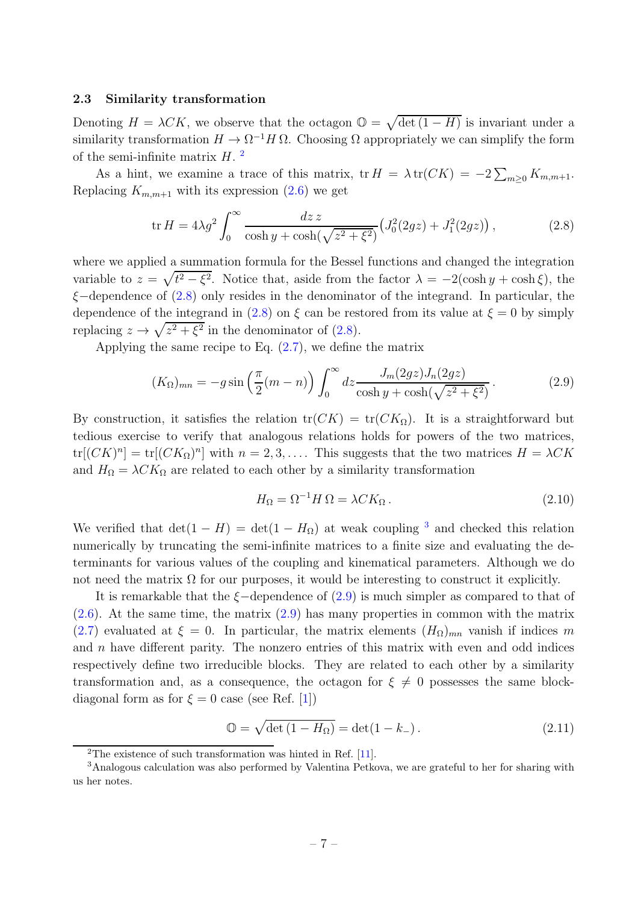### 2.3 Similarity transformation

Denoting $H = \lambda CK$, we observe that the octagon $\mathbb{O} = \sqrt{\det(1-H)}$ is invariant under a similarity transformation $H \to \Omega^{-1} H\, \Omega$. Choosing $\Omega$ appropriately we can simplify the form of the semi-infinite matrix $H$. [2]

As a hint, we examine a trace of this matrix, $\operatorname{tr} H = \lambda \operatorname{tr}(CK) = -2\sum_{m\geq 0} K_{m,m+1}$. Replacing $K_{m,m+1}$ with its expression (2.6) we get

$$\operatorname{tr} H = 4\lambda g^2 \int_0^\infty \frac{dz\, z}{\cosh y + \cosh(\sqrt{z^2+\xi^2})}\left(J_0^2(2gz) + J_1^2(2gz)\right), \tag{2.8}$$

where we applied a summation formula for the Bessel functions and changed the integration variable to $z = \sqrt{t^2 - \xi^2}$. Notice that, aside from the factor $\lambda = -2(\cosh y + \cosh \xi)$, the $\xi-$dependence of (2.8) only resides in the denominator of the integrand. In particular, the dependence of the integrand in (2.8) on $\xi$ can be restored from its value at $\xi = 0$ by simply replacing $z \to \sqrt{z^2+\xi^2}$ in the denominator of (2.8).

Applying the same recipe to Eq. (2.7), we define the matrix

$$(K_\Omega)_{mn} = -g \sin\left(\frac{\pi}{2}(m-n)\right) \int_0^\infty dz \frac{J_m(2gz) J_n(2gz)}{\cosh y + \cosh(\sqrt{z^2+\xi^2})}. \tag{2.9}$$

By construction, it satisfies the relation $\operatorname{tr}(CK) = \operatorname{tr}(CK_\Omega)$. It is a straightforward but tedious exercise to verify that analogous relations holds for powers of the two matrices, $\operatorname{tr}[(CK)^n] = \operatorname{tr}[(CK_\Omega)^n]$ with $n = 2, 3, \ldots$. This suggests that the two matrices $H = \lambda CK$ and $H_\Omega = \lambda CK_\Omega$ are related to each other by a similarity transformation

$$H_\Omega = \Omega^{-1} H\, \Omega = \lambda CK_\Omega\,. \tag{2.10}$$

We verified that $\det(1-H) = \det(1-H_\Omega)$ at weak coupling [3] and checked this relation numerically by truncating the semi-infinite matrices to a finite size and evaluating the determinants for various values of the coupling and kinematical parameters. Although we do not need the matrix $\Omega$ for our purposes, it would be interesting to construct it explicitly.

It is remarkable that the $\xi-$dependence of (2.9) is much simpler as compared to that of (2.6). At the same time, the matrix (2.9) has many properties in common with the matrix (2.7) evaluated at $\xi = 0$. In particular, the matrix elements $(H_\Omega)_{mn}$ vanish if indices $m$ and $n$ have different parity. The nonzero entries of this matrix with even and odd indices respectively define two irreducible blocks. They are related to each other by a similarity transformation and, as a consequence, the octagon for $\xi \neq 0$ possesses the same block-diagonal form as for $\xi = 0$ case (see Ref. [1])

$$\mathbb{O} = \sqrt{\det(1-H_\Omega)} = \det(1-k_-)\,. \tag{2.11}$$

[2] The existence of such transformation was hinted in Ref. [11].

[3] Analogous calculation was also performed by Valentina Petkova, we are grateful to her for sharing with us her notes.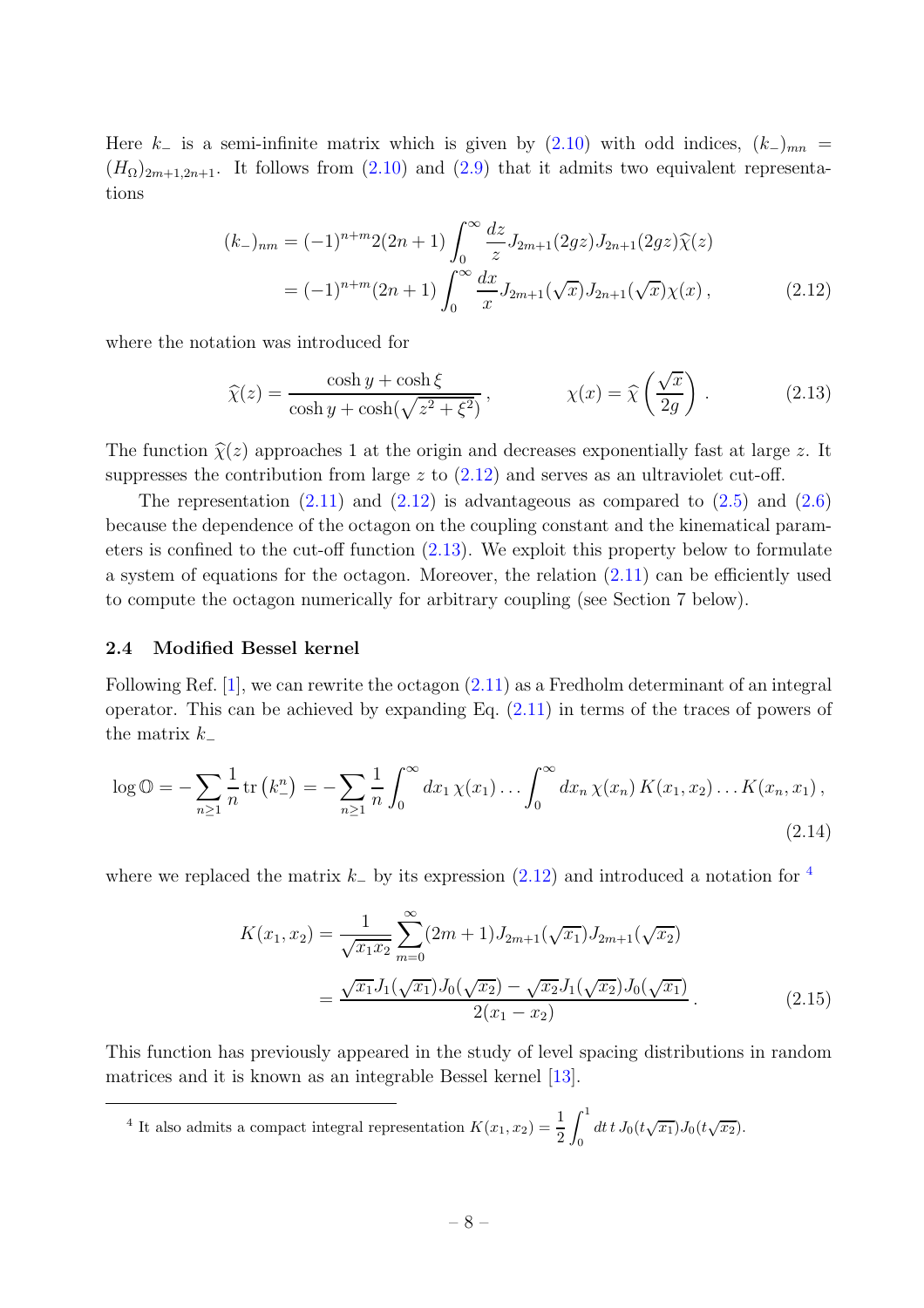Here $k_-$ is a semi-infinite matrix which is given by (2.10) with odd indices, $(k_-)_{mn} = (H_\Omega)_{2m+1,2n+1}$. It follows from (2.10) and (2.9) that it admits two equivalent representations

$$
\begin{aligned}
(k_-)_{nm} &= (-1)^{n+m} 2(2n+1) \int_0^\infty \frac{dz}{z} J_{2m+1}(2gz) J_{2n+1}(2gz) \widehat{\chi}(z) \\
&= (-1)^{n+m} (2n+1) \int_0^\infty \frac{dx}{x} J_{2m+1}(\sqrt{x}) J_{2n+1}(\sqrt{x}) \chi(x)\,,
\end{aligned}
\tag{2.12}
$$

where the notation was introduced for

$$
\widehat{\chi}(z) = \frac{\cosh y + \cosh \xi}{\cosh y + \cosh(\sqrt{z^2+\xi^2})}\,, \qquad\qquad \chi(x) = \widehat{\chi}\left(\frac{\sqrt{x}}{2g}\right). \tag{2.13}
$$

The function $\widehat{\chi}(z)$ approaches 1 at the origin and decreases exponentially fast at large $z$. It suppresses the contribution from large $z$ to (2.12) and serves as an ultraviolet cut-off.

The representation (2.11) and (2.12) is advantageous as compared to (2.5) and (2.6) because the dependence of the octagon on the coupling constant and the kinematical parameters is confined to the cut-off function (2.13). We exploit this property below to formulate a system of equations for the octagon. Moreover, the relation (2.11) can be efficiently used to compute the octagon numerically for arbitrary coupling (see Section 7 below).

### 2.4 Modified Bessel kernel

Following Ref. [1], we can rewrite the octagon (2.11) as a Fredholm determinant of an integral operator. This can be achieved by expanding Eq. (2.11) in terms of the traces of powers of the matrix $k_-$

$$
\log \mathbb{O} = -\sum_{n\geq 1} \frac{1}{n} \operatorname{tr}\left(k_-^n\right) = -\sum_{n\geq 1} \frac{1}{n} \int_0^\infty dx_1\, \chi(x_1) \dots \int_0^\infty dx_n\, \chi(x_n)\, K(x_1,x_2)\dots K(x_n,x_1)\,,
\tag{2.14}
$$

where we replaced the matrix $k_-$ by its expression (2.12) and introduced a notation for [4]

$$
\begin{aligned}
K(x_1,x_2) &= \frac{1}{\sqrt{x_1 x_2}} \sum_{m=0}^\infty (2m+1) J_{2m+1}(\sqrt{x_1}) J_{2m+1}(\sqrt{x_2}) \\
&= \frac{\sqrt{x_1} J_1(\sqrt{x_1}) J_0(\sqrt{x_2}) - \sqrt{x_2} J_1(\sqrt{x_2}) J_0(\sqrt{x_1})}{2(x_1 - x_2)}\,.
\end{aligned}
\tag{2.15}
$$

This function has previously appeared in the study of level spacing distributions in random matrices and it is known as an integrable Bessel kernel [13].

[4] It also admits a compact integral representation $K(x_1,x_2) = \dfrac{1}{2}\displaystyle\int_0^1 dt\, t\, J_0(t\sqrt{x_1}) J_0(t\sqrt{x_2})$.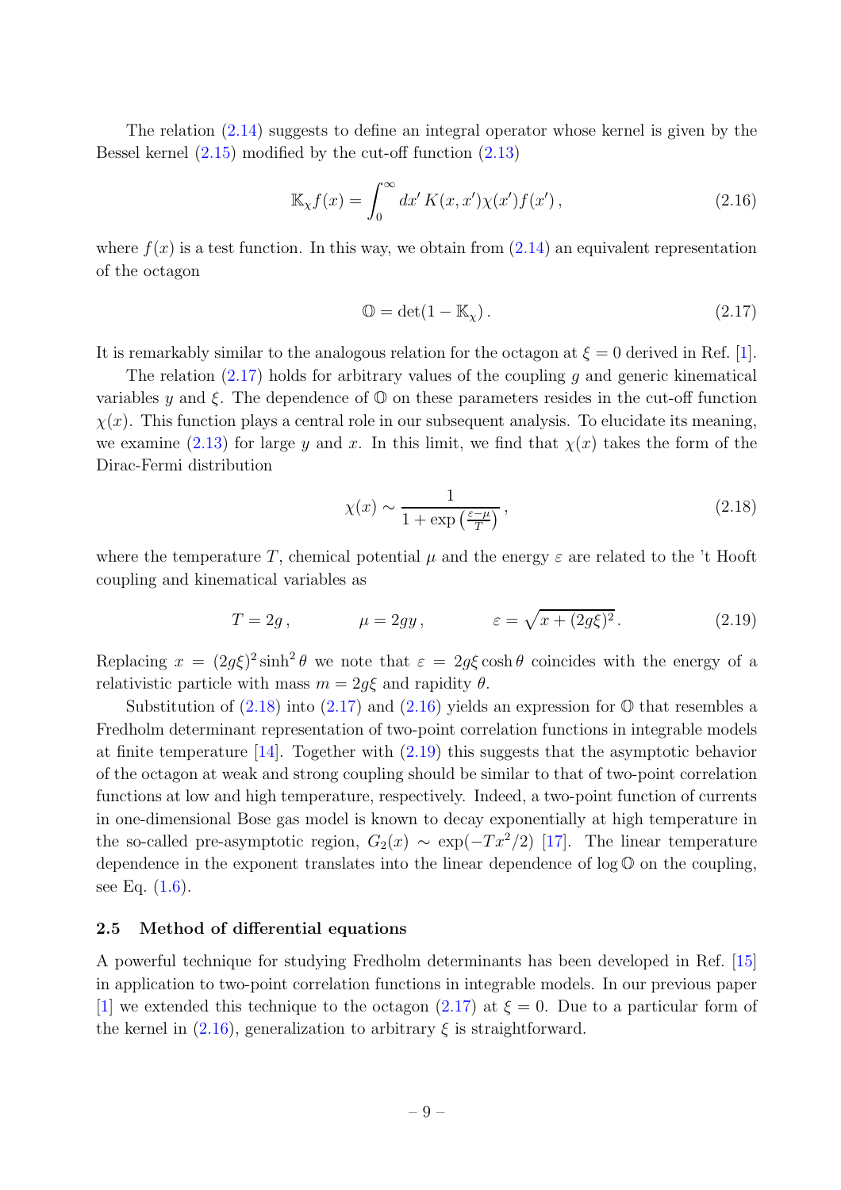The relation (2.14) suggests to define an integral operator whose kernel is given by the Bessel kernel (2.15) modified by the cut-off function (2.13)

$$\mathbb{K}_\chi f(x) = \int_0^\infty dx'\, K(x,x')\chi(x')f(x')\,, \tag{2.16}$$

where $f(x)$ is a test function. In this way, we obtain from (2.14) an equivalent representation of the octagon

$$\mathbb{O} = \det(1 - \mathbb{K}_\chi)\,. \tag{2.17}$$

It is remarkably similar to the analogous relation for the octagon at $\xi = 0$ derived in Ref. [1].

The relation (2.17) holds for arbitrary values of the coupling $g$ and generic kinematical variables $y$ and $\xi$. The dependence of $\mathbb{O}$ on these parameters resides in the cut-off function $\chi(x)$. This function plays a central role in our subsequent analysis. To elucidate its meaning, we examine (2.13) for large $y$ and $x$. In this limit, we find that $\chi(x)$ takes the form of the Dirac-Fermi distribution

$$\chi(x) \sim \frac{1}{1+\exp\left(\frac{\varepsilon-\mu}{T}\right)}\,, \tag{2.18}$$

where the temperature $T$, chemical potential $\mu$ and the energy $\varepsilon$ are related to the 't Hooft coupling and kinematical variables as

$$T = 2g\,, \qquad \mu = 2gy\,, \qquad \varepsilon = \sqrt{x + (2g\xi)^2}\,. \tag{2.19}$$

Replacing $x = (2g\xi)^2 \sinh^2\theta$ we note that $\varepsilon = 2g\xi\cosh\theta$ coincides with the energy of a relativistic particle with mass $m = 2g\xi$ and rapidity $\theta$.

Substitution of (2.18) into (2.17) and (2.16) yields an expression for $\mathbb{O}$ that resembles a Fredholm determinant representation of two-point correlation functions in integrable models at finite temperature [14]. Together with (2.19) this suggests that the asymptotic behavior of the octagon at weak and strong coupling should be similar to that of two-point correlation functions at low and high temperature, respectively. Indeed, a two-point function of currents in one-dimensional Bose gas model is known to decay exponentially at high temperature in the so-called pre-asymptotic region, $G_2(x) \sim \exp(-Tx^2/2)$ [17]. The linear temperature dependence in the exponent translates into the linear dependence of $\log\mathbb{O}$ on the coupling, see Eq. (1.6).

### 2.5 Method of differential equations

A powerful technique for studying Fredholm determinants has been developed in Ref. [15] in application to two-point correlation functions in integrable models. In our previous paper [1] we extended this technique to the octagon (2.17) at $\xi = 0$. Due to a particular form of the kernel in (2.16), generalization to arbitrary $\xi$ is straightforward.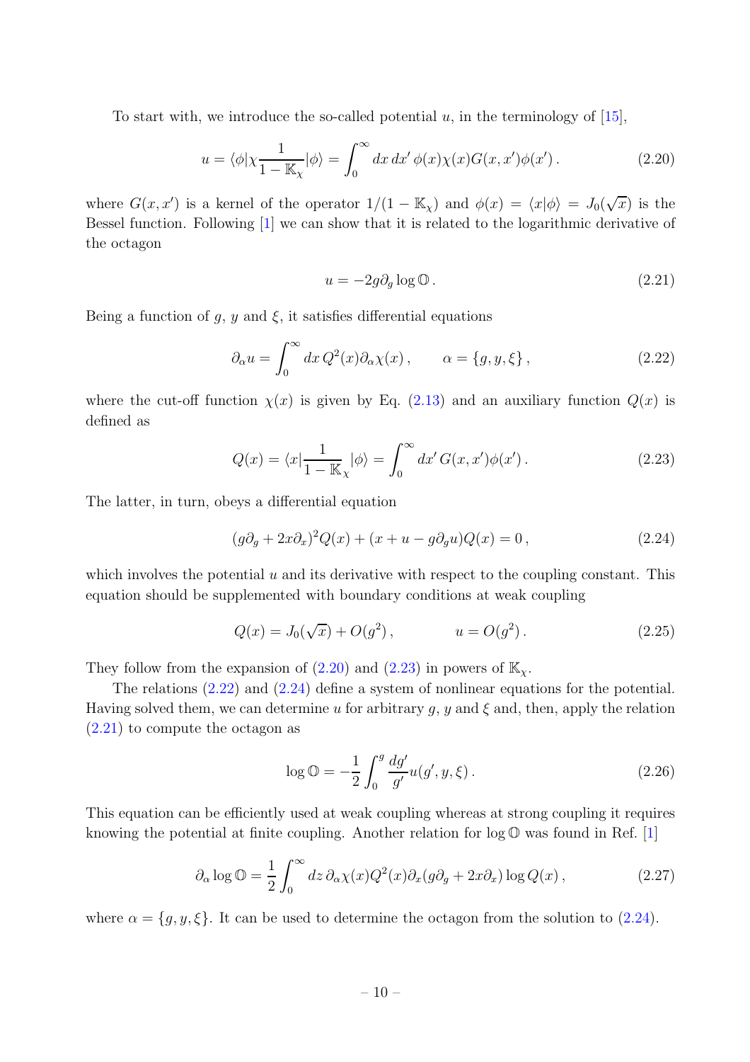To start with, we introduce the so-called potential $u$, in the terminology of [15],

$$u = \langle\phi|\chi\frac{1}{1-\mathbb{K}_\chi}|\phi\rangle = \int_0^\infty dx\, dx'\, \phi(x)\chi(x)G(x,x')\phi(x')\,. \tag{2.20}$$

where $G(x,x')$ is a kernel of the operator $1/(1-\mathbb{K}_\chi)$ and $\phi(x) = \langle x|\phi\rangle = J_0(\sqrt{x})$ is the Bessel function. Following [1] we can show that it is related to the logarithmic derivative of the octagon

$$u = -2g\partial_g \log \mathbb{O}\,. \tag{2.21}$$

Being a function of $g$, $y$ and $\xi$, it satisfies differential equations

$$\partial_\alpha u = \int_0^\infty dx\, Q^2(x)\partial_\alpha\chi(x)\,, \qquad \alpha = \{g, y, \xi\}\,, \tag{2.22}$$

where the cut-off function $\chi(x)$ is given by Eq. (2.13) and an auxiliary function $Q(x)$ is defined as

$$Q(x) = \langle x|\frac{1}{1-\mathbb{K}_\chi}|\phi\rangle = \int_0^\infty dx'\, G(x,x')\phi(x')\,. \tag{2.23}$$

The latter, in turn, obeys a differential equation

$$(g\partial_g + 2x\partial_x)^2 Q(x) + (x + u - g\partial_g u)Q(x) = 0\,, \tag{2.24}$$

which involves the potential $u$ and its derivative with respect to the coupling constant. This equation should be supplemented with boundary conditions at weak coupling

$$Q(x) = J_0(\sqrt{x}) + O(g^2)\,, \qquad\qquad u = O(g^2)\,. \tag{2.25}$$

They follow from the expansion of (2.20) and (2.23) in powers of $\mathbb{K}_\chi$.

The relations (2.22) and (2.24) define a system of nonlinear equations for the potential. Having solved them, we can determine $u$ for arbitrary $g$, $y$ and $\xi$ and, then, apply the relation (2.21) to compute the octagon as

$$\log \mathbb{O} = -\frac{1}{2}\int_0^g \frac{dg'}{g'} u(g', y, \xi)\,. \tag{2.26}$$

This equation can be efficiently used at weak coupling whereas at strong coupling it requires knowing the potential at finite coupling. Another relation for $\log \mathbb{O}$ was found in Ref. [1]

$$\partial_\alpha \log \mathbb{O} = \frac{1}{2}\int_0^\infty dz\, \partial_\alpha\chi(x)Q^2(x)\partial_x(g\partial_g + 2x\partial_x)\log Q(x)\,, \tag{2.27}$$

where $\alpha = \{g, y, \xi\}$. It can be used to determine the octagon from the solution to (2.24).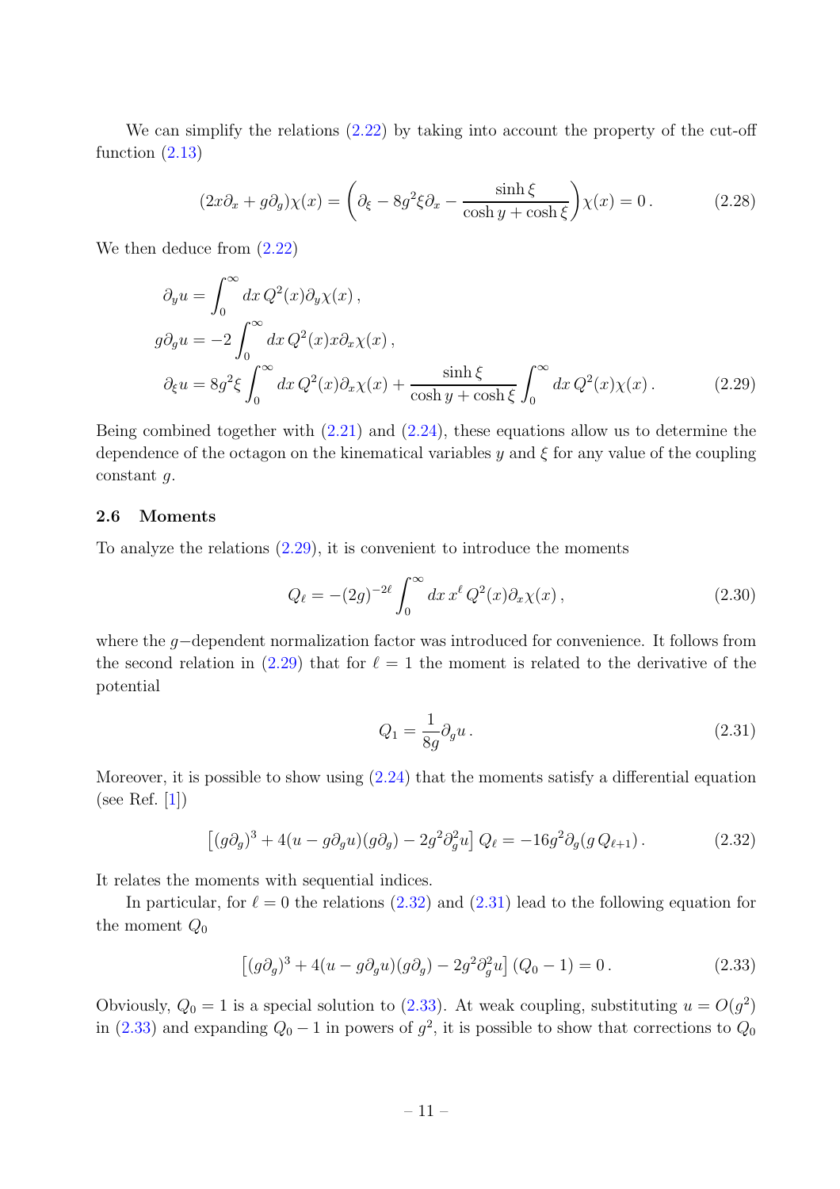We can simplify the relations (2.22) by taking into account the property of the cut-off function (2.13)

$$
(2x\partial_x + g\partial_g)\chi(x) = \left(\partial_\xi - 8g^2\xi\partial_x - \frac{\sinh\xi}{\cosh y + \cosh\xi}\right)\chi(x) = 0\,. \tag{2.28}
$$

We then deduce from (2.22)

$$
\begin{aligned}
\partial_y u &= \int_0^\infty dx\, Q^2(x)\partial_y\chi(x)\,,\\
g\partial_g u &= -2\int_0^\infty dx\, Q^2(x)x\partial_x\chi(x)\,,\\
\partial_\xi u &= 8g^2\xi\int_0^\infty dx\, Q^2(x)\partial_x\chi(x) + \frac{\sinh\xi}{\cosh y + \cosh\xi}\int_0^\infty dx\, Q^2(x)\chi(x)\,.
\end{aligned} \tag{2.29}
$$

Being combined together with (2.21) and (2.24), these equations allow us to determine the dependence of the octagon on the kinematical variables $y$ and $\xi$ for any value of the coupling constant $g$.

### 2.6 Moments

To analyze the relations (2.29), it is convenient to introduce the moments

$$
Q_\ell = -(2g)^{-2\ell}\int_0^\infty dx\, x^\ell\, Q^2(x)\partial_x\chi(x)\,, \tag{2.30}
$$

where the $g-$dependent normalization factor was introduced for convenience. It follows from the second relation in (2.29) that for $\ell = 1$ the moment is related to the derivative of the potential

$$
Q_1 = \frac{1}{8g}\partial_g u\,. \tag{2.31}
$$

Moreover, it is possible to show using (2.24) that the moments satisfy a differential equation (see Ref. [1])

$$
\left[(g\partial_g)^3 + 4(u - g\partial_g u)(g\partial_g) - 2g^2\partial_g^2 u\right] Q_\ell = -16g^2\partial_g(g\, Q_{\ell+1})\,. \tag{2.32}
$$

It relates the moments with sequential indices.

In particular, for $\ell = 0$ the relations (2.32) and (2.31) lead to the following equation for the moment $Q_0$

$$
\left[(g\partial_g)^3 + 4(u - g\partial_g u)(g\partial_g) - 2g^2\partial_g^2 u\right](Q_0 - 1) = 0\,. \tag{2.33}
$$

Obviously, $Q_0 = 1$ is a special solution to (2.33). At weak coupling, substituting $u = O(g^2)$ in (2.33) and expanding $Q_0 - 1$ in powers of $g^2$, it is possible to show that corrections to $Q_0$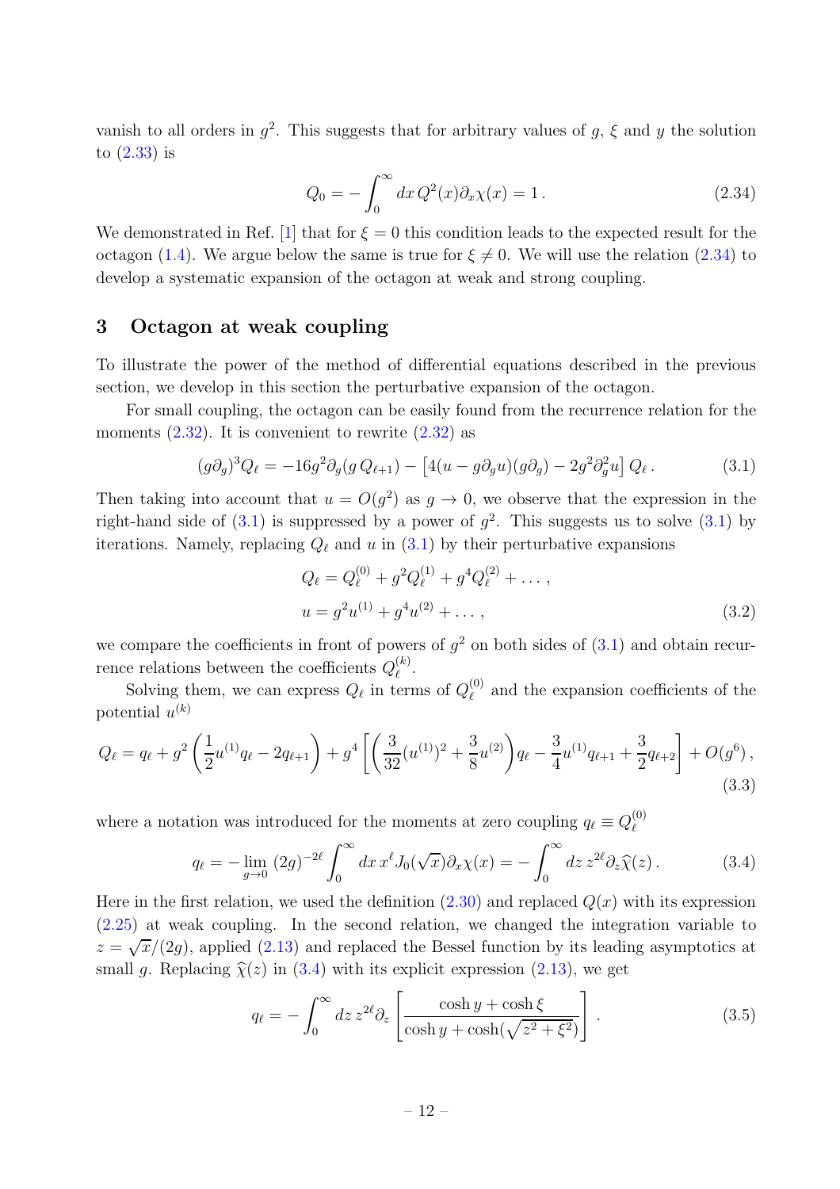vanish to all orders in $g^2$. This suggests that for arbitrary values of $g$, $\xi$ and $y$ the solution to (2.33) is

$$Q_0 = -\int_0^\infty dx\, Q^2(x)\partial_x\chi(x) = 1\,. \tag{2.34}$$

We demonstrated in Ref. [1] that for $\xi = 0$ this condition leads to the expected result for the octagon (1.4). We argue below the same is true for $\xi \neq 0$. We will use the relation (2.34) to develop a systematic expansion of the octagon at weak and strong coupling.

## 3 Octagon at weak coupling

To illustrate the power of the method of differential equations described in the previous section, we develop in this section the perturbative expansion of the octagon.

For small coupling, the octagon can be easily found from the recurrence relation for the moments (2.32). It is convenient to rewrite (2.32) as

$$(g\partial_g)^3 Q_\ell = -16g^2\partial_g(g\, Q_{\ell+1}) - \left[4(u - g\partial_g u)(g\partial_g) - 2g^2\partial_g^2 u\right] Q_\ell\,. \tag{3.1}$$

Then taking into account that $u = O(g^2)$ as $g \to 0$, we observe that the expression in the right-hand side of (3.1) is suppressed by a power of $g^2$. This suggests us to solve (3.1) by iterations. Namely, replacing $Q_\ell$ and $u$ in (3.1) by their perturbative expansions

$$\begin{aligned}
Q_\ell &= Q_\ell^{(0)} + g^2 Q_\ell^{(1)} + g^4 Q_\ell^{(2)} + \dots\,,\\
u &= g^2 u^{(1)} + g^4 u^{(2)} + \dots\,,
\end{aligned} \tag{3.2}$$

we compare the coefficients in front of powers of $g^2$ on both sides of (3.1) and obtain recurrence relations between the coefficients $Q_\ell^{(k)}$.

Solving them, we can express $Q_\ell$ in terms of $Q_\ell^{(0)}$ and the expansion coefficients of the potential $u^{(k)}$

$$Q_\ell = q_\ell + g^2\left(\frac{1}{2}u^{(1)}q_\ell - 2q_{\ell+1}\right) + g^4\left[\left(\frac{3}{32}(u^{(1)})^2 + \frac{3}{8}u^{(2)}\right)q_\ell - \frac{3}{4}u^{(1)}q_{\ell+1} + \frac{3}{2}q_{\ell+2}\right] + O(g^6)\,, \tag{3.3}$$

where a notation was introduced for the moments at zero coupling $q_\ell \equiv Q_\ell^{(0)}$

$$q_\ell = -\lim_{g\to 0}(2g)^{-2\ell}\int_0^\infty dx\, x^\ell J_0(\sqrt{x})\partial_x\chi(x) = -\int_0^\infty dz\, z^{2\ell}\partial_z\widehat{\chi}(z)\,. \tag{3.4}$$

Here in the first relation, we used the definition (2.30) and replaced $Q(x)$ with its expression (2.25) at weak coupling. In the second relation, we changed the integration variable to $z = \sqrt{x}/(2g)$, applied (2.13) and replaced the Bessel function by its leading asymptotics at small $g$. Replacing $\widehat{\chi}(z)$ in (3.4) with its explicit expression (2.13), we get

$$q_\ell = -\int_0^\infty dz\, z^{2\ell}\partial_z\left[\frac{\cosh y + \cosh\xi}{\cosh y + \cosh(\sqrt{z^2+\xi^2})}\right]\,. \tag{3.5}$$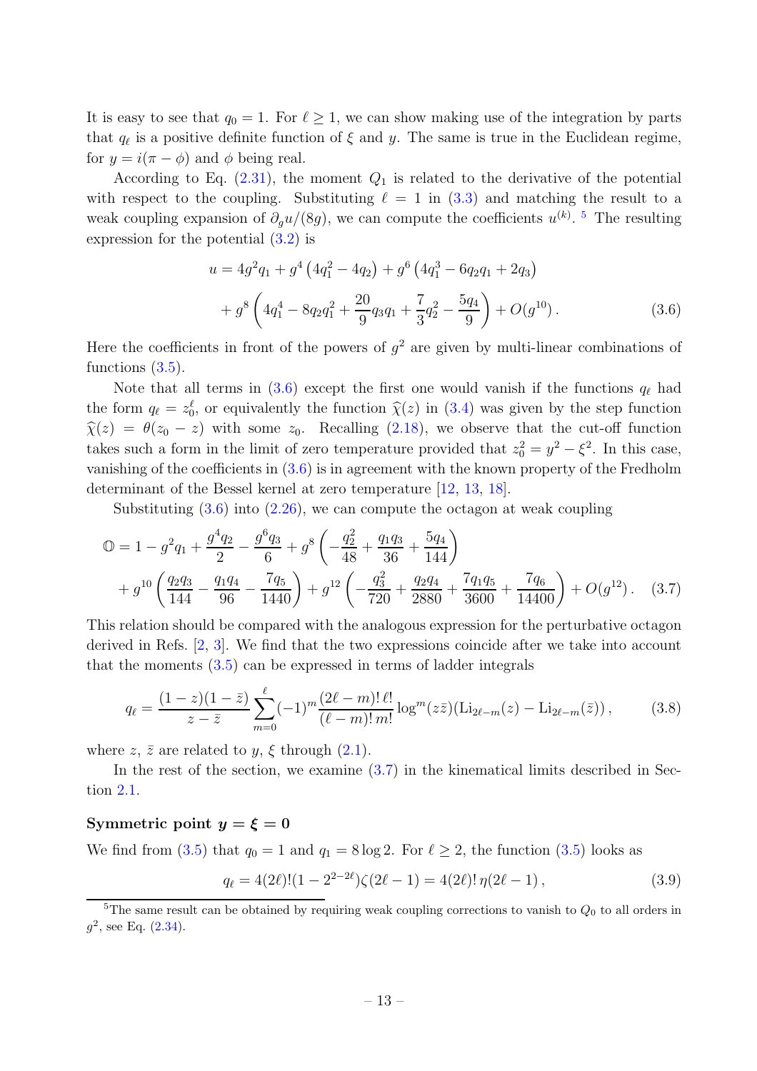It is easy to see that $q_0 = 1$. For $\ell \geq 1$, we can show making use of the integration by parts that $q_\ell$ is a positive definite function of $\xi$ and $y$. The same is true in the Euclidean regime, for $y = i(\pi - \phi)$ and $\phi$ being real.

According to Eq. (2.31), the moment $Q_1$ is related to the derivative of the potential with respect to the coupling. Substituting $\ell = 1$ in (3.3) and matching the result to a weak coupling expansion of $\partial_g u/(8g)$, we can compute the coefficients $u^{(k)}$. [5] The resulting expression for the potential (3.2) is

$$
\begin{aligned}
u = &\, 4g^2 q_1 + g^4 \left(4q_1^2 - 4q_2\right) + g^6 \left(4q_1^3 - 6q_2 q_1 + 2q_3\right) \\
&+ g^8 \left(4q_1^4 - 8q_2 q_1^2 + \frac{20}{9} q_3 q_1 + \frac{7}{3} q_2^2 - \frac{5q_4}{9}\right) + O(g^{10})\,.
\end{aligned}
\tag{3.6}
$$

Here the coefficients in front of the powers of $g^2$ are given by multi-linear combinations of functions (3.5).

Note that all terms in (3.6) except the first one would vanish if the functions $q_\ell$ had the form $q_\ell = z_0^\ell$, or equivalently the function $\widehat{\chi}(z)$ in (3.4) was given by the step function $\widehat{\chi}(z) = \theta(z_0 - z)$ with some $z_0$. Recalling (2.18), we observe that the cut-off function takes such a form in the limit of zero temperature provided that $z_0^2 = y^2 - \xi^2$. In this case, vanishing of the coefficients in (3.6) is in agreement with the known property of the Fredholm determinant of the Bessel kernel at zero temperature [12, 13, 18].

Substituting (3.6) into (2.26), we can compute the octagon at weak coupling

$$
\begin{aligned}
\mathbb{O} = &\, 1 - g^2 q_1 + \frac{g^4 q_2}{2} - \frac{g^6 q_3}{6} + g^8 \left(-\frac{q_2^2}{48} + \frac{q_1 q_3}{36} + \frac{5q_4}{144}\right) \\
&+ g^{10} \left(\frac{q_2 q_3}{144} - \frac{q_1 q_4}{96} - \frac{7q_5}{1440}\right) + g^{12} \left(-\frac{q_3^2}{720} + \frac{q_2 q_4}{2880} + \frac{7 q_1 q_5}{3600} + \frac{7 q_6}{14400}\right) + O(g^{12})\,.
\end{aligned}
\tag{3.7}
$$

This relation should be compared with the analogous expression for the perturbative octagon derived in Refs. [2, 3]. We find that the two expressions coincide after we take into account that the moments (3.5) can be expressed in terms of ladder integrals

$$
q_\ell = \frac{(1-z)(1-\bar{z})}{z - \bar{z}} \sum_{m=0}^{\ell} (-1)^m \frac{(2\ell - m)!\, \ell!}{(\ell - m)!\, m!} \log^m(z\bar{z}) (\mathrm{Li}_{2\ell - m}(z) - \mathrm{Li}_{2\ell - m}(\bar{z}))\,,
\tag{3.8}
$$

where $z$, $\bar{z}$ are related to $y$, $\xi$ through (2.1).

In the rest of the section, we examine (3.7) in the kinematical limits described in Section 2.1.

**Symmetric point $y = \xi = 0$**

We find from (3.5) that $q_0 = 1$ and $q_1 = 8 \log 2$. For $\ell \geq 2$, the function (3.5) looks as

$$
q_\ell = 4(2\ell)!(1 - 2^{2-2\ell})\zeta(2\ell - 1) = 4(2\ell)!\, \eta(2\ell - 1)\,,
\tag{3.9}
$$

[5] The same result can be obtained by requiring weak coupling corrections to vanish to $Q_0$ to all orders in $g^2$, see Eq. (2.34).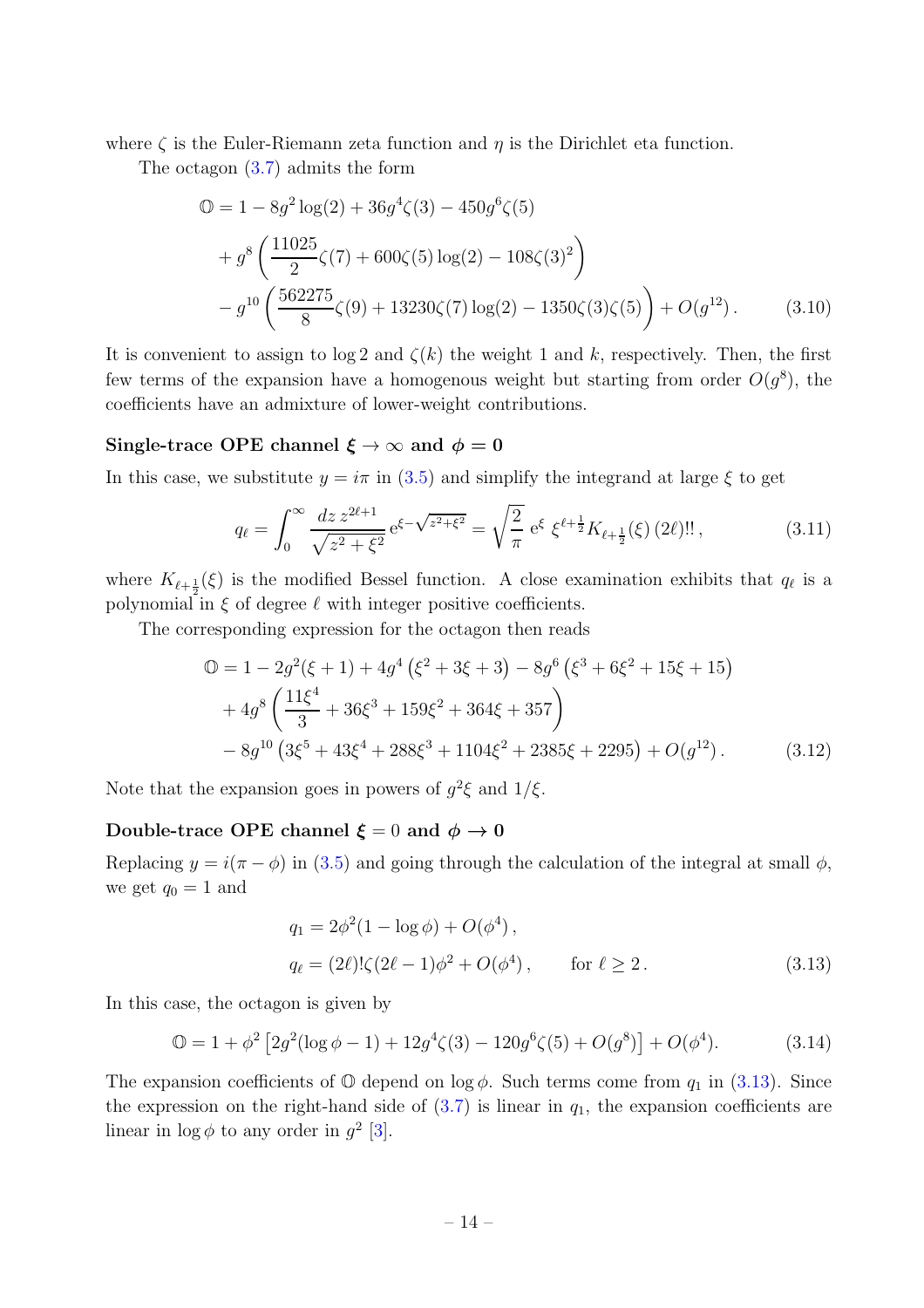where $\zeta$ is the Euler-Riemann zeta function and $\eta$ is the Dirichlet eta function.

The octagon (3.7) admits the form

$$
\begin{aligned}
\mathbb{O} &= 1 - 8g^2\log(2) + 36g^4\zeta(3) - 450g^6\zeta(5) \\
&+ g^8\left(\frac{11025}{2}\zeta(7) + 600\zeta(5)\log(2) - 108\zeta(3)^2\right) \\
&- g^{10}\left(\frac{562275}{8}\zeta(9) + 13230\zeta(7)\log(2) - 1350\zeta(3)\zeta(5)\right) + O(g^{12})\,.
\end{aligned}
\tag{3.10}
$$

It is convenient to assign to $\log 2$ and $\zeta(k)$ the weight 1 and $k$, respectively. Then, the first few terms of the expansion have a homogenous weight but starting from order $O(g^8)$, the coefficients have an admixture of lower-weight contributions.

**Single-trace OPE channel $\boldsymbol{\xi \to \infty}$ and $\boldsymbol{\phi = 0}$**

In this case, we substitute $y = i\pi$ in (3.5) and simplify the integrand at large $\xi$ to get

$$
q_\ell = \int_0^\infty \frac{dz\, z^{2\ell+1}}{\sqrt{z^2+\xi^2}}\, \mathrm{e}^{\xi - \sqrt{z^2+\xi^2}} = \sqrt{\frac{2}{\pi}}\, \mathrm{e}^{\xi}\, \xi^{\ell+\frac{1}{2}} K_{\ell+\frac{1}{2}}(\xi)\, (2\ell)!!\,,
\tag{3.11}
$$

where $K_{\ell+\frac{1}{2}}(\xi)$ is the modified Bessel function. A close examination exhibits that $q_\ell$ is a polynomial in $\xi$ of degree $\ell$ with integer positive coefficients.

The corresponding expression for the octagon then reads

$$
\begin{aligned}
\mathbb{O} &= 1 - 2g^2(\xi+1) + 4g^4\left(\xi^2+3\xi+3\right) - 8g^6\left(\xi^3+6\xi^2+15\xi+15\right) \\
&+ 4g^8\left(\frac{11\xi^4}{3} + 36\xi^3 + 159\xi^2 + 364\xi + 357\right) \\
&- 8g^{10}\left(3\xi^5 + 43\xi^4 + 288\xi^3 + 1104\xi^2 + 2385\xi + 2295\right) + O(g^{12})\,.
\end{aligned}
\tag{3.12}
$$

Note that the expansion goes in powers of $g^2\xi$ and $1/\xi$.

**Double-trace OPE channel $\boldsymbol{\xi = 0}$ and $\boldsymbol{\phi \to 0}$**

Replacing $y = i(\pi - \phi)$ in (3.5) and going through the calculation of the integral at small $\phi$, we get $q_0 = 1$ and

$$
\begin{aligned}
q_1 &= 2\phi^2(1 - \log\phi) + O(\phi^4)\,, \\
q_\ell &= (2\ell)!\zeta(2\ell-1)\phi^2 + O(\phi^4)\,, \qquad \text{for } \ell \geq 2\,.
\end{aligned}
\tag{3.13}
$$

In this case, the octagon is given by

$$
\mathbb{O} = 1 + \phi^2\left[2g^2(\log\phi - 1) + 12g^4\zeta(3) - 120g^6\zeta(5) + O(g^8)\right] + O(\phi^4).
\tag{3.14}
$$

The expansion coefficients of $\mathbb{O}$ depend on $\log\phi$. Such terms come from $q_1$ in (3.13). Since the expression on the right-hand side of (3.7) is linear in $q_1$, the expansion coefficients are linear in $\log\phi$ to any order in $g^2$ [3].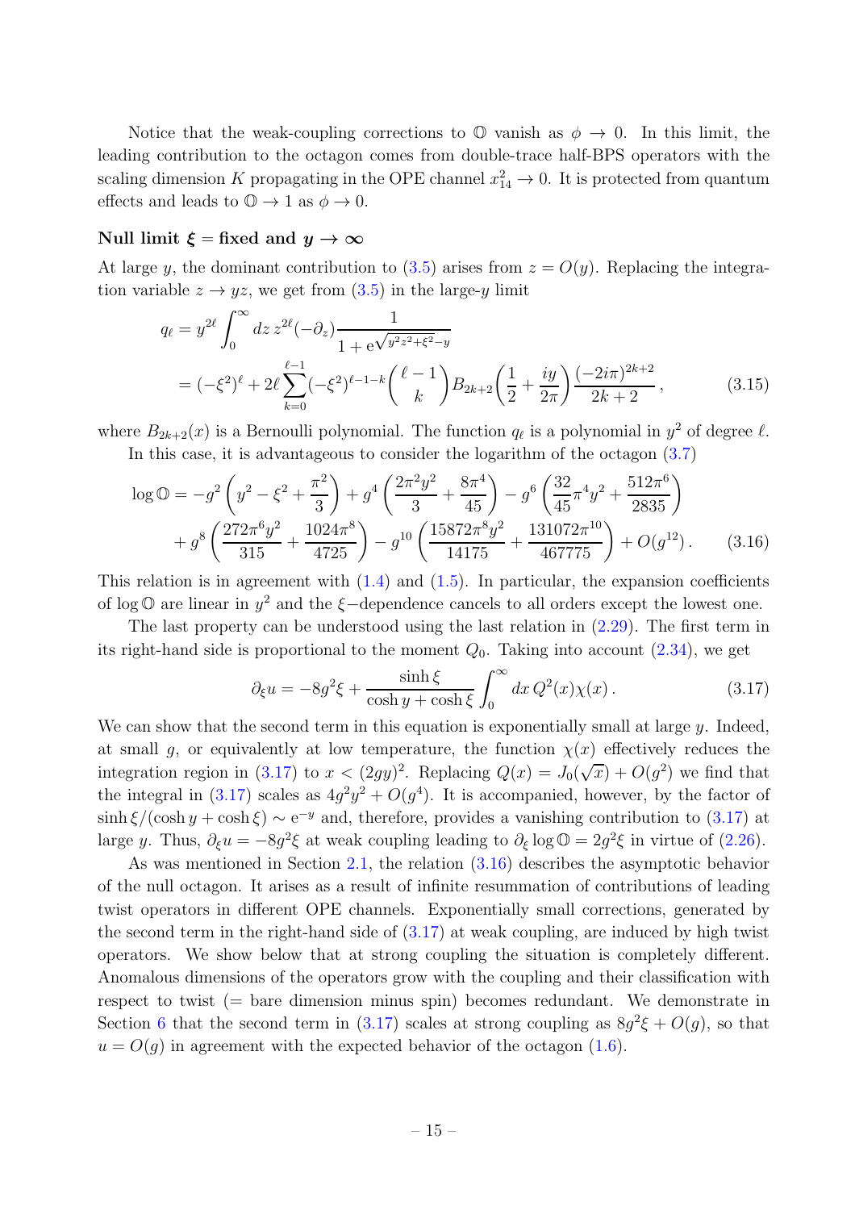Notice that the weak-coupling corrections to $\mathbb{O}$ vanish as $\phi \to 0$. In this limit, the leading contribution to the octagon comes from double-trace half-BPS operators with the scaling dimension $K$ propagating in the OPE channel $x_{14}^2 \to 0$. It is protected from quantum effects and leads to $\mathbb{O} \to 1$ as $\phi \to 0$.

### Null limit $\xi$ = fixed and $y \to \infty$

At large $y$, the dominant contribution to (3.5) arises from $z = O(y)$. Replacing the integration variable $z \to yz$, we get from (3.5) in the large-$y$ limit

$$
\begin{aligned}
q_\ell &= y^{2\ell} \int_0^\infty dz\, z^{2\ell} (-\partial_z) \frac{1}{1 + \mathrm{e}^{\sqrt{y^2 z^2 + \xi^2} - y}} \\
&= (-\xi^2)^\ell + 2\ell \sum_{k=0}^{\ell-1} (-\xi^2)^{\ell-1-k} \binom{\ell-1}{k} B_{2k+2}\left(\frac{1}{2} + \frac{iy}{2\pi}\right) \frac{(-2i\pi)^{2k+2}}{2k+2}\,,
\end{aligned}
\tag{3.15}
$$

where $B_{2k+2}(x)$ is a Bernoulli polynomial. The function $q_\ell$ is a polynomial in $y^2$ of degree $\ell$.

In this case, it is advantageous to consider the logarithm of the octagon (3.7)

$$
\begin{aligned}
\log \mathbb{O} = &-g^2 \left(y^2 - \xi^2 + \frac{\pi^2}{3}\right) + g^4 \left(\frac{2\pi^2 y^2}{3} + \frac{8\pi^4}{45}\right) - g^6 \left(\frac{32}{45}\pi^4 y^2 + \frac{512\pi^6}{2835}\right) \\
&+ g^8 \left(\frac{272\pi^6 y^2}{315} + \frac{1024\pi^8}{4725}\right) - g^{10} \left(\frac{15872\pi^8 y^2}{14175} + \frac{131072\pi^{10}}{467775}\right) + O(g^{12})\,.
\end{aligned}
\tag{3.16}
$$

This relation is in agreement with (1.4) and (1.5). In particular, the expansion coefficients of $\log \mathbb{O}$ are linear in $y^2$ and the $\xi-$dependence cancels to all orders except the lowest one.

The last property can be understood using the last relation in (2.29). The first term in its right-hand side is proportional to the moment $Q_0$. Taking into account (2.34), we get

$$
\partial_\xi u = -8g^2 \xi + \frac{\sinh \xi}{\cosh y + \cosh \xi} \int_0^\infty dx\, Q^2(x) \chi(x)\,.
\tag{3.17}
$$

We can show that the second term in this equation is exponentially small at large $y$. Indeed, at small $g$, or equivalently at low temperature, the function $\chi(x)$ effectively reduces the integration region in (3.17) to $x < (2gy)^2$. Replacing $Q(x) = J_0(\sqrt{x}) + O(g^2)$ we find that the integral in (3.17) scales as $4g^2 y^2 + O(g^4)$. It is accompanied, however, by the factor of $\sinh \xi / (\cosh y + \cosh \xi) \sim \mathrm{e}^{-y}$ and, therefore, provides a vanishing contribution to (3.17) at large $y$. Thus, $\partial_\xi u = -8g^2 \xi$ at weak coupling leading to $\partial_\xi \log \mathbb{O} = 2g^2 \xi$ in virtue of (2.26).

As was mentioned in Section 2.1, the relation (3.16) describes the asymptotic behavior of the null octagon. It arises as a result of infinite resummation of contributions of leading twist operators in different OPE channels. Exponentially small corrections, generated by the second term in the right-hand side of (3.17) at weak coupling, are induced by high twist operators. We show below that at strong coupling the situation is completely different. Anomalous dimensions of the operators grow with the coupling and their classification with respect to twist (= bare dimension minus spin) becomes redundant. We demonstrate in Section 6 that the second term in (3.17) scales at strong coupling as $8g^2 \xi + O(g)$, so that $u = O(g)$ in agreement with the expected behavior of the octagon (1.6).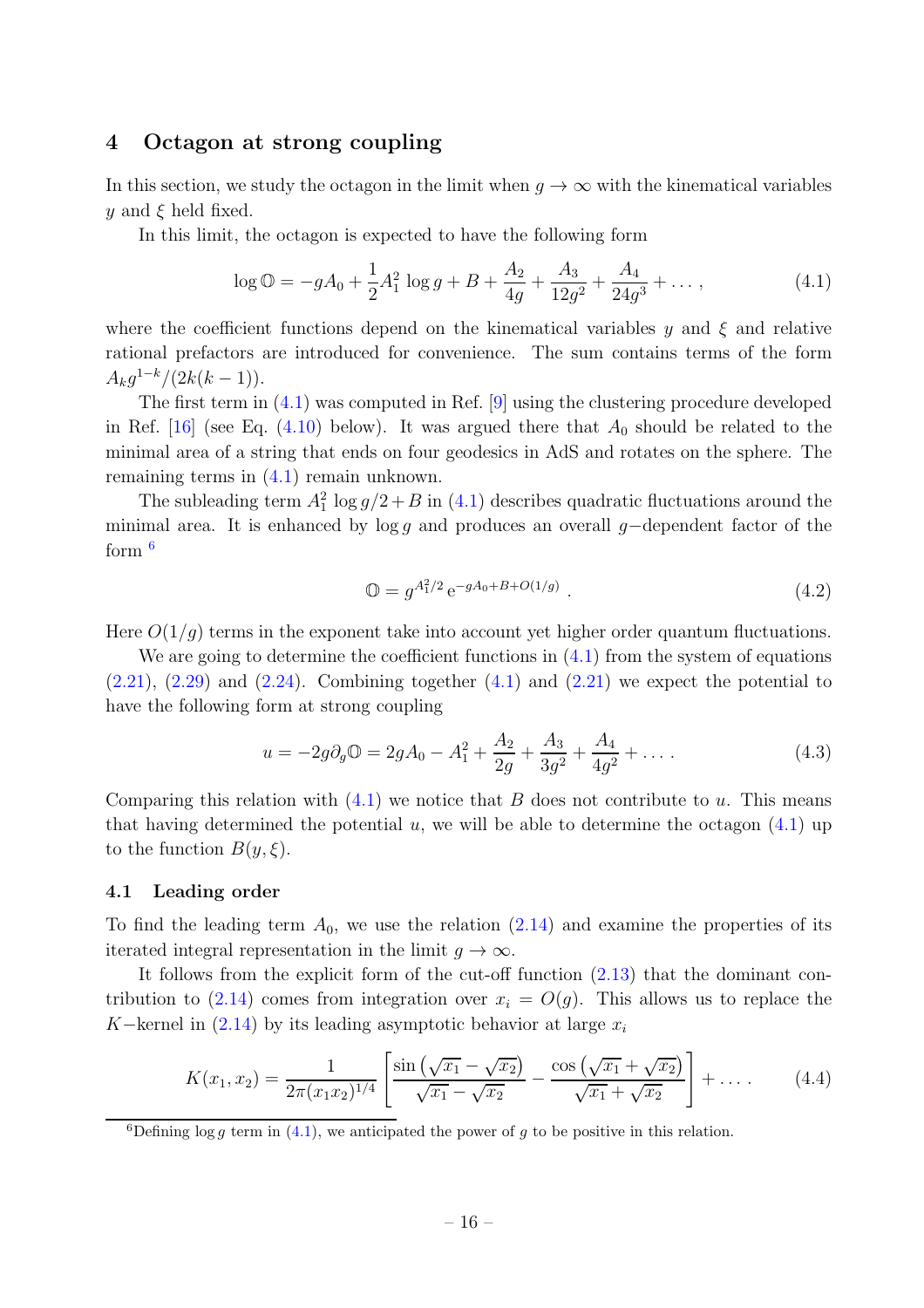# 4 Octagon at strong coupling

In this section, we study the octagon in the limit when $g \to \infty$ with the kinematical variables $y$ and $\xi$ held fixed.

In this limit, the octagon is expected to have the following form

$$\log \mathbb{O} = -gA_0 + \frac{1}{2}A_1^2 \log g + B + \frac{A_2}{4g} + \frac{A_3}{12g^2} + \frac{A_4}{24g^3} + \dots, \tag{4.1}$$

where the coefficient functions depend on the kinematical variables $y$ and $\xi$ and relative rational prefactors are introduced for convenience. The sum contains terms of the form $A_k g^{1-k}/(2k(k-1))$.

The first term in (4.1) was computed in Ref. [9] using the clustering procedure developed in Ref. [16] (see Eq. (4.10) below). It was argued there that $A_0$ should be related to the minimal area of a string that ends on four geodesics in AdS and rotates on the sphere. The remaining terms in (4.1) remain unknown.

The subleading term $A_1^2 \log g/2 + B$ in (4.1) describes quadratic fluctuations around the minimal area. It is enhanced by $\log g$ and produces an overall $g-$dependent factor of the form [6]

$$\mathbb{O} = g^{A_1^2/2}\, \mathrm{e}^{-gA_0 + B + O(1/g)}\,. \tag{4.2}$$

Here $O(1/g)$ terms in the exponent take into account yet higher order quantum fluctuations.

We are going to determine the coefficient functions in (4.1) from the system of equations (2.21), (2.29) and (2.24). Combining together (4.1) and (2.21) we expect the potential to have the following form at strong coupling

$$u = -2g\partial_g \mathbb{O} = 2gA_0 - A_1^2 + \frac{A_2}{2g} + \frac{A_3}{3g^2} + \frac{A_4}{4g^2} + \dots. \tag{4.3}$$

Comparing this relation with (4.1) we notice that $B$ does not contribute to $u$. This means that having determined the potential $u$, we will be able to determine the octagon (4.1) up to the function $B(y, \xi)$.

## 4.1 Leading order

To find the leading term $A_0$, we use the relation (2.14) and examine the properties of its iterated integral representation in the limit $g \to \infty$.

It follows from the explicit form of the cut-off function (2.13) that the dominant contribution to (2.14) comes from integration over $x_i = O(g)$. This allows us to replace the $K-$kernel in (2.14) by its leading asymptotic behavior at large $x_i$

$$K(x_1, x_2) = \frac{1}{2\pi(x_1x_2)^{1/4}}\left[\frac{\sin\left(\sqrt{x_1} - \sqrt{x_2}\right)}{\sqrt{x_1} - \sqrt{x_2}} - \frac{\cos\left(\sqrt{x_1} + \sqrt{x_2}\right)}{\sqrt{x_1} + \sqrt{x_2}}\right] + \dots. \tag{4.4}$$

[6] Defining $\log g$ term in (4.1), we anticipated the power of $g$ to be positive in this relation.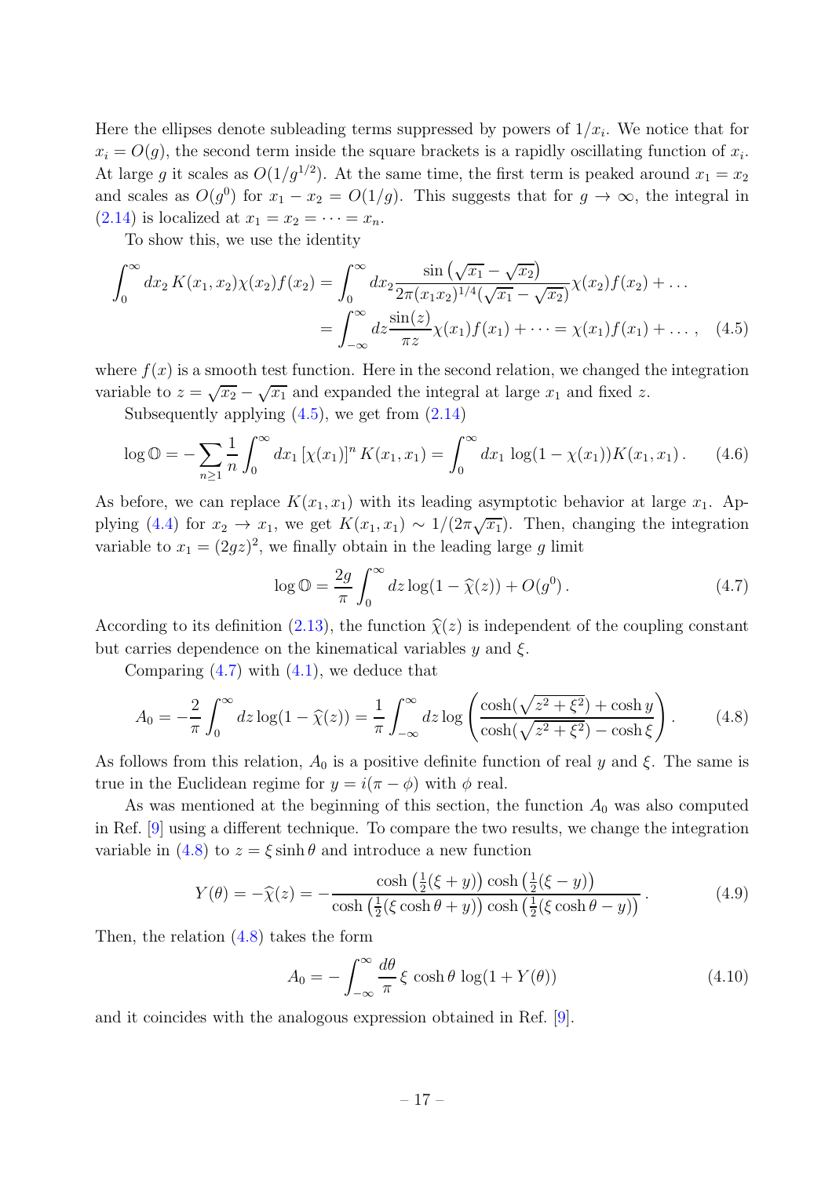Here the ellipses denote subleading terms suppressed by powers of $1/x_i$. We notice that for $x_i = O(g)$, the second term inside the square brackets is a rapidly oscillating function of $x_i$. At large $g$ it scales as $O(1/g^{1/2})$. At the same time, the first term is peaked around $x_1 = x_2$ and scales as $O(g^0)$ for $x_1 - x_2 = O(1/g)$. This suggests that for $g \to \infty$, the integral in (2.14) is localized at $x_1 = x_2 = \cdots = x_n$.

To show this, we use the identity

$$
\begin{aligned}
\int_0^\infty dx_2\, K(x_1, x_2)\chi(x_2) f(x_2) &= \int_0^\infty dx_2 \frac{\sin\left(\sqrt{x_1} - \sqrt{x_2}\right)}{2\pi (x_1 x_2)^{1/4}(\sqrt{x_1} - \sqrt{x_2})}\chi(x_2) f(x_2) + \dots \\
&= \int_{-\infty}^\infty dz \frac{\sin(z)}{\pi z}\chi(x_1) f(x_1) + \cdots = \chi(x_1) f(x_1) + \dots\,, \quad (4.5)
\end{aligned}
$$

where $f(x)$ is a smooth test function. Here in the second relation, we changed the integration variable to $z = \sqrt{x_2} - \sqrt{x_1}$ and expanded the integral at large $x_1$ and fixed $z$.

Subsequently applying (4.5), we get from (2.14)

$$
\log \mathbb{O} = -\sum_{n\geq 1} \frac{1}{n} \int_0^\infty dx_1 \left[\chi(x_1)\right]^n K(x_1, x_1) = \int_0^\infty dx_1\, \log(1 - \chi(x_1)) K(x_1, x_1)\,. \quad (4.6)
$$

As before, we can replace $K(x_1, x_1)$ with its leading asymptotic behavior at large $x_1$. Applying (4.4) for $x_2 \to x_1$, we get $K(x_1, x_1) \sim 1/(2\pi\sqrt{x_1})$. Then, changing the integration variable to $x_1 = (2gz)^2$, we finally obtain in the leading large $g$ limit

$$
\log \mathbb{O} = \frac{2g}{\pi} \int_0^\infty dz \log(1 - \widehat{\chi}(z)) + O(g^0)\,. \quad (4.7)
$$

According to its definition (2.13), the function $\widehat{\chi}(z)$ is independent of the coupling constant but carries dependence on the kinematical variables $y$ and $\xi$.

Comparing (4.7) with (4.1), we deduce that

$$
A_0 = -\frac{2}{\pi} \int_0^\infty dz \log(1 - \widehat{\chi}(z)) = \frac{1}{\pi} \int_{-\infty}^\infty dz \log\left(\frac{\cosh(\sqrt{z^2 + \xi^2}) + \cosh y}{\cosh(\sqrt{z^2 + \xi^2}) - \cosh \xi}\right). \quad (4.8)
$$

As follows from this relation, $A_0$ is a positive definite function of real $y$ and $\xi$. The same is true in the Euclidean regime for $y = i(\pi - \phi)$ with $\phi$ real.

As was mentioned at the beginning of this section, the function $A_0$ was also computed in Ref. [9] using a different technique. To compare the two results, we change the integration variable in (4.8) to $z = \xi \sinh\theta$ and introduce a new function

$$
Y(\theta) = -\widehat{\chi}(z) = -\frac{\cosh\left(\frac{1}{2}(\xi + y)\right)\cosh\left(\frac{1}{2}(\xi - y)\right)}{\cosh\left(\frac{1}{2}(\xi\cosh\theta + y)\right)\cosh\left(\frac{1}{2}(\xi\cosh\theta - y)\right)}\,. \quad (4.9)
$$

Then, the relation (4.8) takes the form

$$
A_0 = -\int_{-\infty}^\infty \frac{d\theta}{\pi}\, \xi\, \cosh\theta\, \log(1 + Y(\theta)) \quad (4.10)
$$

and it coincides with the analogous expression obtained in Ref. [9].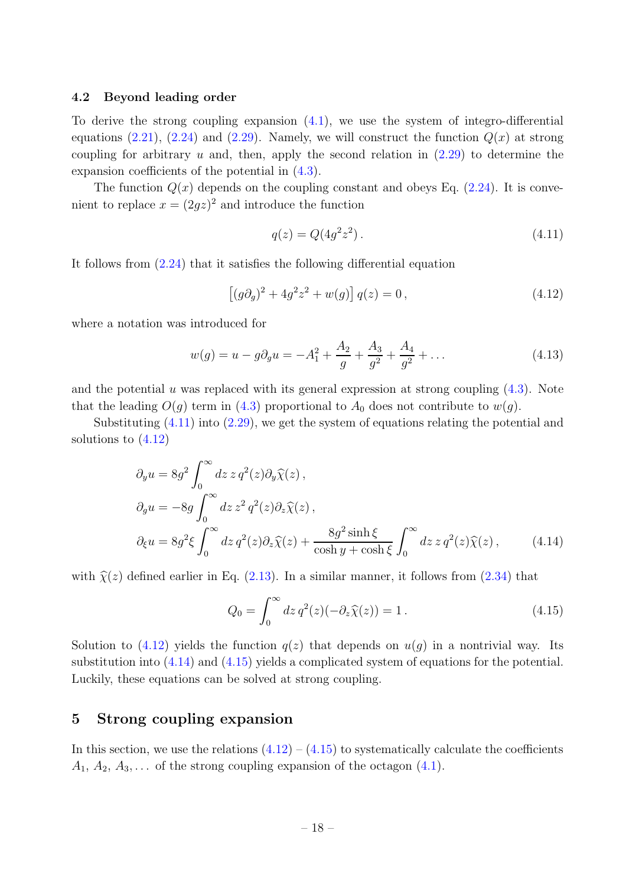### 4.2 Beyond leading order

To derive the strong coupling expansion (4.1), we use the system of integro-differential equations (2.21), (2.24) and (2.29). Namely, we will construct the function $Q(x)$ at strong coupling for arbitrary $u$ and, then, apply the second relation in (2.29) to determine the expansion coefficients of the potential in (4.3).

The function $Q(x)$ depends on the coupling constant and obeys Eq. (2.24). It is convenient to replace $x = (2gz)^2$ and introduce the function

$$q(z) = Q(4g^2z^2)\,. \tag{4.11}$$

It follows from (2.24) that it satisfies the following differential equation

$$\left[(g\partial_g)^2 + 4g^2z^2 + w(g)\right] q(z) = 0\,, \tag{4.12}$$

where a notation was introduced for

$$w(g) = u - g\partial_g u = -A_1^2 + \frac{A_2}{g} + \frac{A_3}{g^2} + \frac{A_4}{g^2} + \dots \tag{4.13}$$

and the potential $u$ was replaced with its general expression at strong coupling (4.3). Note that the leading $O(g)$ term in (4.3) proportional to $A_0$ does not contribute to $w(g)$.

Substituting (4.11) into (2.29), we get the system of equations relating the potential and solutions to (4.12)

$$\begin{aligned}
\partial_y u &= 8g^2 \int_0^\infty dz\, z\, q^2(z) \partial_y \widehat{\chi}(z)\,, \\
\partial_g u &= -8g \int_0^\infty dz\, z^2\, q^2(z) \partial_z \widehat{\chi}(z)\,, \\
\partial_\xi u &= 8g^2\xi \int_0^\infty dz\, q^2(z) \partial_z \widehat{\chi}(z) + \frac{8g^2 \sinh\xi}{\cosh y + \cosh\xi} \int_0^\infty dz\, z\, q^2(z) \widehat{\chi}(z)\,,
\end{aligned} \tag{4.14}$$

with $\widehat{\chi}(z)$ defined earlier in Eq. (2.13). In a similar manner, it follows from (2.34) that

$$Q_0 = \int_0^\infty dz\, q^2(z)(-\partial_z \widehat{\chi}(z)) = 1\,. \tag{4.15}$$

Solution to (4.12) yields the function $q(z)$ that depends on $u(g)$ in a nontrivial way. Its substitution into (4.14) and (4.15) yields a complicated system of equations for the potential. Luckily, these equations can be solved at strong coupling.

## 5 Strong coupling expansion

In this section, we use the relations (4.12) – (4.15) to systematically calculate the coefficients $A_1$, $A_2$, $A_3, \dots$ of the strong coupling expansion of the octagon (4.1).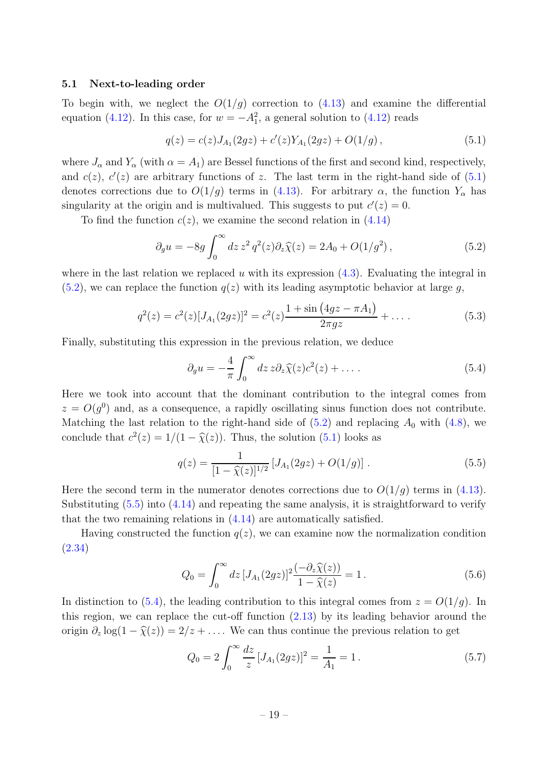### 5.1 Next-to-leading order

To begin with, we neglect the $O(1/g)$ correction to (4.13) and examine the differential equation (4.12). In this case, for $w = -A_1^2$, a general solution to (4.12) reads

$$q(z) = c(z) J_{A_1}(2gz) + c'(z) Y_{A_1}(2gz) + O(1/g)\,, \tag{5.1}$$

where $J_\alpha$ and $Y_\alpha$ (with $\alpha = A_1$) are Bessel functions of the first and second kind, respectively, and $c(z)$, $c'(z)$ are arbitrary functions of $z$. The last term in the right-hand side of (5.1) denotes corrections due to $O(1/g)$ terms in (4.13). For arbitrary $\alpha$, the function $Y_\alpha$ has singularity at the origin and is multivalued. This suggests to put $c'(z) = 0$.

To find the function $c(z)$, we examine the second relation in (4.14)

$$\partial_g u = -8g \int_0^\infty dz\, z^2\, q^2(z) \partial_z \widehat{\chi}(z) = 2A_0 + O(1/g^2)\,, \tag{5.2}$$

where in the last relation we replaced $u$ with its expression (4.3). Evaluating the integral in (5.2), we can replace the function $q(z)$ with its leading asymptotic behavior at large $g$,

$$q^2(z) = c^2(z) [J_{A_1}(2gz)]^2 = c^2(z) \frac{1 + \sin\left(4gz - \pi A_1\right)}{2\pi g z} + \dots\,. \tag{5.3}$$

Finally, substituting this expression in the previous relation, we deduce

$$\partial_g u = -\frac{4}{\pi} \int_0^\infty dz\, z \partial_z \widehat{\chi}(z) c^2(z) + \dots\,. \tag{5.4}$$

Here we took into account that the dominant contribution to the integral comes from $z = O(g^0)$ and, as a consequence, a rapidly oscillating sinus function does not contribute. Matching the last relation to the right-hand side of (5.2) and replacing $A_0$ with (4.8), we conclude that $c^2(z) = 1/(1 - \widehat{\chi}(z))$. Thus, the solution (5.1) looks as

$$q(z) = \frac{1}{[1 - \widehat{\chi}(z)]^{1/2}} \left[ J_{A_1}(2gz) + O(1/g) \right]\,. \tag{5.5}$$

Here the second term in the numerator denotes corrections due to $O(1/g)$ terms in (4.13). Substituting (5.5) into (4.14) and repeating the same analysis, it is straightforward to verify that the two remaining relations in (4.14) are automatically satisfied.

Having constructed the function $q(z)$, we can examine now the normalization condition (2.34)

$$Q_0 = \int_0^\infty dz\, [J_{A_1}(2gz)]^2 \frac{(-\partial_z \widehat{\chi}(z))}{1 - \widehat{\chi}(z)} = 1\,. \tag{5.6}$$

In distinction to (5.4), the leading contribution to this integral comes from $z = O(1/g)$. In this region, we can replace the cut-off function (2.13) by its leading behavior around the origin $\partial_z \log(1 - \widehat{\chi}(z)) = 2/z + \dots$. We can thus continue the previous relation to get

$$Q_0 = 2 \int_0^\infty \frac{dz}{z} [J_{A_1}(2gz)]^2 = \frac{1}{A_1} = 1\,. \tag{5.7}$$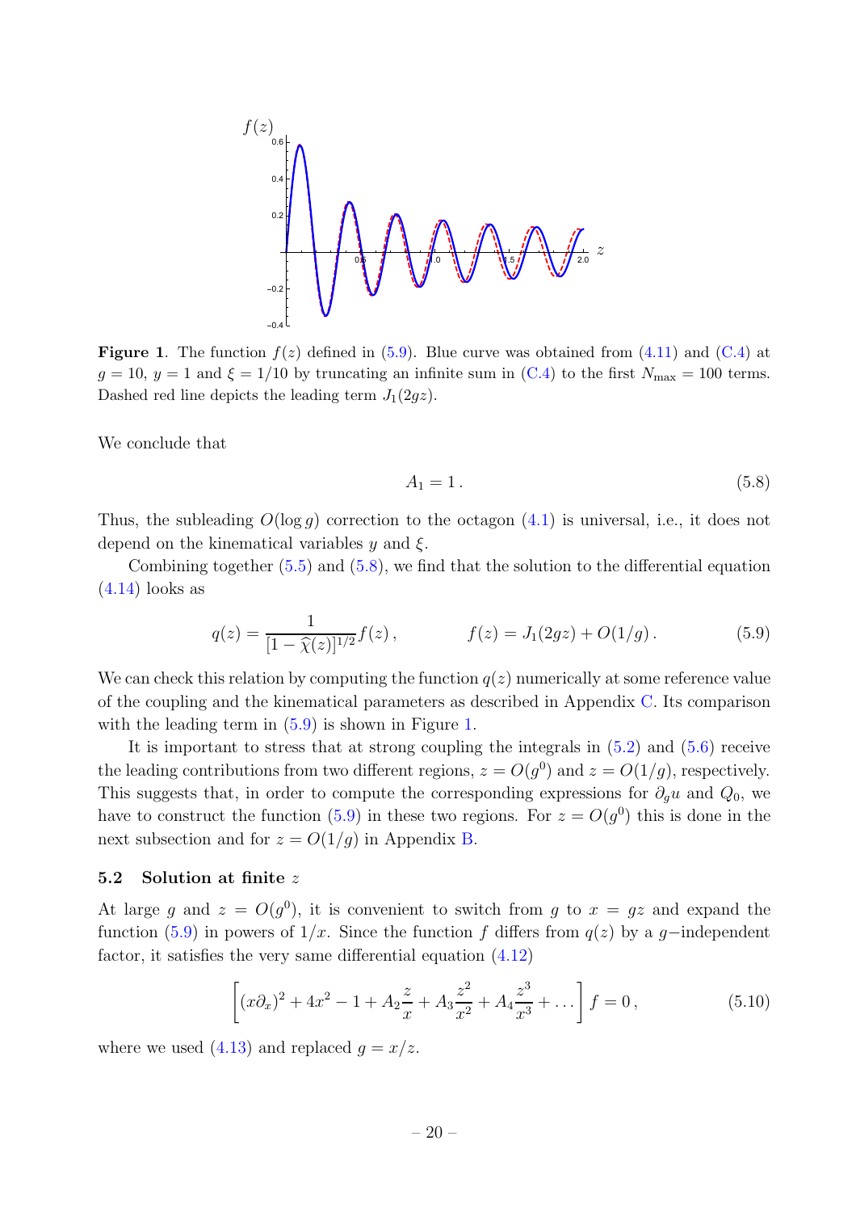f(z)

0.6

0.4

0.2

-0.2

-0.4

0.5

1.0

1.5

2.0

z

**Figure 1**. The function $f(z)$ defined in (5.9). Blue curve was obtained from (4.11) and (C.4) at $g = 10$, $y = 1$ and $\xi = 1/10$ by truncating an infinite sum in (C.4) to the first $N_{\max} = 100$ terms. Dashed red line depicts the leading term $J_1(2gz)$.

We conclude that

$$A_1 = 1 \,. \tag{5.8}$$

Thus, the subleading $O(\log g)$ correction to the octagon (4.1) is universal, i.e., it does not depend on the kinematical variables $y$ and $\xi$.

Combining together (5.5) and (5.8), we find that the solution to the differential equation (4.14) looks as

$$q(z) = \frac{1}{[1 - \widehat{\chi}(z)]^{1/2}} f(z) \,, \qquad\qquad f(z) = J_1(2gz) + O(1/g) \,. \tag{5.9}$$

We can check this relation by computing the function $q(z)$ numerically at some reference value of the coupling and the kinematical parameters as described in Appendix C. Its comparison with the leading term in (5.9) is shown in Figure 1.

It is important to stress that at strong coupling the integrals in (5.2) and (5.6) receive the leading contributions from two different regions, $z = O(g^0)$ and $z = O(1/g)$, respectively. This suggests that, in order to compute the corresponding expressions for $\partial_g u$ and $Q_0$, we have to construct the function (5.9) in these two regions. For $z = O(g^0)$ this is done in the next subsection and for $z = O(1/g)$ in Appendix B.

### 5.2 Solution at finite $z$

At large $g$ and $z = O(g^0)$, it is convenient to switch from $g$ to $x = gz$ and expand the function (5.9) in powers of $1/x$. Since the function $f$ differs from $q(z)$ by a $g-$independent factor, it satisfies the very same differential equation (4.12)

$$\left[ (x\partial_x)^2 + 4x^2 - 1 + A_2 \frac{z}{x} + A_3 \frac{z^2}{x^2} + A_4 \frac{z^3}{x^3} + \dots \right] f = 0 \,, \tag{5.10}$$

where we used (4.13) and replaced $g = x/z$.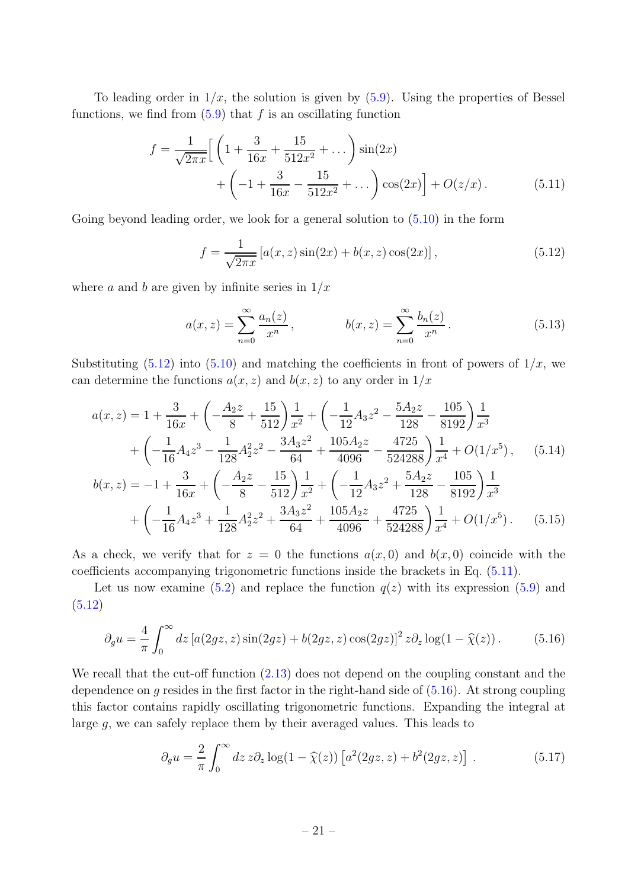To leading order in $1/x$, the solution is given by (5.9). Using the properties of Bessel functions, we find from (5.9) that $f$ is an oscillating function

$$
\begin{aligned}
f = \frac{1}{\sqrt{2\pi x}}\Big[ &\left(1 + \frac{3}{16x} + \frac{15}{512x^2} + \dots\right)\sin(2x) \\
&+ \left(-1 + \frac{3}{16x} - \frac{15}{512x^2} + \dots\right)\cos(2x)\Big] + O(z/x)\,. \qquad (5.11)
\end{aligned}
$$

Going beyond leading order, we look for a general solution to (5.10) in the form

$$
f = \frac{1}{\sqrt{2\pi x}}\left[a(x,z)\sin(2x) + b(x,z)\cos(2x)\right], \qquad (5.12)
$$

where $a$ and $b$ are given by infinite series in $1/x$

$$
a(x,z) = \sum_{n=0}^{\infty}\frac{a_n(z)}{x^n}\,, \qquad\qquad b(x,z) = \sum_{n=0}^{\infty}\frac{b_n(z)}{x^n}\,. \qquad (5.13)
$$

Substituting (5.12) into (5.10) and matching the coefficients in front of powers of $1/x$, we can determine the functions $a(x,z)$ and $b(x,z)$ to any order in $1/x$

$$
\begin{aligned}
a(x,z) &= 1 + \frac{3}{16x} + \left(-\frac{A_2 z}{8} + \frac{15}{512}\right)\frac{1}{x^2} + \left(-\frac{1}{12}A_3 z^2 - \frac{5A_2 z}{128} - \frac{105}{8192}\right)\frac{1}{x^3} \\
&+ \left(-\frac{1}{16}A_4 z^3 - \frac{1}{128}A_2^2 z^2 - \frac{3A_3 z^2}{64} + \frac{105 A_2 z}{4096} - \frac{4725}{524288}\right)\frac{1}{x^4} + O(1/x^5)\,, \qquad (5.14) \\
b(x,z) &= -1 + \frac{3}{16x} + \left(-\frac{A_2 z}{8} - \frac{15}{512}\right)\frac{1}{x^2} + \left(-\frac{1}{12}A_3 z^2 + \frac{5A_2 z}{128} - \frac{105}{8192}\right)\frac{1}{x^3} \\
&+ \left(-\frac{1}{16}A_4 z^3 + \frac{1}{128}A_2^2 z^2 + \frac{3A_3 z^2}{64} + \frac{105 A_2 z}{4096} + \frac{4725}{524288}\right)\frac{1}{x^4} + O(1/x^5)\,. \qquad (5.15)
\end{aligned}
$$

As a check, we verify that for $z = 0$ the functions $a(x,0)$ and $b(x,0)$ coincide with the coefficients accompanying trigonometric functions inside the brackets in Eq. (5.11).

Let us now examine (5.2) and replace the function $q(z)$ with its expression (5.9) and (5.12)

$$
\partial_g u = \frac{4}{\pi}\int_0^\infty dz\left[a(2gz,z)\sin(2gz) + b(2gz,z)\cos(2gz)\right]^2 z\partial_z \log(1-\widehat{\chi}(z))\,. \qquad (5.16)
$$

We recall that the cut-off function (2.13) does not depend on the coupling constant and the dependence on $g$ resides in the first factor in the right-hand side of (5.16). At strong coupling this factor contains rapidly oscillating trigonometric functions. Expanding the integral at large $g$, we can safely replace them by their averaged values. This leads to

$$
\partial_g u = \frac{2}{\pi}\int_0^\infty dz\, z\partial_z \log(1-\widehat{\chi}(z))\left[a^2(2gz,z) + b^2(2gz,z)\right]\,. \qquad (5.17)
$$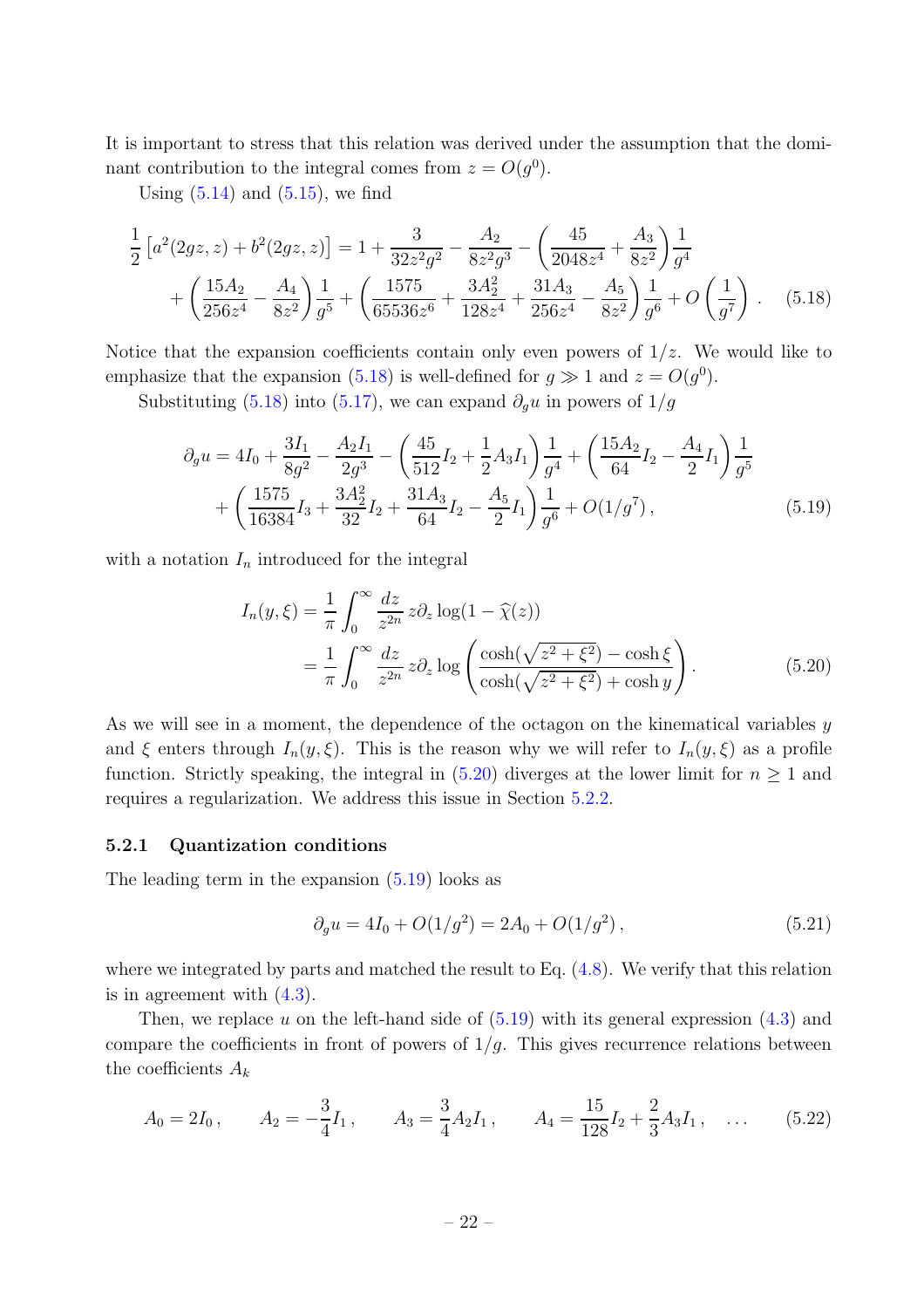It is important to stress that this relation was derived under the assumption that the dominant contribution to the integral comes from $z = O(g^0)$.

Using (5.14) and (5.15), we find

$$
\begin{aligned}
\frac{1}{2}\left[a^2(2gz,z)+b^2(2gz,z)\right] &= 1+\frac{3}{32z^2g^2}-\frac{A_2}{8z^2g^3}-\left(\frac{45}{2048z^4}+\frac{A_3}{8z^2}\right)\frac{1}{g^4} \\
&+\left(\frac{15A_2}{256z^4}-\frac{A_4}{8z^2}\right)\frac{1}{g^5}+\left(\frac{1575}{65536z^6}+\frac{3A_2^2}{128z^4}+\frac{31A_3}{256z^4}-\frac{A_5}{8z^2}\right)\frac{1}{g^6}+O\left(\frac{1}{g^7}\right). \qquad (5.18)
\end{aligned}
$$

Notice that the expansion coefficients contain only even powers of $1/z$. We would like to emphasize that the expansion (5.18) is well-defined for $g \gg 1$ and $z = O(g^0)$.

Substituting (5.18) into (5.17), we can expand $\partial_g u$ in powers of $1/g$

$$
\begin{aligned}
\partial_g u &= 4I_0+\frac{3I_1}{8g^2}-\frac{A_2I_1}{2g^3}-\left(\frac{45}{512}I_2+\frac{1}{2}A_3I_1\right)\frac{1}{g^4}+\left(\frac{15A_2}{64}I_2-\frac{A_4}{2}I_1\right)\frac{1}{g^5} \\
&+\left(\frac{1575}{16384}I_3+\frac{3A_2^2}{32}I_2+\frac{31A_3}{64}I_2-\frac{A_5}{2}I_1\right)\frac{1}{g^6}+O(1/g^7)\,, \qquad (5.19)
\end{aligned}
$$

with a notation $I_n$ introduced for the integral

$$
\begin{aligned}
I_n(y,\xi) &= \frac{1}{\pi}\int_0^\infty \frac{dz}{z^{2n}}\, z\partial_z \log(1-\widehat{\chi}(z)) \\
&= \frac{1}{\pi}\int_0^\infty \frac{dz}{z^{2n}}\, z\partial_z \log\left(\frac{\cosh(\sqrt{z^2+\xi^2})-\cosh\xi}{\cosh(\sqrt{z^2+\xi^2})+\cosh y}\right). \qquad (5.20)
\end{aligned}
$$

As we will see in a moment, the dependence of the octagon on the kinematical variables $y$ and $\xi$ enters through $I_n(y,\xi)$. This is the reason why we will refer to $I_n(y,\xi)$ as a profile function. Strictly speaking, the integral in (5.20) diverges at the lower limit for $n \geq 1$ and requires a regularization. We address this issue in Section 5.2.2.

### 5.2.1 Quantization conditions

The leading term in the expansion (5.19) looks as

$$
\partial_g u = 4I_0 + O(1/g^2) = 2A_0 + O(1/g^2)\,, \qquad (5.21)
$$

where we integrated by parts and matched the result to Eq. (4.8). We verify that this relation is in agreement with (4.3).

Then, we replace $u$ on the left-hand side of (5.19) with its general expression (4.3) and compare the coefficients in front of powers of $1/g$. This gives recurrence relations between the coefficients $A_k$

$$
A_0 = 2I_0\,, \qquad A_2 = -\frac{3}{4}I_1\,, \qquad A_3 = \frac{3}{4}A_2I_1\,, \qquad A_4 = \frac{15}{128}I_2+\frac{2}{3}A_3I_1\,, \quad \ldots \qquad (5.22)
$$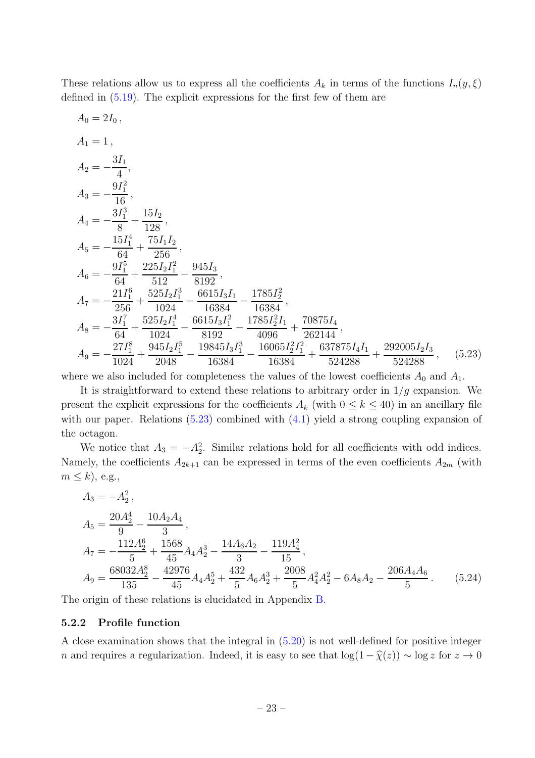These relations allow us to express all the coefficients $A_k$ in terms of the functions $I_n(y, \xi)$ defined in (5.19). The explicit expressions for the first few of them are

$$
\begin{aligned}
A_0 &= 2I_0\,, \\
A_1 &= 1\,, \\
A_2 &= -\frac{3I_1}{4}, \\
A_3 &= -\frac{9I_1^2}{16}\,, \\
A_4 &= -\frac{3I_1^3}{8} + \frac{15I_2}{128}\,, \\
A_5 &= -\frac{15I_1^4}{64} + \frac{75I_1I_2}{256}\,, \\
A_6 &= -\frac{9I_1^5}{64} + \frac{225I_2I_1^2}{512} - \frac{945I_3}{8192}\,, \\
A_7 &= -\frac{21I_1^6}{256} + \frac{525I_2I_1^3}{1024} - \frac{6615I_3I_1}{16384} - \frac{1785I_2^2}{16384}\,, \\
A_8 &= -\frac{3I_1^7}{64} + \frac{525I_2I_1^4}{1024} - \frac{6615I_3I_1^2}{8192} - \frac{1785I_2^2I_1}{4096} + \frac{70875I_4}{262144}\,, \\
A_9 &= -\frac{27I_1^8}{1024} + \frac{945I_2I_1^5}{2048} - \frac{19845I_3I_1^3}{16384} - \frac{16065I_2^2I_1^2}{16384} + \frac{637875I_4I_1}{524288} + \frac{292005I_2I_3}{524288}\,,
\end{aligned}
\tag{5.23}
$$

where we also included for completeness the values of the lowest coefficients $A_0$ and $A_1$.

It is straightforward to extend these relations to arbitrary order in $1/g$ expansion. We present the explicit expressions for the coefficients $A_k$ (with $0 \le k \le 40$) in an ancillary file with our paper. Relations (5.23) combined with (4.1) yield a strong coupling expansion of the octagon.

We notice that $A_3 = -A_2^2$. Similar relations hold for all coefficients with odd indices. Namely, the coefficients $A_{2k+1}$ can be expressed in terms of the even coefficients $A_{2m}$ (with $m \le k$), e.g.,

$$
\begin{aligned}
A_3 &= -A_2^2\,, \\
A_5 &= \frac{20A_2^4}{9} - \frac{10A_2A_4}{3}\,, \\
A_7 &= -\frac{112A_2^6}{5} + \frac{1568}{45}A_4A_2^3 - \frac{14A_6A_2}{3} - \frac{119A_4^2}{15}\,, \\
A_9 &= \frac{68032A_2^8}{135} - \frac{42976}{45}A_4A_2^5 + \frac{432}{5}A_6A_2^3 + \frac{2008}{5}A_4^2A_2^2 - 6A_8A_2 - \frac{206A_4A_6}{5}\,.
\end{aligned}
\tag{5.24}
$$

The origin of these relations is elucidated in Appendix B.

#### 5.2.2 Profile function

A close examination shows that the integral in (5.20) is not well-defined for positive integer $n$ and requires a regularization. Indeed, it is easy to see that $\log(1 - \widehat{\chi}(z)) \sim \log z$ for $z \to 0$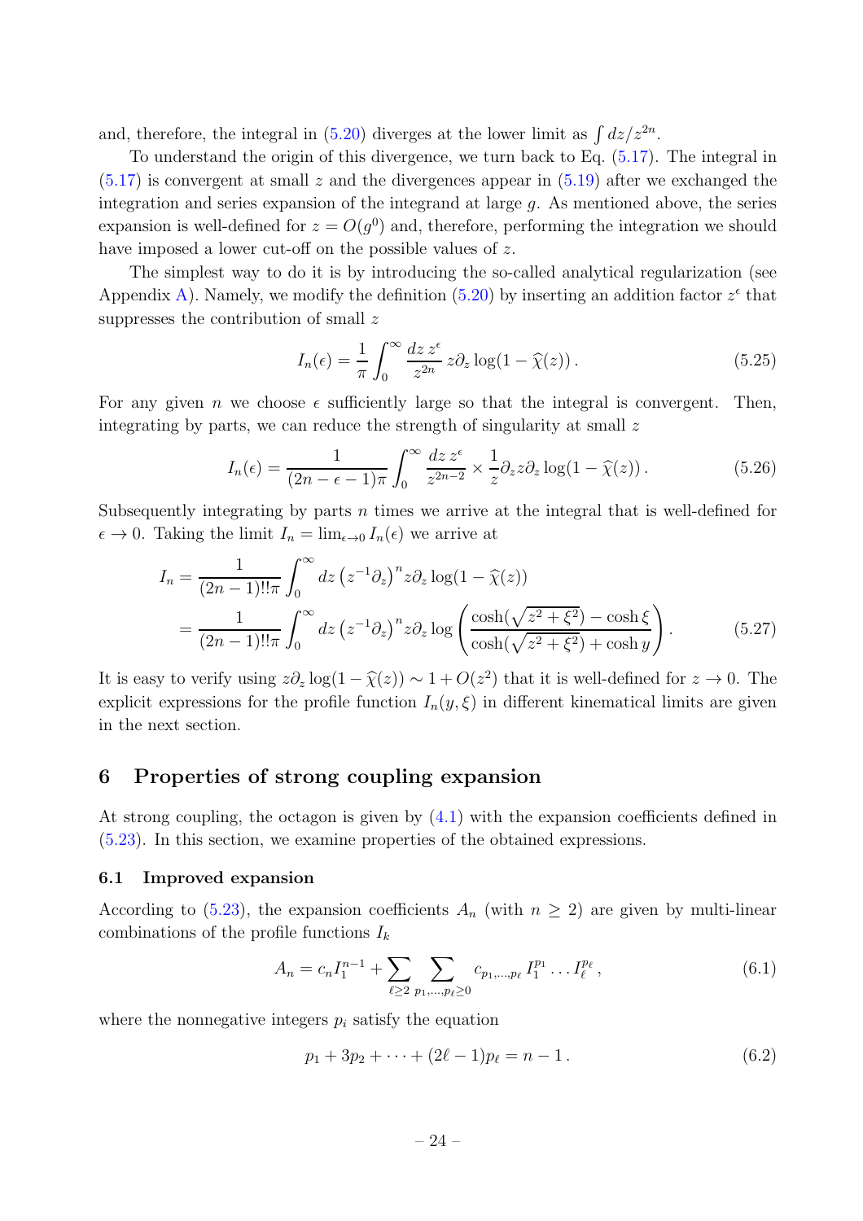and, therefore, the integral in (5.20) diverges at the lower limit as $\int dz/z^{2n}$.

To understand the origin of this divergence, we turn back to Eq. (5.17). The integral in (5.17) is convergent at small $z$ and the divergences appear in (5.19) after we exchanged the integration and series expansion of the integrand at large $g$. As mentioned above, the series expansion is well-defined for $z = O(g^0)$ and, therefore, performing the integration we should have imposed a lower cut-off on the possible values of $z$.

The simplest way to do it is by introducing the so-called analytical regularization (see Appendix A). Namely, we modify the definition (5.20) by inserting an addition factor $z^\epsilon$ that suppresses the contribution of small $z$

$$
I_n(\epsilon) = \frac{1}{\pi} \int_0^\infty \frac{dz\, z^\epsilon}{z^{2n}}\, z\partial_z \log(1 - \widehat{\chi}(z))\,. \tag{5.25}
$$

For any given $n$ we choose $\epsilon$ sufficiently large so that the integral is convergent. Then, integrating by parts, we can reduce the strength of singularity at small $z$

$$
I_n(\epsilon) = \frac{1}{(2n - \epsilon - 1)\pi} \int_0^\infty \frac{dz\, z^\epsilon}{z^{2n-2}} \times \frac{1}{z} \partial_z z\partial_z \log(1 - \widehat{\chi}(z))\,. \tag{5.26}
$$

Subsequently integrating by parts $n$ times we arrive at the integral that is well-defined for $\epsilon \to 0$. Taking the limit $I_n = \lim_{\epsilon\to 0} I_n(\epsilon)$ we arrive at

$$
\begin{aligned}
I_n &= \frac{1}{(2n-1)!!\pi} \int_0^\infty dz \left(z^{-1}\partial_z\right)^n z\partial_z \log(1 - \widehat{\chi}(z)) \\
&= \frac{1}{(2n-1)!!\pi} \int_0^\infty dz \left(z^{-1}\partial_z\right)^n z\partial_z \log\left(\frac{\cosh(\sqrt{z^2+\xi^2}) - \cosh\xi}{\cosh(\sqrt{z^2+\xi^2}) + \cosh y}\right).
\end{aligned} \tag{5.27}
$$

It is easy to verify using $z\partial_z \log(1 - \widehat{\chi}(z)) \sim 1 + O(z^2)$ that it is well-defined for $z \to 0$. The explicit expressions for the profile function $I_n(y, \xi)$ in different kinematical limits are given in the next section.

# 6 Properties of strong coupling expansion

At strong coupling, the octagon is given by (4.1) with the expansion coefficients defined in (5.23). In this section, we examine properties of the obtained expressions.

## 6.1 Improved expansion

According to (5.23), the expansion coefficients $A_n$ (with $n \geq 2$) are given by multi-linear combinations of the profile functions $I_k$

$$
A_n = c_n I_1^{n-1} + \sum_{\ell \geq 2} \sum_{p_1,\dots,p_\ell \geq 0} c_{p_1,\dots,p_\ell}\, I_1^{p_1} \dots I_\ell^{p_\ell}\,, \tag{6.1}
$$

where the nonnegative integers $p_i$ satisfy the equation

$$
p_1 + 3p_2 + \dots + (2\ell - 1)p_\ell = n - 1\,. \tag{6.2}
$$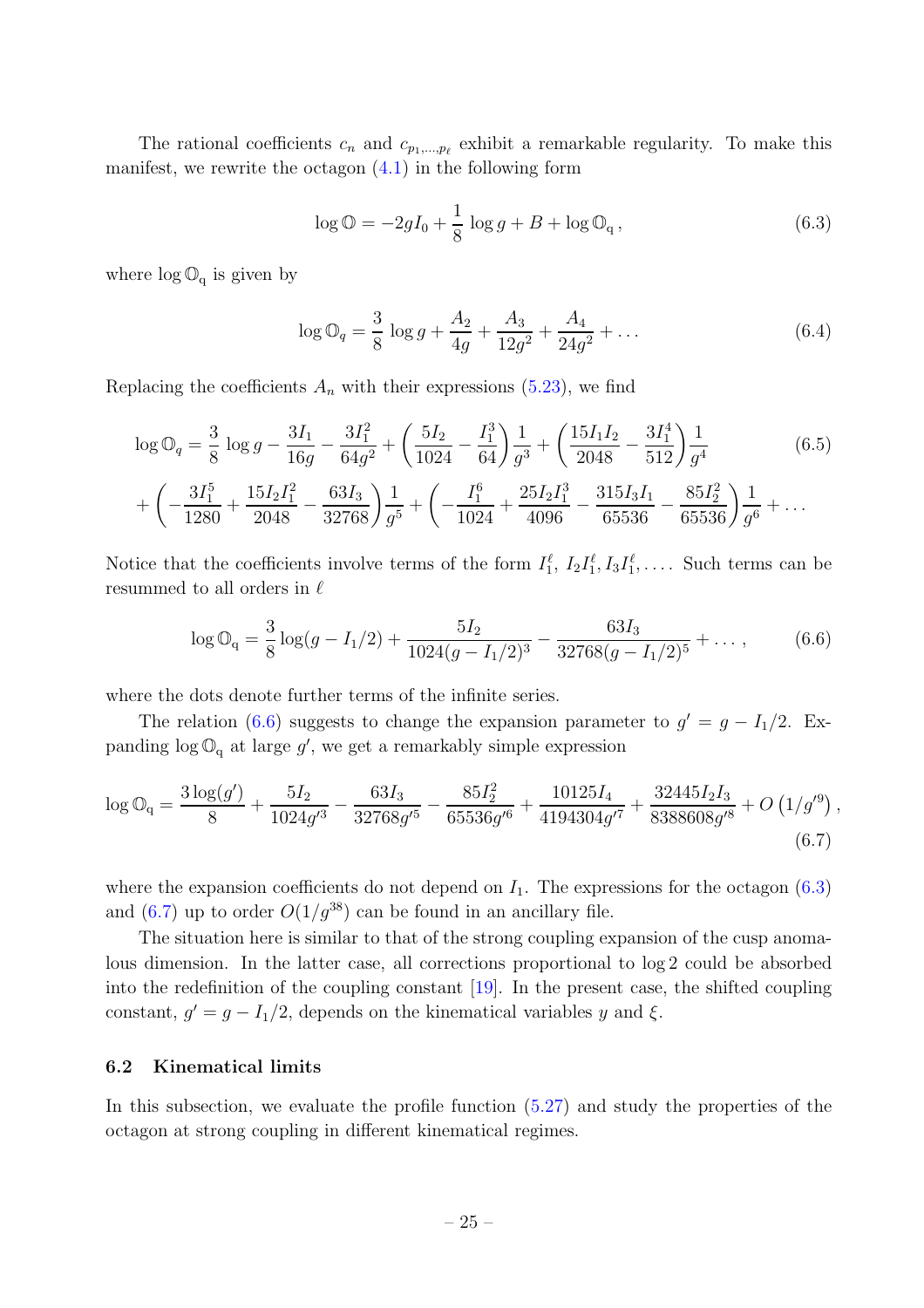The rational coefficients $c_n$ and $c_{p_1,\dots,p_\ell}$ exhibit a remarkable regularity. To make this manifest, we rewrite the octagon (4.1) in the following form

$$\log \mathbb{O} = -2gI_0 + \frac{1}{8}\log g + B + \log \mathbb{O}_{\rm q}\,, \tag{6.3}$$

where $\log \mathbb{O}_{\rm q}$ is given by

$$\log \mathbb{O}_q = \frac{3}{8}\log g + \frac{A_2}{4g} + \frac{A_3}{12g^2} + \frac{A_4}{24g^2} + \dots \tag{6.4}$$

Replacing the coefficients $A_n$ with their expressions (5.23), we find

$$\begin{aligned}\log \mathbb{O}_q = {}& \frac{3}{8}\log g - \frac{3I_1}{16g} - \frac{3I_1^2}{64g^2} + \left(\frac{5I_2}{1024} - \frac{I_1^3}{64}\right)\frac{1}{g^3} + \left(\frac{15I_1I_2}{2048} - \frac{3I_1^4}{512}\right)\frac{1}{g^4} \\ &+ \left(-\frac{3I_1^5}{1280} + \frac{15I_2I_1^2}{2048} - \frac{63I_3}{32768}\right)\frac{1}{g^5} + \left(-\frac{I_1^6}{1024} + \frac{25I_2I_1^3}{4096} - \frac{315I_3I_1}{65536} - \frac{85I_2^2}{65536}\right)\frac{1}{g^6} + \dots\end{aligned} \tag{6.5}$$

Notice that the coefficients involve terms of the form $I_1^\ell$, $I_2I_1^\ell, I_3I_1^\ell, \dots$. Such terms can be resummed to all orders in $\ell$

$$\log \mathbb{O}_{\rm q} = \frac{3}{8}\log(g - I_1/2) + \frac{5I_2}{1024(g-I_1/2)^3} - \frac{63I_3}{32768(g-I_1/2)^5} + \dots\,, \tag{6.6}$$

where the dots denote further terms of the infinite series.

The relation (6.6) suggests to change the expansion parameter to $g' = g - I_1/2$. Expanding $\log \mathbb{O}_{\rm q}$ at large $g'$, we get a remarkably simple expression

$$\log \mathbb{O}_{\rm q} = \frac{3\log(g')}{8} + \frac{5I_2}{1024g'^3} - \frac{63I_3}{32768g'^5} - \frac{85I_2^2}{65536g'^6} + \frac{10125I_4}{4194304g'^7} + \frac{32445I_2I_3}{8388608g'^8} + O\left(1/g'^9\right), \tag{6.7}$$

where the expansion coefficients do not depend on $I_1$. The expressions for the octagon (6.3) and (6.7) up to order $O(1/g^{38})$ can be found in an ancillary file.

The situation here is similar to that of the strong coupling expansion of the cusp anomalous dimension. In the latter case, all corrections proportional to $\log 2$ could be absorbed into the redefinition of the coupling constant [19]. In the present case, the shifted coupling constant, $g' = g - I_1/2$, depends on the kinematical variables $y$ and $\xi$.

### 6.2 Kinematical limits

In this subsection, we evaluate the profile function (5.27) and study the properties of the octagon at strong coupling in different kinematical regimes.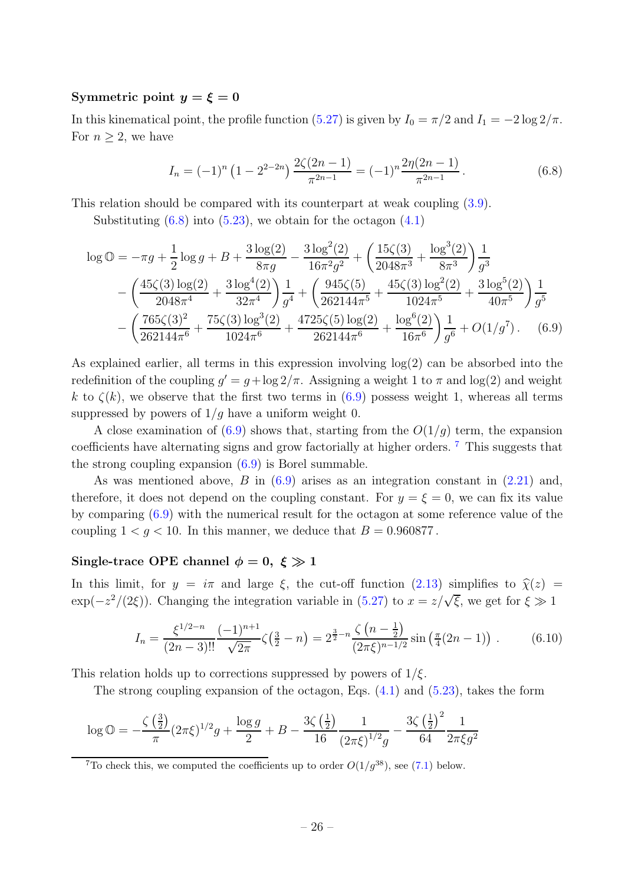### Symmetric point $y = \xi = 0$

In this kinematical point, the profile function (5.27) is given by $I_0 = \pi/2$ and $I_1 = -2\log 2/\pi$. For $n \geq 2$, we have

$$
I_n = (-1)^n \left(1 - 2^{2-2n}\right) \frac{2\zeta(2n-1)}{\pi^{2n-1}} = (-1)^n \frac{2\eta(2n-1)}{\pi^{2n-1}}\,. \tag{6.8}
$$

This relation should be compared with its counterpart at weak coupling (3.9).

Substituting (6.8) into (5.23), we obtain for the octagon (4.1)

$$
\begin{aligned}
\log \mathbb{O} = &-\pi g + \frac{1}{2}\log g + B + \frac{3\log(2)}{8\pi g} - \frac{3\log^2(2)}{16\pi^2 g^2} + \left(\frac{15\zeta(3)}{2048\pi^3} + \frac{\log^3(2)}{8\pi^3}\right)\frac{1}{g^3} \\
&- \left(\frac{45\zeta(3)\log(2)}{2048\pi^4} + \frac{3\log^4(2)}{32\pi^4}\right)\frac{1}{g^4} + \left(\frac{945\zeta(5)}{262144\pi^5} + \frac{45\zeta(3)\log^2(2)}{1024\pi^5} + \frac{3\log^5(2)}{40\pi^5}\right)\frac{1}{g^5} \\
&- \left(\frac{765\zeta(3)^2}{262144\pi^6} + \frac{75\zeta(3)\log^3(2)}{1024\pi^6} + \frac{4725\zeta(5)\log(2)}{262144\pi^6} + \frac{\log^6(2)}{16\pi^6}\right)\frac{1}{g^6} + O(1/g^7)\,.
\end{aligned} \tag{6.9}
$$

As explained earlier, all terms in this expression involving $\log(2)$ can be absorbed into the redefinition of the coupling $g' = g + \log 2/\pi$. Assigning a weight 1 to $\pi$ and $\log(2)$ and weight $k$ to $\zeta(k)$, we observe that the first two terms in (6.9) possess weight 1, whereas all terms suppressed by powers of $1/g$ have a uniform weight 0.

A close examination of (6.9) shows that, starting from the $O(1/g)$ term, the expansion coefficients have alternating signs and grow factorially at higher orders. [7] This suggests that the strong coupling expansion (6.9) is Borel summable.

As was mentioned above, $B$ in (6.9) arises as an integration constant in (2.21) and, therefore, it does not depend on the coupling constant. For $y = \xi = 0$, we can fix its value by comparing (6.9) with the numerical result for the octagon at some reference value of the coupling $1 < g < 10$. In this manner, we deduce that $B = 0.960877$.

### Single-trace OPE channel $\phi = 0,\ \xi \gg 1$

In this limit, for $y = i\pi$ and large $\xi$, the cut-off function (2.13) simplifies to $\widehat{\chi}(z) = \exp(-z^2/(2\xi))$. Changing the integration variable in (5.27) to $x = z/\sqrt{\xi}$, we get for $\xi \gg 1$

$$
I_n = \frac{\xi^{1/2-n}}{(2n-3)!!}\frac{(-1)^{n+1}}{\sqrt{2\pi}}\zeta\left(\tfrac{3}{2}-n\right) = 2^{\frac{3}{2}-n}\frac{\zeta\left(n-\frac{1}{2}\right)}{(2\pi\xi)^{n-1/2}}\sin\left(\tfrac{\pi}{4}(2n-1)\right)\,. \tag{6.10}
$$

This relation holds up to corrections suppressed by powers of $1/\xi$.

The strong coupling expansion of the octagon, Eqs. (4.1) and (5.23), takes the form

$$
\log \mathbb{O} = -\frac{\zeta\left(\frac{3}{2}\right)}{\pi}(2\pi\xi)^{1/2}g + \frac{\log g}{2} + B - \frac{3\zeta\left(\frac{1}{2}\right)}{16}\frac{1}{(2\pi\xi)^{1/2}g} - \frac{3\zeta\left(\frac{1}{2}\right)^2}{64}\frac{1}{2\pi\xi g^2}
$$

[7] To check this, we computed the coefficients up to order $O(1/g^{38})$, see (7.1) below.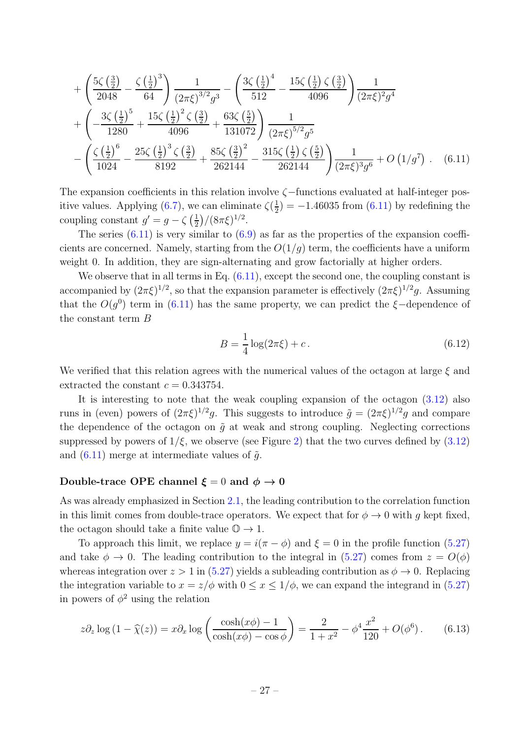$$
+ \left(\frac{5\zeta\left(\frac{3}{2}\right)}{2048} - \frac{\zeta\left(\frac{1}{2}\right)^3}{64}\right)\frac{1}{(2\pi\xi)^{3/2}g^3} - \left(\frac{3\zeta\left(\frac{1}{2}\right)^4}{512} - \frac{15\zeta\left(\frac{1}{2}\right)\zeta\left(\frac{3}{2}\right)}{4096}\right)\frac{1}{(2\pi\xi)^2 g^4}
$$

$$
+ \left(-\frac{3\zeta\left(\frac{1}{2}\right)^5}{1280} + \frac{15\zeta\left(\frac{1}{2}\right)^2\zeta\left(\frac{3}{2}\right)}{4096} + \frac{63\zeta\left(\frac{5}{2}\right)}{131072}\right)\frac{1}{(2\pi\xi)^{5/2}g^5}
$$

$$
- \left(\frac{\zeta\left(\frac{1}{2}\right)^6}{1024} - \frac{25\zeta\left(\frac{1}{2}\right)^3\zeta\left(\frac{3}{2}\right)}{8192} + \frac{85\zeta\left(\frac{3}{2}\right)^2}{262144} - \frac{315\zeta\left(\frac{1}{2}\right)\zeta\left(\frac{5}{2}\right)}{262144}\right)\frac{1}{(2\pi\xi)^3 g^6} + O\left(1/g^7\right) . \quad (6.11)
$$

The expansion coefficients in this relation involve $\zeta-$functions evaluated at half-integer positive values. Applying (6.7), we can eliminate $\zeta(\frac{1}{2}) = -1.46035$ from (6.11) by redefining the coupling constant $g' = g - \zeta\left(\frac{1}{2}\right)/(8\pi\xi)^{1/2}$.

The series (6.11) is very similar to (6.9) as far as the properties of the expansion coefficients are concerned. Namely, starting from the $O(1/g)$ term, the coefficients have a uniform weight 0. In addition, they are sign-alternating and grow factorially at higher orders.

We observe that in all terms in Eq. (6.11), except the second one, the coupling constant is accompanied by $(2\pi\xi)^{1/2}$, so that the expansion parameter is effectively $(2\pi\xi)^{1/2}g$. Assuming that the $O(g^0)$ term in (6.11) has the same property, we can predict the $\xi-$dependence of the constant term $B$

$$
B = \frac{1}{4}\log(2\pi\xi) + c\,. \quad (6.12)
$$

We verified that this relation agrees with the numerical values of the octagon at large $\xi$ and extracted the constant $c = 0.343754$.

It is interesting to note that the weak coupling expansion of the octagon (3.12) also runs in (even) powers of $(2\pi\xi)^{1/2}g$. This suggests to introduce $\tilde{g} = (2\pi\xi)^{1/2}g$ and compare the dependence of the octagon on $\tilde{g}$ at weak and strong coupling. Neglecting corrections suppressed by powers of $1/\xi$, we observe (see Figure 2) that the two curves defined by (3.12) and (6.11) merge at intermediate values of $\tilde{g}$.

**Double-trace OPE channel $\boldsymbol{\xi} = 0$ and $\boldsymbol{\phi \to 0}$**

As was already emphasized in Section 2.1, the leading contribution to the correlation function in this limit comes from double-trace operators. We expect that for $\phi \to 0$ with $g$ kept fixed, the octagon should take a finite value $\mathbb{O} \to 1$.

To approach this limit, we replace $y = i(\pi - \phi)$ and $\xi = 0$ in the profile function (5.27) and take $\phi \to 0$. The leading contribution to the integral in (5.27) comes from $z = O(\phi)$ whereas integration over $z > 1$ in (5.27) yields a subleading contribution as $\phi \to 0$. Replacing the integration variable to $x = z/\phi$ with $0 \le x \le 1/\phi$, we can expand the integrand in (5.27) in powers of $\phi^2$ using the relation

$$
z\partial_z \log\left(1 - \widehat{\chi}(z)\right) = x\partial_x \log\left(\frac{\cosh(x\phi) - 1}{\cosh(x\phi) - \cos\phi}\right) = \frac{2}{1+x^2} - \phi^4\frac{x^2}{120} + O(\phi^6)\,. \quad (6.13)
$$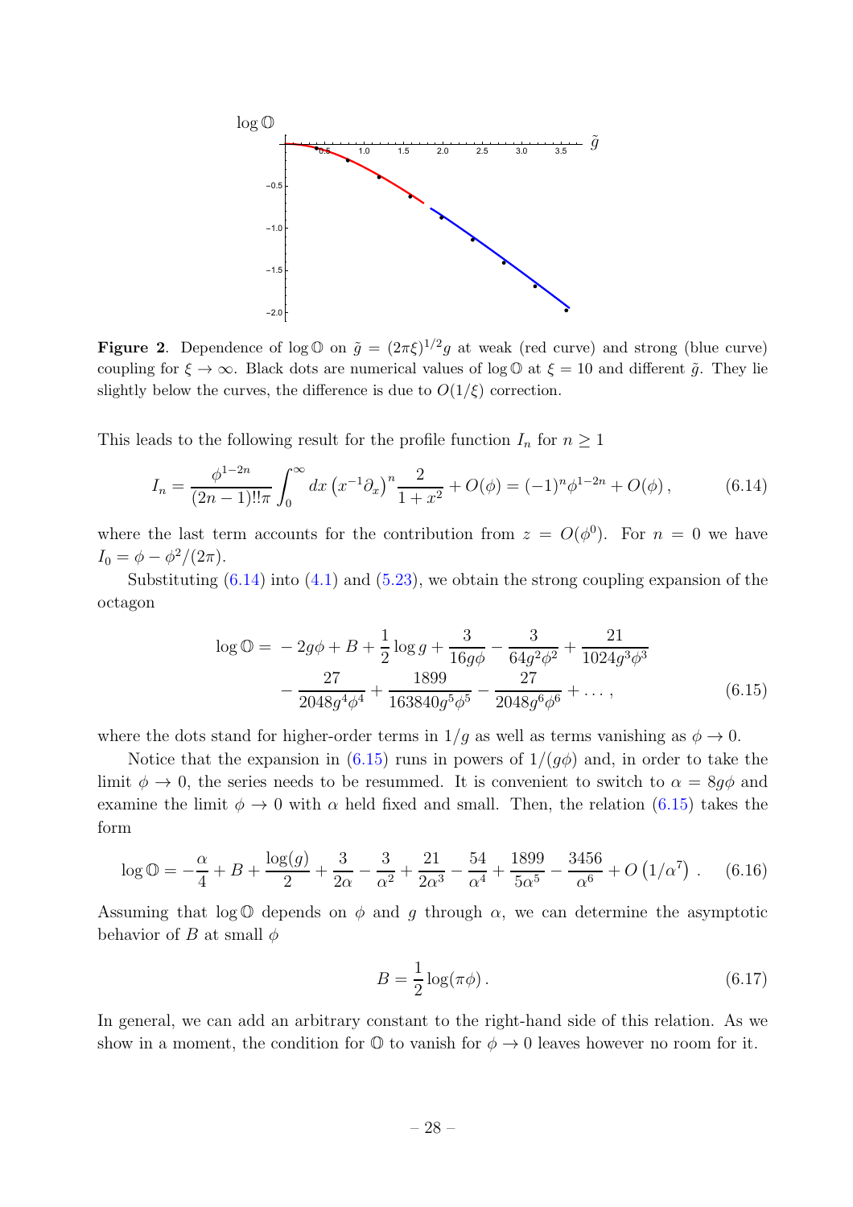log $\mathbb{O}$

$\tilde{g}$

0.5 1.0 1.5 2.0 2.5 3.0 3.5

−0.5

−1.0

−1.5

−2.0

**Figure 2**. Dependence of $\log \mathbb{O}$ on $\tilde{g} = (2\pi\xi)^{1/2} g$ at weak (red curve) and strong (blue curve) coupling for $\xi \to \infty$. Black dots are numerical values of $\log \mathbb{O}$ at $\xi = 10$ and different $\tilde{g}$. They lie slightly below the curves, the difference is due to $O(1/\xi)$ correction.

This leads to the following result for the profile function $I_n$ for $n \geq 1$

$$I_n = \frac{\phi^{1-2n}}{(2n-1)!!\pi} \int_0^\infty dx \left(x^{-1}\partial_x\right)^n \frac{2}{1+x^2} + O(\phi) = (-1)^n \phi^{1-2n} + O(\phi)\,, \tag{6.14}$$

where the last term accounts for the contribution from $z = O(\phi^0)$. For $n = 0$ we have $I_0 = \phi - \phi^2/(2\pi)$.

Substituting (6.14) into (4.1) and (5.23), we obtain the strong coupling expansion of the octagon

$$\begin{aligned}\log \mathbb{O} = & -2g\phi + B + \frac{1}{2}\log g + \frac{3}{16g\phi} - \frac{3}{64g^2\phi^2} + \frac{21}{1024g^3\phi^3} \\ & - \frac{27}{2048g^4\phi^4} + \frac{1899}{163840g^5\phi^5} - \frac{27}{2048g^6\phi^6} + \dots\,,\end{aligned} \tag{6.15}$$

where the dots stand for higher-order terms in $1/g$ as well as terms vanishing as $\phi \to 0$.

Notice that the expansion in (6.15) runs in powers of $1/(g\phi)$ and, in order to take the limit $\phi \to 0$, the series needs to be resummed. It is convenient to switch to $\alpha = 8g\phi$ and examine the limit $\phi \to 0$ with $\alpha$ held fixed and small. Then, the relation (6.15) takes the form

$$\log \mathbb{O} = -\frac{\alpha}{4} + B + \frac{\log(g)}{2} + \frac{3}{2\alpha} - \frac{3}{\alpha^2} + \frac{21}{2\alpha^3} - \frac{54}{\alpha^4} + \frac{1899}{5\alpha^5} - \frac{3456}{\alpha^6} + O\left(1/\alpha^7\right)\,. \tag{6.16}$$

Assuming that $\log \mathbb{O}$ depends on $\phi$ and $g$ through $\alpha$, we can determine the asymptotic behavior of $B$ at small $\phi$

$$B = \frac{1}{2}\log(\pi\phi)\,. \tag{6.17}$$

In general, we can add an arbitrary constant to the right-hand side of this relation. As we show in a moment, the condition for $\mathbb{O}$ to vanish for $\phi \to 0$ leaves however no room for it.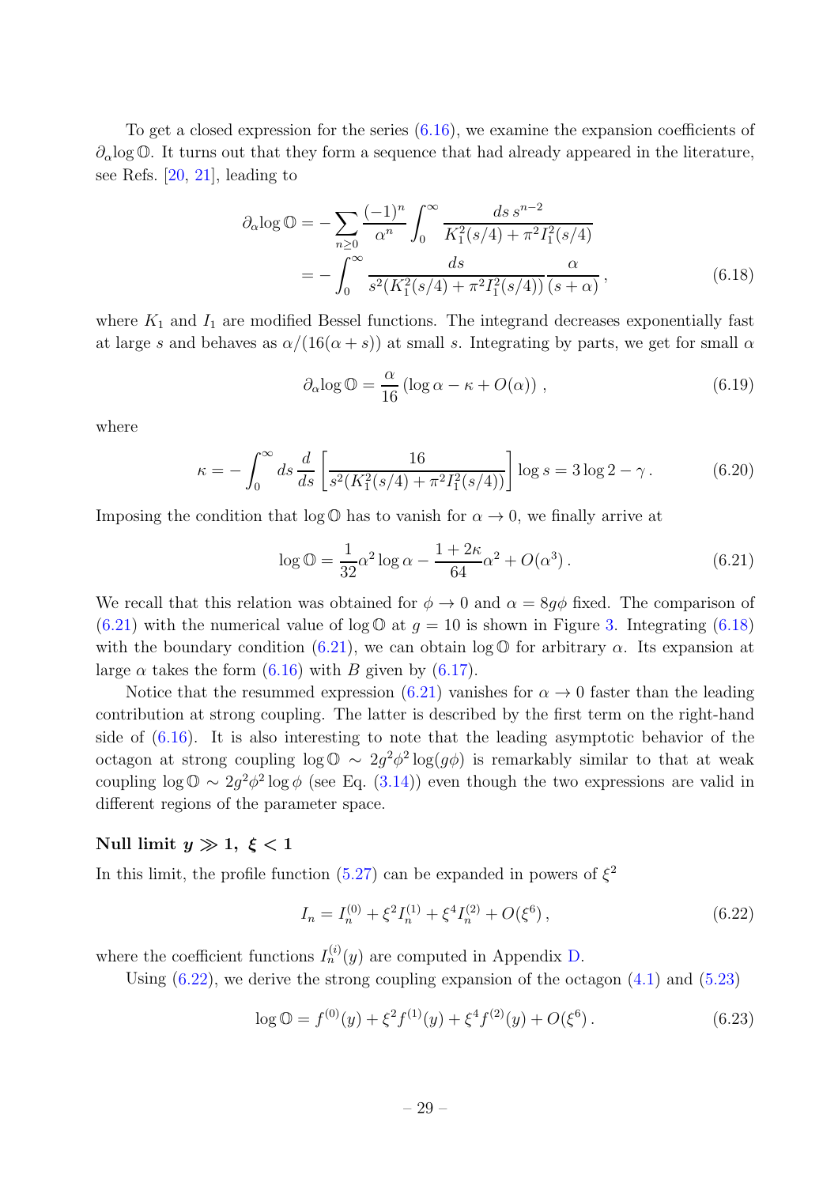To get a closed expression for the series (6.16), we examine the expansion coefficients of $\partial_\alpha \log \mathbb{O}$. It turns out that they form a sequence that had already appeared in the literature, see Refs. [20, 21], leading to

$$
\begin{aligned}
\partial_\alpha \log \mathbb{O} &= -\sum_{n\geq 0} \frac{(-1)^n}{\alpha^n} \int_0^\infty \frac{ds\, s^{n-2}}{K_1^2(s/4) + \pi^2 I_1^2(s/4)} \\
&= -\int_0^\infty \frac{ds}{s^2(K_1^2(s/4) + \pi^2 I_1^2(s/4))} \frac{\alpha}{(s+\alpha)}\,,
\end{aligned}
\tag{6.18}
$$

where $K_1$ and $I_1$ are modified Bessel functions. The integrand decreases exponentially fast at large $s$ and behaves as $\alpha/(16(\alpha+s))$ at small $s$. Integrating by parts, we get for small $\alpha$

$$
\partial_\alpha \log \mathbb{O} = \frac{\alpha}{16}\left(\log \alpha - \kappa + O(\alpha)\right)\,, \tag{6.19}
$$

where

$$
\kappa = -\int_0^\infty ds \frac{d}{ds}\left[\frac{16}{s^2(K_1^2(s/4) + \pi^2 I_1^2(s/4))}\right] \log s = 3\log 2 - \gamma\,. \tag{6.20}
$$

Imposing the condition that $\log \mathbb{O}$ has to vanish for $\alpha \to 0$, we finally arrive at

$$
\log \mathbb{O} = \frac{1}{32}\alpha^2 \log \alpha - \frac{1+2\kappa}{64}\alpha^2 + O(\alpha^3)\,. \tag{6.21}
$$

We recall that this relation was obtained for $\phi \to 0$ and $\alpha = 8g\phi$ fixed. The comparison of (6.21) with the numerical value of $\log \mathbb{O}$ at $g = 10$ is shown in Figure 3. Integrating (6.18) with the boundary condition (6.21), we can obtain $\log \mathbb{O}$ for arbitrary $\alpha$. Its expansion at large $\alpha$ takes the form (6.16) with $B$ given by (6.17).

Notice that the resummed expression (6.21) vanishes for $\alpha \to 0$ faster than the leading contribution at strong coupling. The latter is described by the first term on the right-hand side of (6.16). It is also interesting to note that the leading asymptotic behavior of the octagon at strong coupling $\log \mathbb{O} \sim 2g^2\phi^2 \log(g\phi)$ is remarkably similar to that at weak coupling $\log \mathbb{O} \sim 2g^2\phi^2 \log \phi$ (see Eq. (3.14)) even though the two expressions are valid in different regions of the parameter space.

**Null limit $y \gg 1,\ \xi < 1$**

In this limit, the profile function (5.27) can be expanded in powers of $\xi^2$

$$
I_n = I_n^{(0)} + \xi^2 I_n^{(1)} + \xi^4 I_n^{(2)} + O(\xi^6)\,, \tag{6.22}
$$

where the coefficient functions $I_n^{(i)}(y)$ are computed in Appendix D.

Using (6.22), we derive the strong coupling expansion of the octagon (4.1) and (5.23)

$$
\log \mathbb{O} = f^{(0)}(y) + \xi^2 f^{(1)}(y) + \xi^4 f^{(2)}(y) + O(\xi^6)\,. \tag{6.23}
$$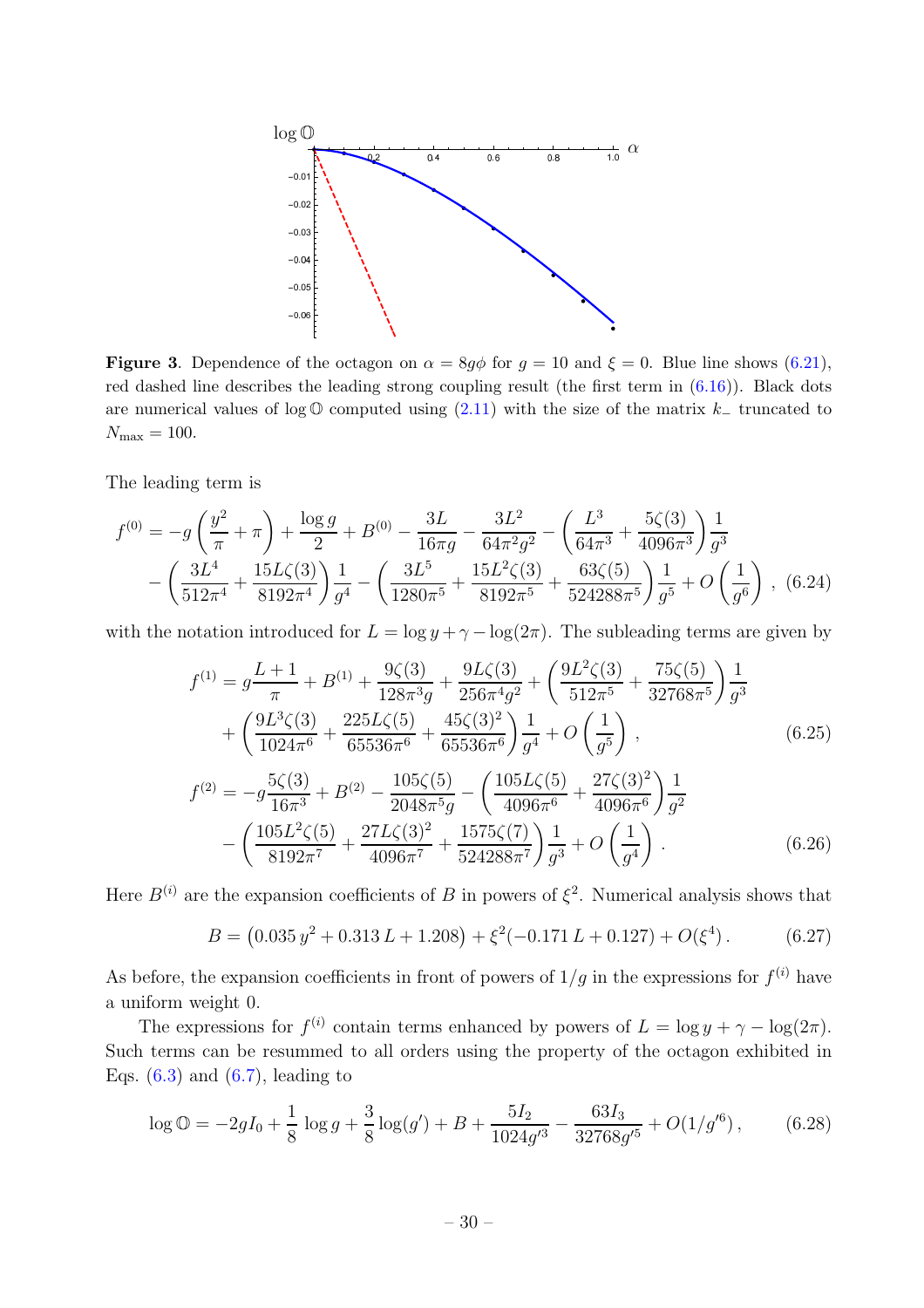log 𝕆

α

0.2 0.4 0.6 0.8 1.0

−0.01

−0.02

−0.03

−0.04

−0.05

−0.06

**Figure 3**. Dependence of the octagon on $\alpha = 8g\phi$ for $g = 10$ and $\xi = 0$. Blue line shows (6.21), red dashed line describes the leading strong coupling result (the first term in (6.16)). Black dots are numerical values of $\log \mathbb{O}$ computed using (2.11) with the size of the matrix $k_-$ truncated to $N_{\max} = 100$.

The leading term is

$$
\begin{aligned}
f^{(0)} = &-g\left(\frac{y^2}{\pi}+\pi\right)+\frac{\log g}{2}+B^{(0)}-\frac{3L}{16\pi g}-\frac{3L^2}{64\pi^2 g^2}-\left(\frac{L^3}{64\pi^3}+\frac{5\zeta(3)}{4096\pi^3}\right)\frac{1}{g^3}\\
&-\left(\frac{3L^4}{512\pi^4}+\frac{15L\zeta(3)}{8192\pi^4}\right)\frac{1}{g^4}-\left(\frac{3L^5}{1280\pi^5}+\frac{15L^2\zeta(3)}{8192\pi^5}+\frac{63\zeta(5)}{524288\pi^5}\right)\frac{1}{g^5}+O\left(\frac{1}{g^6}\right)\,, \quad (6.24)
\end{aligned}
$$

with the notation introduced for $L = \log y + \gamma - \log(2\pi)$. The subleading terms are given by

$$
\begin{aligned}
f^{(1)} = &\, g\frac{L+1}{\pi}+B^{(1)}+\frac{9\zeta(3)}{128\pi^3 g}+\frac{9L\zeta(3)}{256\pi^4 g^2}+\left(\frac{9L^2\zeta(3)}{512\pi^5}+\frac{75\zeta(5)}{32768\pi^5}\right)\frac{1}{g^3}\\
&+\left(\frac{9L^3\zeta(3)}{1024\pi^6}+\frac{225L\zeta(5)}{65536\pi^6}+\frac{45\zeta(3)^2}{65536\pi^6}\right)\frac{1}{g^4}+O\left(\frac{1}{g^5}\right)\,, \quad (6.25)\\
f^{(2)} = &-g\frac{5\zeta(3)}{16\pi^3}+B^{(2)}-\frac{105\zeta(5)}{2048\pi^5 g}-\left(\frac{105L\zeta(5)}{4096\pi^6}+\frac{27\zeta(3)^2}{4096\pi^6}\right)\frac{1}{g^2}\\
&-\left(\frac{105L^2\zeta(5)}{8192\pi^7}+\frac{27L\zeta(3)^2}{4096\pi^7}+\frac{1575\zeta(7)}{524288\pi^7}\right)\frac{1}{g^3}+O\left(\frac{1}{g^4}\right)\,. \quad (6.26)
\end{aligned}
$$

Here $B^{(i)}$ are the expansion coefficients of $B$ in powers of $\xi^2$. Numerical analysis shows that

$$
B = \left(0.035\, y^2 + 0.313\, L + 1.208\right) + \xi^2(-0.171\, L + 0.127) + O(\xi^4)\,. \quad (6.27)
$$

As before, the expansion coefficients in front of powers of $1/g$ in the expressions for $f^{(i)}$ have a uniform weight 0.

The expressions for $f^{(i)}$ contain terms enhanced by powers of $L = \log y + \gamma - \log(2\pi)$. Such terms can be resummed to all orders using the property of the octagon exhibited in Eqs. (6.3) and (6.7), leading to

$$
\log \mathbb{O} = -2gI_0 + \frac{1}{8}\log g + \frac{3}{8}\log(g') + B + \frac{5I_2}{1024g'^3} - \frac{63I_3}{32768g'^5} + O(1/g'^6)\,, \quad (6.28)
$$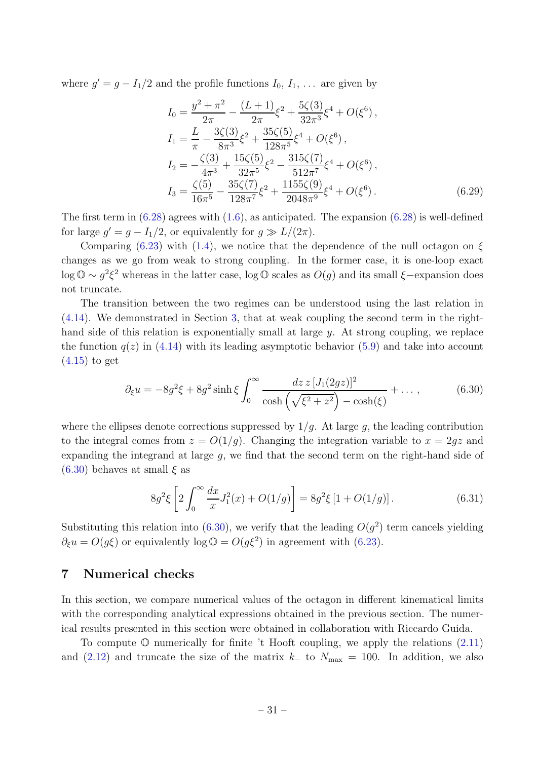where $g' = g - I_1/2$ and the profile functions $I_0$, $I_1$, ... are given by

$$
\begin{aligned}
I_0 &= \frac{y^2+\pi^2}{2\pi} - \frac{(L+1)}{2\pi}\xi^2 + \frac{5\zeta(3)}{32\pi^3}\xi^4 + O(\xi^6)\,, \\
I_1 &= \frac{L}{\pi} - \frac{3\zeta(3)}{8\pi^3}\xi^2 + \frac{35\zeta(5)}{128\pi^5}\xi^4 + O(\xi^6)\,, \\
I_2 &= -\frac{\zeta(3)}{4\pi^3} + \frac{15\zeta(5)}{32\pi^5}\xi^2 - \frac{315\zeta(7)}{512\pi^7}\xi^4 + O(\xi^6)\,, \\
I_3 &= \frac{\zeta(5)}{16\pi^5} - \frac{35\zeta(7)}{128\pi^7}\xi^2 + \frac{1155\zeta(9)}{2048\pi^9}\xi^4 + O(\xi^6)\,.
\end{aligned}
\tag{6.29}
$$

The first term in (6.28) agrees with (1.6), as anticipated. The expansion (6.28) is well-defined for large $g' = g - I_1/2$, or equivalently for $g \gg L/(2\pi)$.

Comparing (6.23) with (1.4), we notice that the dependence of the null octagon on $\xi$ changes as we go from weak to strong coupling. In the former case, it is one-loop exact $\log \mathbb{O} \sim g^2\xi^2$ whereas in the latter case, $\log \mathbb{O}$ scales as $O(g)$ and its small $\xi-$expansion does not truncate.

The transition between the two regimes can be understood using the last relation in (4.14). We demonstrated in Section 3, that at weak coupling the second term in the right-hand side of this relation is exponentially small at large $y$. At strong coupling, we replace the function $q(z)$ in (4.14) with its leading asymptotic behavior (5.9) and take into account (4.15) to get

$$
\partial_\xi u = -8g^2\xi + 8g^2 \sinh\xi \int_0^\infty \frac{dz\, z\,[J_1(2gz)]^2}{\cosh\left(\sqrt{\xi^2+z^2}\right) - \cosh(\xi)} + \dots\,, \tag{6.30}
$$

where the ellipses denote corrections suppressed by $1/g$. At large $g$, the leading contribution to the integral comes from $z = O(1/g)$. Changing the integration variable to $x = 2gz$ and expanding the integrand at large $g$, we find that the second term on the right-hand side of (6.30) behaves at small $\xi$ as

$$
8g^2\xi \left[2\int_0^\infty \frac{dx}{x} J_1^2(x) + O(1/g)\right] = 8g^2\xi\,[1 + O(1/g)]\,. \tag{6.31}
$$

Substituting this relation into (6.30), we verify that the leading $O(g^2)$ term cancels yielding $\partial_\xi u = O(g\xi)$ or equivalently $\log \mathbb{O} = O(g\xi^2)$ in agreement with (6.23).

## 7 Numerical checks

In this section, we compare numerical values of the octagon in different kinematical limits with the corresponding analytical expressions obtained in the previous section. The numerical results presented in this section were obtained in collaboration with Riccardo Guida.

To compute $\mathbb{O}$ numerically for finite 't Hooft coupling, we apply the relations (2.11) and (2.12) and truncate the size of the matrix $k_-$ to $N_{\max} = 100$. In addition, we also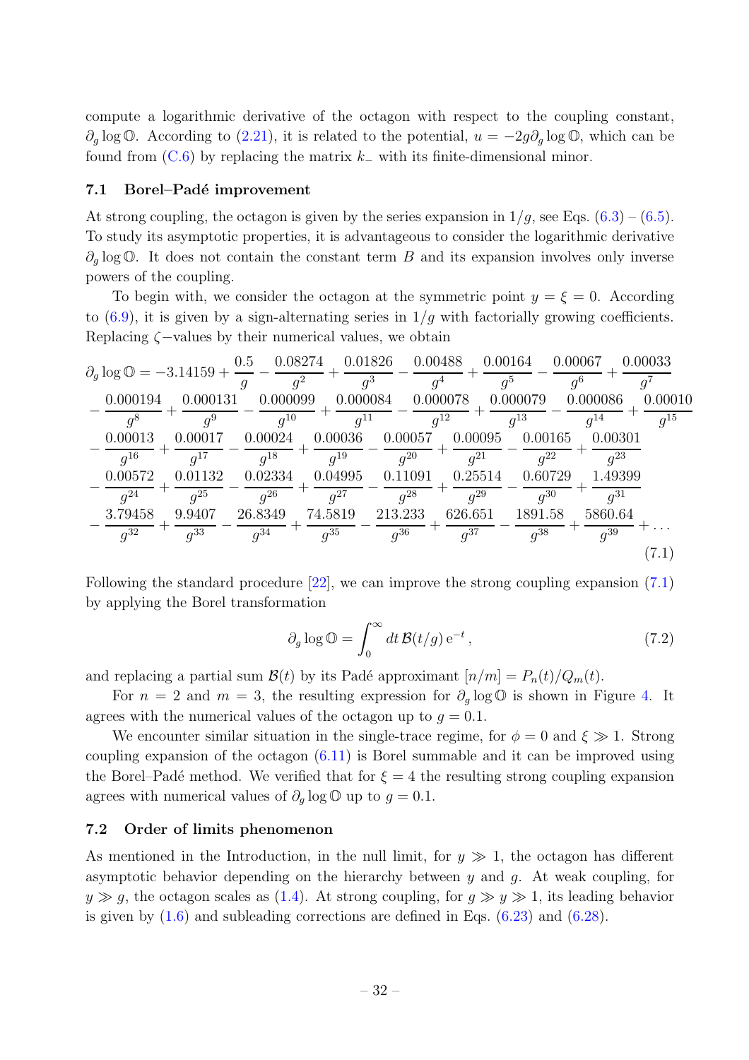compute a logarithmic derivative of the octagon with respect to the coupling constant, $\partial_g \log \mathbb{O}$. According to (2.21), it is related to the potential, $u = -2g\partial_g \log \mathbb{O}$, which can be found from (C.6) by replacing the matrix $k_-$ with its finite-dimensional minor.

### 7.1 Borel–Padé improvement

At strong coupling, the octagon is given by the series expansion in $1/g$, see Eqs. (6.3) – (6.5). To study its asymptotic properties, it is advantageous to consider the logarithmic derivative $\partial_g \log \mathbb{O}$. It does not contain the constant term $B$ and its expansion involves only inverse powers of the coupling.

To begin with, we consider the octagon at the symmetric point $y = \xi = 0$. According to (6.9), it is given by a sign-alternating series in $1/g$ with factorially growing coefficients. Replacing $\zeta-$values by their numerical values, we obtain

$$
\begin{aligned}
\partial_g \log \mathbb{O} = & -3.14159 + \frac{0.5}{g} - \frac{0.08274}{g^2} + \frac{0.01826}{g^3} - \frac{0.00488}{g^4} + \frac{0.00164}{g^5} - \frac{0.00067}{g^6} + \frac{0.00033}{g^7} \\
& - \frac{0.000194}{g^8} + \frac{0.000131}{g^9} - \frac{0.000099}{g^{10}} + \frac{0.000084}{g^{11}} - \frac{0.000078}{g^{12}} + \frac{0.000079}{g^{13}} - \frac{0.000086}{g^{14}} + \frac{0.00010}{g^{15}} \\
& - \frac{0.00013}{g^{16}} + \frac{0.00017}{g^{17}} - \frac{0.00024}{g^{18}} + \frac{0.00036}{g^{19}} - \frac{0.00057}{g^{20}} + \frac{0.00095}{g^{21}} - \frac{0.00165}{g^{22}} + \frac{0.00301}{g^{23}} \\
& - \frac{0.00572}{g^{24}} + \frac{0.01132}{g^{25}} - \frac{0.02334}{g^{26}} + \frac{0.04995}{g^{27}} - \frac{0.11091}{g^{28}} + \frac{0.25514}{g^{29}} - \frac{0.60729}{g^{30}} + \frac{1.49399}{g^{31}} \\
& - \frac{3.79458}{g^{32}} + \frac{9.9407}{g^{33}} - \frac{26.8349}{g^{34}} + \frac{74.5819}{g^{35}} - \frac{213.233}{g^{36}} + \frac{626.651}{g^{37}} - \frac{1891.58}{g^{38}} + \frac{5860.64}{g^{39}} + \dots
\end{aligned}
\tag{7.1}
$$

Following the standard procedure [22], we can improve the strong coupling expansion (7.1) by applying the Borel transformation

$$
\partial_g \log \mathbb{O} = \int_0^\infty dt\, \mathcal{B}(t/g)\, \mathrm{e}^{-t}\,, \tag{7.2}
$$

and replacing a partial sum $\mathcal{B}(t)$ by its Padé approximant $[n/m] = P_n(t)/Q_m(t)$.

For $n = 2$ and $m = 3$, the resulting expression for $\partial_g \log \mathbb{O}$ is shown in Figure 4. It agrees with the numerical values of the octagon up to $g = 0.1$.

We encounter similar situation in the single-trace regime, for $\phi = 0$ and $\xi \gg 1$. Strong coupling expansion of the octagon (6.11) is Borel summable and it can be improved using the Borel–Padé method. We verified that for $\xi = 4$ the resulting strong coupling expansion agrees with numerical values of $\partial_g \log \mathbb{O}$ up to $g = 0.1$.

### 7.2 Order of limits phenomenon

As mentioned in the Introduction, in the null limit, for $y \gg 1$, the octagon has different asymptotic behavior depending on the hierarchy between $y$ and $g$. At weak coupling, for $y \gg g$, the octagon scales as (1.4). At strong coupling, for $g \gg y \gg 1$, its leading behavior is given by (1.6) and subleading corrections are defined in Eqs. (6.23) and (6.28).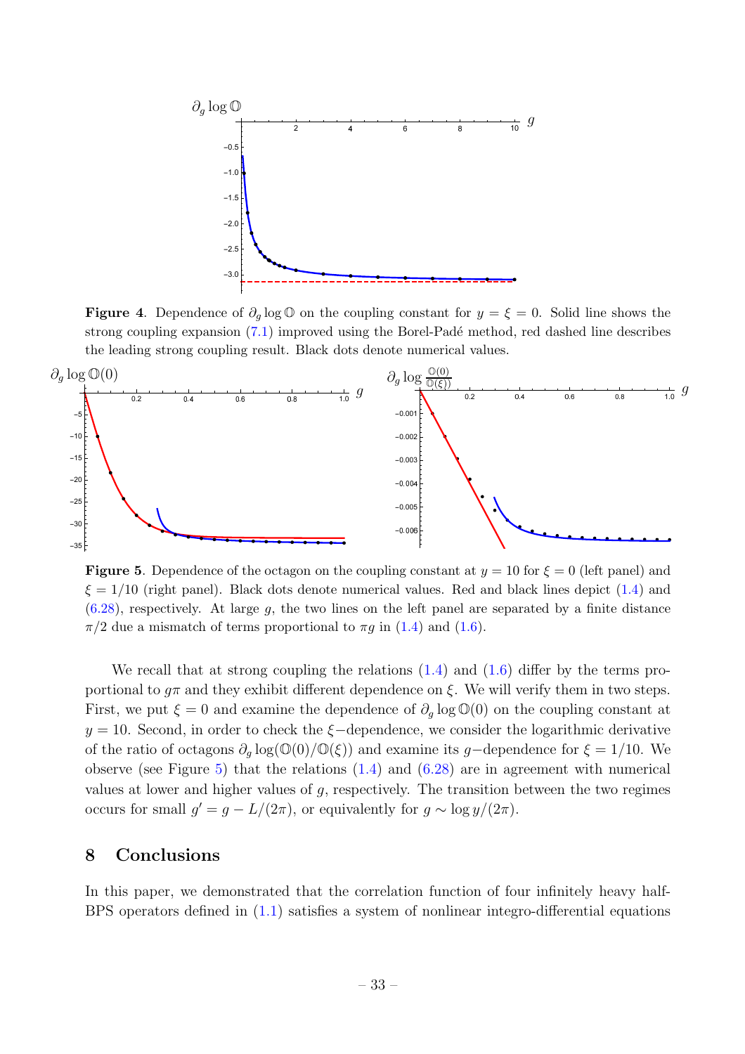$\partial_g \log \mathbb{O}$

$g$

2 4 6 8 10

−0.5
−1.0
−1.5
−2.0
−2.5
−3.0

**Figure 4**. Dependence of $\partial_g \log \mathbb{O}$ on the coupling constant for $y = \xi = 0$. Solid line shows the strong coupling expansion (7.1) improved using the Borel-Padé method, red dashed line describes the leading strong coupling result. Black dots denote numerical values.

$\partial_g \log \mathbb{O}(0)$

$g$

0.2 0.4 0.6 0.8 1.0

−5
−10
−15
−20
−25
−30
−35

$\partial_g \log \frac{\mathbb{O}(0)}{\mathbb{O}(\xi)}$

$g$

0.2 0.4 0.6 0.8 1.0

−0.001
−0.002
−0.003
−0.004
−0.005
−0.006

**Figure 5**. Dependence of the octagon on the coupling constant at $y = 10$ for $\xi = 0$ (left panel) and $\xi = 1/10$ (right panel). Black dots denote numerical values. Red and black lines depict (1.4) and (6.28), respectively. At large $g$, the two lines on the left panel are separated by a finite distance $\pi/2$ due a mismatch of terms proportional to $\pi g$ in (1.4) and (1.6).

We recall that at strong coupling the relations (1.4) and (1.6) differ by the terms proportional to $g\pi$ and they exhibit different dependence on $\xi$. We will verify them in two steps. First, we put $\xi = 0$ and examine the dependence of $\partial_g \log \mathbb{O}(0)$ on the coupling constant at $y = 10$. Second, in order to check the $\xi-$dependence, we consider the logarithmic derivative of the ratio of octagons $\partial_g \log(\mathbb{O}(0)/\mathbb{O}(\xi))$ and examine its $g-$dependence for $\xi = 1/10$. We observe (see Figure 5) that the relations (1.4) and (6.28) are in agreement with numerical values at lower and higher values of $g$, respectively. The transition between the two regimes occurs for small $g' = g - L/(2\pi)$, or equivalently for $g \sim \log y/(2\pi)$.

## 8 Conclusions

In this paper, we demonstrated that the correlation function of four infinitely heavy half-BPS operators defined in (1.1) satisfies a system of nonlinear integro-differential equations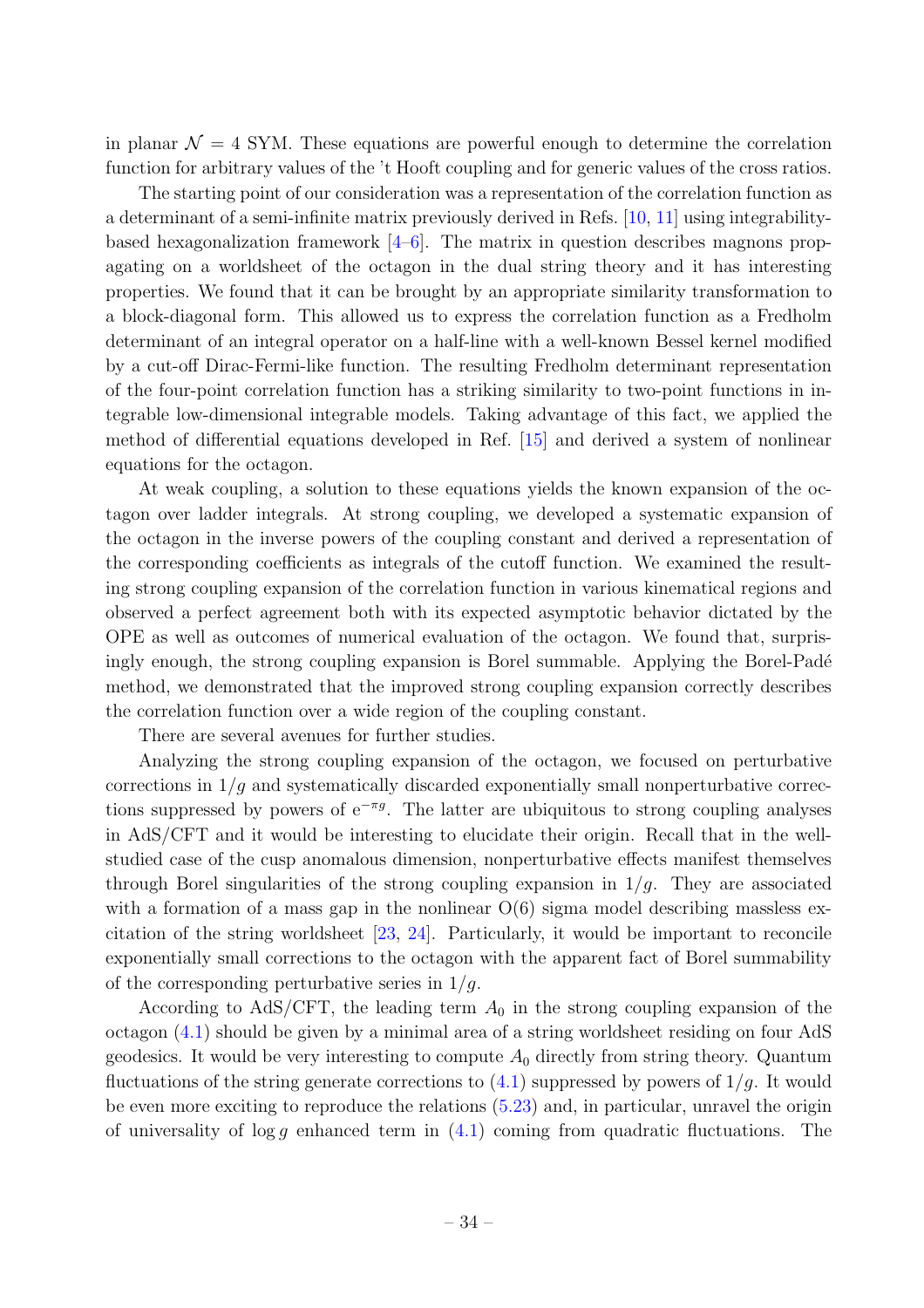in planar $\mathcal{N} = 4$ SYM. These equations are powerful enough to determine the correlation function for arbitrary values of the 't Hooft coupling and for generic values of the cross ratios.

The starting point of our consideration was a representation of the correlation function as a determinant of a semi-infinite matrix previously derived in Refs. [10, 11] using integrability-based hexagonalization framework [4–6]. The matrix in question describes magnons propagating on a worldsheet of the octagon in the dual string theory and it has interesting properties. We found that it can be brought by an appropriate similarity transformation to a block-diagonal form. This allowed us to express the correlation function as a Fredholm determinant of an integral operator on a half-line with a well-known Bessel kernel modified by a cut-off Dirac-Fermi-like function. The resulting Fredholm determinant representation of the four-point correlation function has a striking similarity to two-point functions in integrable low-dimensional integrable models. Taking advantage of this fact, we applied the method of differential equations developed in Ref. [15] and derived a system of nonlinear equations for the octagon.

At weak coupling, a solution to these equations yields the known expansion of the octagon over ladder integrals. At strong coupling, we developed a systematic expansion of the octagon in the inverse powers of the coupling constant and derived a representation of the corresponding coefficients as integrals of the cutoff function. We examined the resulting strong coupling expansion of the correlation function in various kinematical regions and observed a perfect agreement both with its expected asymptotic behavior dictated by the OPE as well as outcomes of numerical evaluation of the octagon. We found that, surprisingly enough, the strong coupling expansion is Borel summable. Applying the Borel-Padé method, we demonstrated that the improved strong coupling expansion correctly describes the correlation function over a wide region of the coupling constant.

There are several avenues for further studies.

Analyzing the strong coupling expansion of the octagon, we focused on perturbative corrections in $1/g$ and systematically discarded exponentially small nonperturbative corrections suppressed by powers of $e^{-\pi g}$. The latter are ubiquitous to strong coupling analyses in AdS/CFT and it would be interesting to elucidate their origin. Recall that in the well-studied case of the cusp anomalous dimension, nonperturbative effects manifest themselves through Borel singularities of the strong coupling expansion in $1/g$. They are associated with a formation of a mass gap in the nonlinear O(6) sigma model describing massless excitation of the string worldsheet [23, 24]. Particularly, it would be important to reconcile exponentially small corrections to the octagon with the apparent fact of Borel summability of the corresponding perturbative series in $1/g$.

According to AdS/CFT, the leading term $A_0$ in the strong coupling expansion of the octagon (4.1) should be given by a minimal area of a string worldsheet residing on four AdS geodesics. It would be very interesting to compute $A_0$ directly from string theory. Quantum fluctuations of the string generate corrections to (4.1) suppressed by powers of $1/g$. It would be even more exciting to reproduce the relations (5.23) and, in particular, unravel the origin of universality of $\log g$ enhanced term in (4.1) coming from quadratic fluctuations. The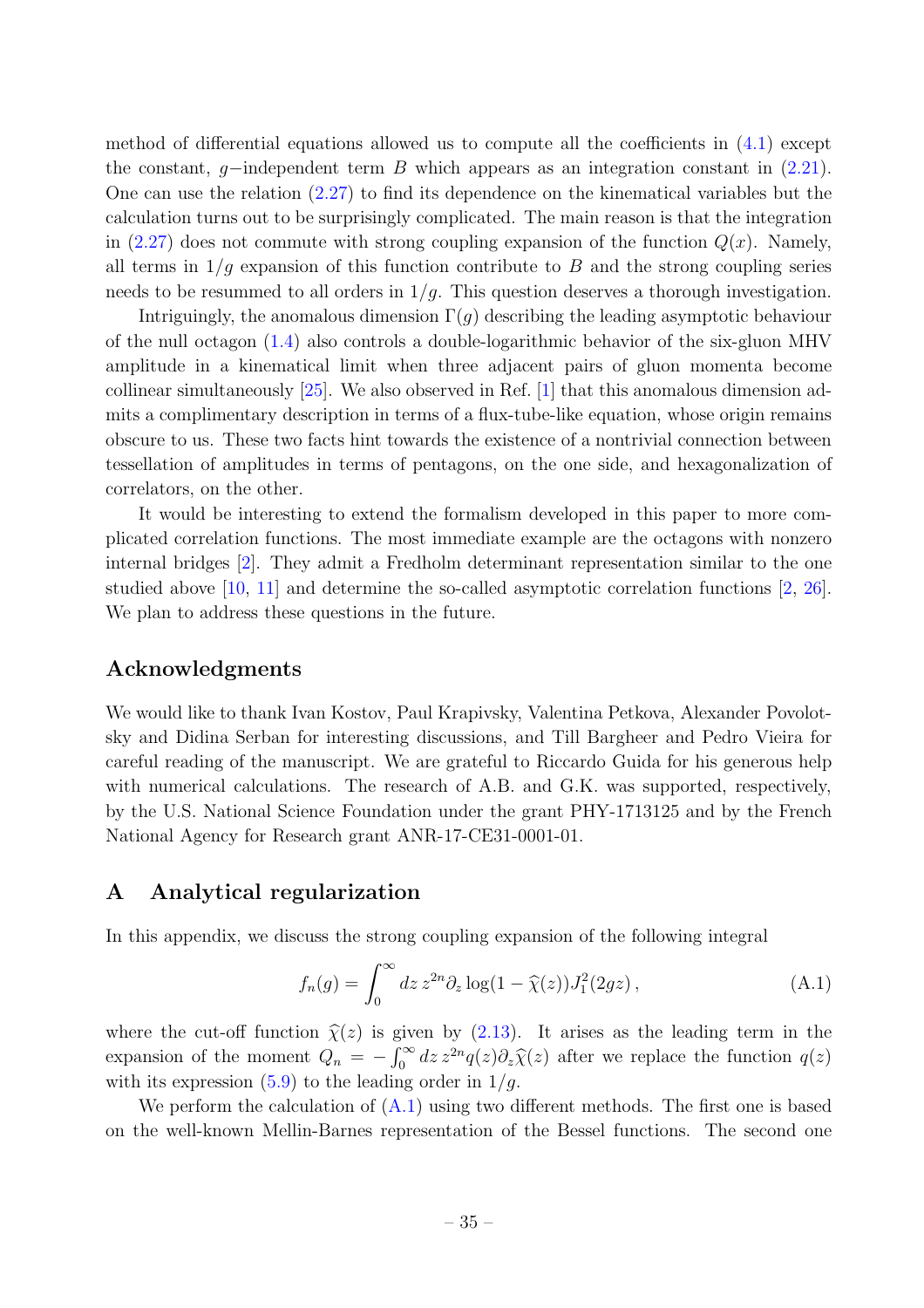method of differential equations allowed us to compute all the coefficients in (4.1) except the constant, $g-$independent term $B$ which appears as an integration constant in (2.21). One can use the relation (2.27) to find its dependence on the kinematical variables but the calculation turns out to be surprisingly complicated. The main reason is that the integration in (2.27) does not commute with strong coupling expansion of the function $Q(x)$. Namely, all terms in $1/g$ expansion of this function contribute to $B$ and the strong coupling series needs to be resummed to all orders in $1/g$. This question deserves a thorough investigation.

Intriguingly, the anomalous dimension $\Gamma(g)$ describing the leading asymptotic behaviour of the null octagon (1.4) also controls a double-logarithmic behavior of the six-gluon MHV amplitude in a kinematical limit when three adjacent pairs of gluon momenta become collinear simultaneously [25]. We also observed in Ref. [1] that this anomalous dimension admits a complimentary description in terms of a flux-tube-like equation, whose origin remains obscure to us. These two facts hint towards the existence of a nontrivial connection between tessellation of amplitudes in terms of pentagons, on the one side, and hexagonalization of correlators, on the other.

It would be interesting to extend the formalism developed in this paper to more complicated correlation functions. The most immediate example are the octagons with nonzero internal bridges [2]. They admit a Fredholm determinant representation similar to the one studied above [10, 11] and determine the so-called asymptotic correlation functions [2, 26]. We plan to address these questions in the future.

## Acknowledgments

We would like to thank Ivan Kostov, Paul Krapivsky, Valentina Petkova, Alexander Povolotsky and Didina Serban for interesting discussions, and Till Bargheer and Pedro Vieira for careful reading of the manuscript. We are grateful to Riccardo Guida for his generous help with numerical calculations. The research of A.B. and G.K. was supported, respectively, by the U.S. National Science Foundation under the grant PHY-1713125 and by the French National Agency for Research grant ANR-17-CE31-0001-01.

## A Analytical regularization

In this appendix, we discuss the strong coupling expansion of the following integral

$$f_n(g) = \int_0^\infty dz\, z^{2n} \partial_z \log(1 - \widehat{\chi}(z)) J_1^2(2gz)\,, \tag{A.1}$$

where the cut-off function $\widehat{\chi}(z)$ is given by (2.13). It arises as the leading term in the expansion of the moment $Q_n = -\int_0^\infty dz\, z^{2n} q(z) \partial_z \widehat{\chi}(z)$ after we replace the function $q(z)$ with its expression (5.9) to the leading order in $1/g$.

We perform the calculation of (A.1) using two different methods. The first one is based on the well-known Mellin-Barnes representation of the Bessel functions. The second one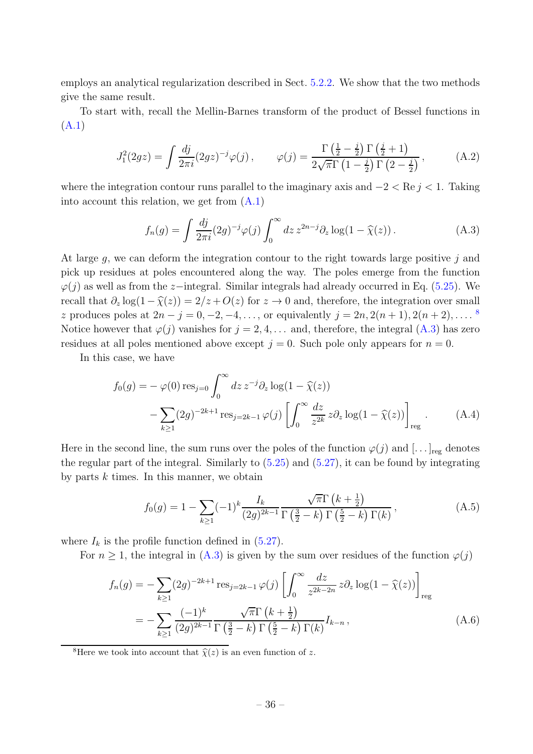employs an analytical regularization described in Sect. 5.2.2. We show that the two methods give the same result.

To start with, recall the Mellin-Barnes transform of the product of Bessel functions in (A.1)

$$J_1^2(2gz) = \int \frac{dj}{2\pi i}(2gz)^{-j}\varphi(j)\,, \qquad \varphi(j) = \frac{\Gamma\left(\frac{1}{2}-\frac{j}{2}\right)\Gamma\left(\frac{j}{2}+1\right)}{2\sqrt{\pi}\,\Gamma\left(1-\frac{j}{2}\right)\Gamma\left(2-\frac{j}{2}\right)}\,, \tag{A.2}$$

where the integration contour runs parallel to the imaginary axis and $-2 < \operatorname{Re} j < 1$. Taking into account this relation, we get from (A.1)

$$f_n(g) = \int \frac{dj}{2\pi i}(2g)^{-j}\varphi(j)\int_0^\infty dz\, z^{2n-j}\partial_z \log(1-\widehat{\chi}(z))\,. \tag{A.3}$$

At large $g$, we can deform the integration contour to the right towards large positive $j$ and pick up residues at poles encountered along the way. The poles emerge from the function $\varphi(j)$ as well as from the $z-$integral. Similar integrals had already occurred in Eq. (5.25). We recall that $\partial_z \log(1-\widehat{\chi}(z)) = 2/z + O(z)$ for $z \to 0$ and, therefore, the integration over small $z$ produces poles at $2n - j = 0, -2, -4, \dots$, or equivalently $j = 2n, 2(n+1), 2(n+2), \dots$. [8] Notice however that $\varphi(j)$ vanishes for $j = 2, 4, \dots$ and, therefore, the integral (A.3) has zero residues at all poles mentioned above except $j = 0$. Such pole only appears for $n = 0$.

In this case, we have

$$\begin{aligned}
f_0(g) = &-\varphi(0)\operatorname{res}_{j=0}\int_0^\infty dz\, z^{-j}\partial_z \log(1-\widehat{\chi}(z)) \\
&-\sum_{k\geq 1}(2g)^{-2k+1}\operatorname{res}_{j=2k-1}\varphi(j)\left[\int_0^\infty \frac{dz}{z^{2k}}\, z\partial_z \log(1-\widehat{\chi}(z))\right]_{\rm reg}\,.
\end{aligned} \tag{A.4}$$

Here in the second line, the sum runs over the poles of the function $\varphi(j)$ and $[\dots]_{\rm reg}$ denotes the regular part of the integral. Similarly to (5.25) and (5.27), it can be found by integrating by parts $k$ times. In this manner, we obtain

$$f_0(g) = 1 - \sum_{k\geq 1}(-1)^k \frac{I_k}{(2g)^{2k-1}}\frac{\sqrt{\pi}\,\Gamma\left(k+\frac{1}{2}\right)}{\Gamma\left(\frac{3}{2}-k\right)\Gamma\left(\frac{5}{2}-k\right)\Gamma(k)}\,, \tag{A.5}$$

where $I_k$ is the profile function defined in (5.27).

For $n \geq 1$, the integral in (A.3) is given by the sum over residues of the function $\varphi(j)$

$$\begin{aligned}
f_n(g) &= -\sum_{k\geq 1}(2g)^{-2k+1}\operatorname{res}_{j=2k-1}\varphi(j)\left[\int_0^\infty \frac{dz}{z^{2k-2n}}\, z\partial_z \log(1-\widehat{\chi}(z))\right]_{\rm reg} \\
&= -\sum_{k\geq 1}\frac{(-1)^k}{(2g)^{2k-1}}\frac{\sqrt{\pi}\,\Gamma\left(k+\frac{1}{2}\right)}{\Gamma\left(\frac{3}{2}-k\right)\Gamma\left(\frac{5}{2}-k\right)\Gamma(k)} I_{k-n}\,,
\end{aligned} \tag{A.6}$$

[8] Here we took into account that $\widehat{\chi}(z)$ is an even function of $z$.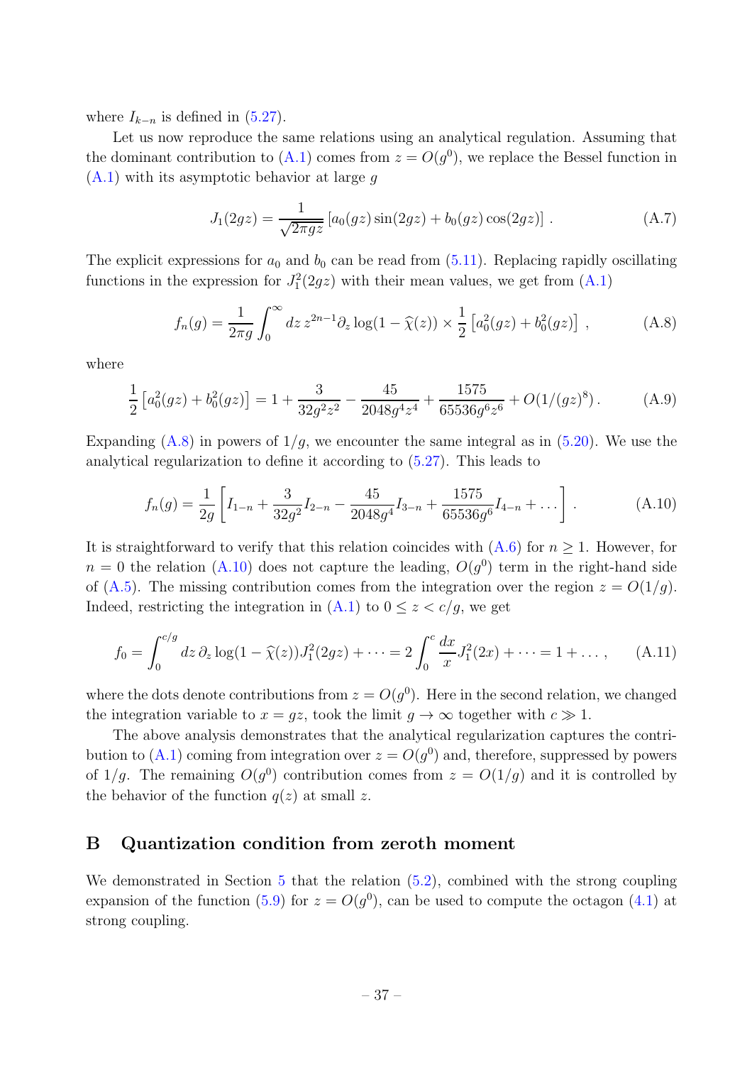where $I_{k-n}$ is defined in (5.27).

Let us now reproduce the same relations using an analytical regulation. Assuming that the dominant contribution to (A.1) comes from $z = O(g^0)$, we replace the Bessel function in (A.1) with its asymptotic behavior at large $g$

$$J_1(2gz) = \frac{1}{\sqrt{2\pi g z}} \left[ a_0(gz) \sin(2gz) + b_0(gz) \cos(2gz) \right] . \tag{A.7}$$

The explicit expressions for $a_0$ and $b_0$ can be read from (5.11). Replacing rapidly oscillating functions in the expression for $J_1^2(2gz)$ with their mean values, we get from (A.1)

$$f_n(g) = \frac{1}{2\pi g} \int_0^\infty dz\, z^{2n-1} \partial_z \log(1 - \widehat{\chi}(z)) \times \frac{1}{2} \left[ a_0^2(gz) + b_0^2(gz) \right] , \tag{A.8}$$

where

$$\frac{1}{2} \left[ a_0^2(gz) + b_0^2(gz) \right] = 1 + \frac{3}{32 g^2 z^2} - \frac{45}{2048 g^4 z^4} + \frac{1575}{65536 g^6 z^6} + O(1/(gz)^8) . \tag{A.9}$$

Expanding (A.8) in powers of $1/g$, we encounter the same integral as in (5.20). We use the analytical regularization to define it according to (5.27). This leads to

$$f_n(g) = \frac{1}{2g} \left[ I_{1-n} + \frac{3}{32 g^2} I_{2-n} - \frac{45}{2048 g^4} I_{3-n} + \frac{1575}{65536 g^6} I_{4-n} + \dots \right] . \tag{A.10}$$

It is straightforward to verify that this relation coincides with (A.6) for $n \geq 1$. However, for $n = 0$ the relation (A.10) does not capture the leading, $O(g^0)$ term in the right-hand side of (A.5). The missing contribution comes from the integration over the region $z = O(1/g)$. Indeed, restricting the integration in (A.1) to $0 \leq z < c/g$, we get

$$f_0 = \int_0^{c/g} dz\, \partial_z \log(1 - \widehat{\chi}(z)) J_1^2(2gz) + \dots = 2 \int_0^c \frac{dx}{x} J_1^2(2x) + \dots = 1 + \dots , \tag{A.11}$$

where the dots denote contributions from $z = O(g^0)$. Here in the second relation, we changed the integration variable to $x = gz$, took the limit $g \to \infty$ together with $c \gg 1$.

The above analysis demonstrates that the analytical regularization captures the contribution to (A.1) coming from integration over $z = O(g^0)$ and, therefore, suppressed by powers of $1/g$. The remaining $O(g^0)$ contribution comes from $z = O(1/g)$ and it is controlled by the behavior of the function $q(z)$ at small $z$.

# B Quantization condition from zeroth moment

We demonstrated in Section 5 that the relation (5.2), combined with the strong coupling expansion of the function (5.9) for $z = O(g^0)$, can be used to compute the octagon (4.1) at strong coupling.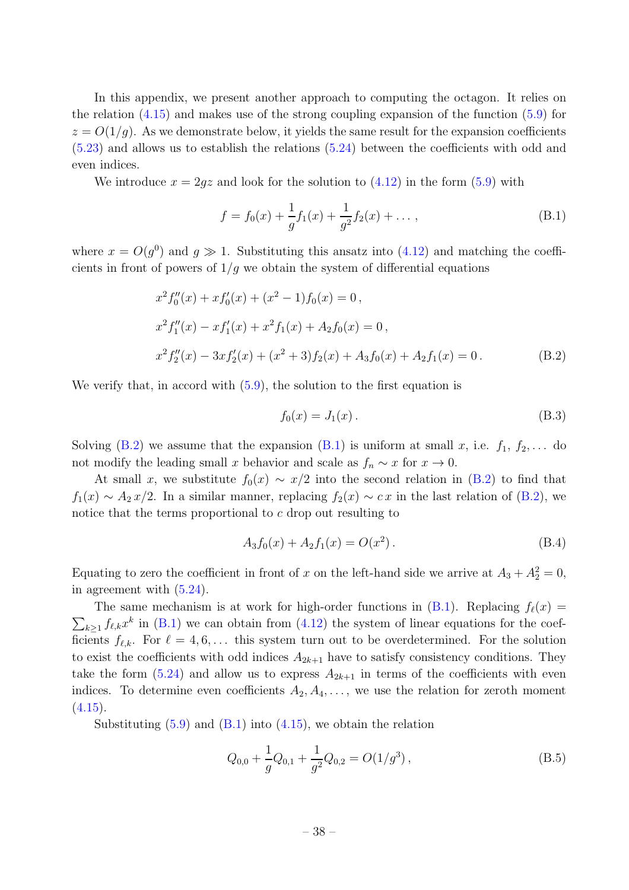In this appendix, we present another approach to computing the octagon. It relies on the relation (4.15) and makes use of the strong coupling expansion of the function (5.9) for $z = O(1/g)$. As we demonstrate below, it yields the same result for the expansion coefficients (5.23) and allows us to establish the relations (5.24) between the coefficients with odd and even indices.

We introduce $x = 2gz$ and look for the solution to (4.12) in the form (5.9) with

$$f = f_0(x) + \frac{1}{g} f_1(x) + \frac{1}{g^2} f_2(x) + \dots , \tag{B.1}$$

where $x = O(g^0)$ and $g \gg 1$. Substituting this ansatz into (4.12) and matching the coefficients in front of powers of $1/g$ we obtain the system of differential equations

$$\begin{aligned}
& x^2 f_0''(x) + x f_0'(x) + (x^2 - 1) f_0(x) = 0 , \\
& x^2 f_1''(x) - x f_1'(x) + x^2 f_1(x) + A_2 f_0(x) = 0 , \\
& x^2 f_2''(x) - 3x f_2'(x) + (x^2 + 3) f_2(x) + A_3 f_0(x) + A_2 f_1(x) = 0 .
\end{aligned} \tag{B.2}$$

We verify that, in accord with (5.9), the solution to the first equation is

$$f_0(x) = J_1(x) . \tag{B.3}$$

Solving (B.2) we assume that the expansion (B.1) is uniform at small $x$, i.e. $f_1, f_2, \dots$ do not modify the leading small $x$ behavior and scale as $f_n \sim x$ for $x \to 0$.

At small $x$, we substitute $f_0(x) \sim x/2$ into the second relation in (B.2) to find that $f_1(x) \sim A_2\, x/2$. In a similar manner, replacing $f_2(x) \sim c\, x$ in the last relation of (B.2), we notice that the terms proportional to $c$ drop out resulting to

$$A_3 f_0(x) + A_2 f_1(x) = O(x^2) . \tag{B.4}$$

Equating to zero the coefficient in front of $x$ on the left-hand side we arrive at $A_3 + A_2^2 = 0$, in agreement with (5.24).

The same mechanism is at work for high-order functions in (B.1). Replacing $f_\ell(x) = \sum_{k \geq 1} f_{\ell,k} x^k$ in (B.1) we can obtain from (4.12) the system of linear equations for the coefficients $f_{\ell,k}$. For $\ell = 4, 6, \dots$ this system turn out to be overdetermined. For the solution to exist the coefficients with odd indices $A_{2k+1}$ have to satisfy consistency conditions. They take the form (5.24) and allow us to express $A_{2k+1}$ in terms of the coefficients with even indices. To determine even coefficients $A_2, A_4, \dots$, we use the relation for zeroth moment (4.15).

Substituting (5.9) and (B.1) into (4.15), we obtain the relation

$$Q_{0,0} + \frac{1}{g} Q_{0,1} + \frac{1}{g^2} Q_{0,2} = O(1/g^3) , \tag{B.5}$$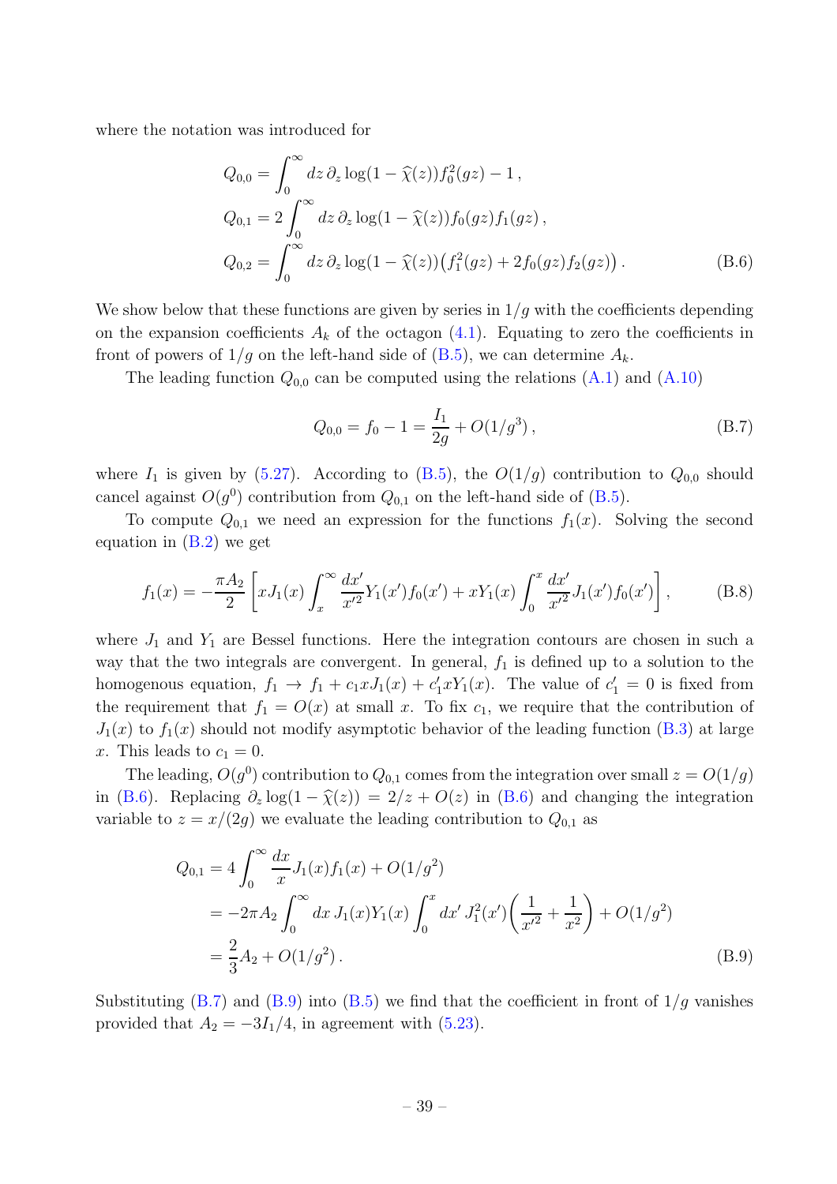where the notation was introduced for

$$
\begin{aligned}
Q_{0,0} &= \int_0^\infty dz\, \partial_z \log(1-\widehat{\chi}(z)) f_0^2(gz) - 1\,, \\
Q_{0,1} &= 2\int_0^\infty dz\, \partial_z \log(1-\widehat{\chi}(z)) f_0(gz) f_1(gz)\,, \\
Q_{0,2} &= \int_0^\infty dz\, \partial_z \log(1-\widehat{\chi}(z))\big(f_1^2(gz) + 2 f_0(gz) f_2(gz)\big)\,.
\end{aligned}
\tag{B.6}
$$

We show below that these functions are given by series in $1/g$ with the coefficients depending on the expansion coefficients $A_k$ of the octagon (4.1). Equating to zero the coefficients in front of powers of $1/g$ on the left-hand side of (B.5), we can determine $A_k$.

The leading function $Q_{0,0}$ can be computed using the relations (A.1) and (A.10)

$$
Q_{0,0} = f_0 - 1 = \frac{I_1}{2g} + O(1/g^3)\,, \tag{B.7}
$$

where $I_1$ is given by (5.27). According to (B.5), the $O(1/g)$ contribution to $Q_{0,0}$ should cancel against $O(g^0)$ contribution from $Q_{0,1}$ on the left-hand side of (B.5).

To compute $Q_{0,1}$ we need an expression for the functions $f_1(x)$. Solving the second equation in (B.2) we get

$$
f_1(x) = -\frac{\pi A_2}{2}\left[x J_1(x)\int_x^\infty \frac{dx'}{x'^2} Y_1(x') f_0(x') + x Y_1(x)\int_0^x \frac{dx'}{x'^2} J_1(x') f_0(x')\right], \tag{B.8}
$$

where $J_1$ and $Y_1$ are Bessel functions. Here the integration contours are chosen in such a way that the two integrals are convergent. In general, $f_1$ is defined up to a solution to the homogenous equation, $f_1 \to f_1 + c_1 x J_1(x) + c_1' x Y_1(x)$. The value of $c_1' = 0$ is fixed from the requirement that $f_1 = O(x)$ at small $x$. To fix $c_1$, we require that the contribution of $J_1(x)$ to $f_1(x)$ should not modify asymptotic behavior of the leading function (B.3) at large $x$. This leads to $c_1 = 0$.

The leading, $O(g^0)$ contribution to $Q_{0,1}$ comes from the integration over small $z = O(1/g)$ in (B.6). Replacing $\partial_z \log(1-\widehat{\chi}(z)) = 2/z + O(z)$ in (B.6) and changing the integration variable to $z = x/(2g)$ we evaluate the leading contribution to $Q_{0,1}$ as

$$
\begin{aligned}
Q_{0,1} &= 4\int_0^\infty \frac{dx}{x} J_1(x) f_1(x) + O(1/g^2) \\
&= -2\pi A_2 \int_0^\infty dx\, J_1(x) Y_1(x) \int_0^x dx'\, J_1^2(x')\left(\frac{1}{x'^2} + \frac{1}{x^2}\right) + O(1/g^2) \\
&= \frac{2}{3} A_2 + O(1/g^2)\,.
\end{aligned}
\tag{B.9}
$$

Substituting (B.7) and (B.9) into (B.5) we find that the coefficient in front of $1/g$ vanishes provided that $A_2 = -3I_1/4$, in agreement with (5.23).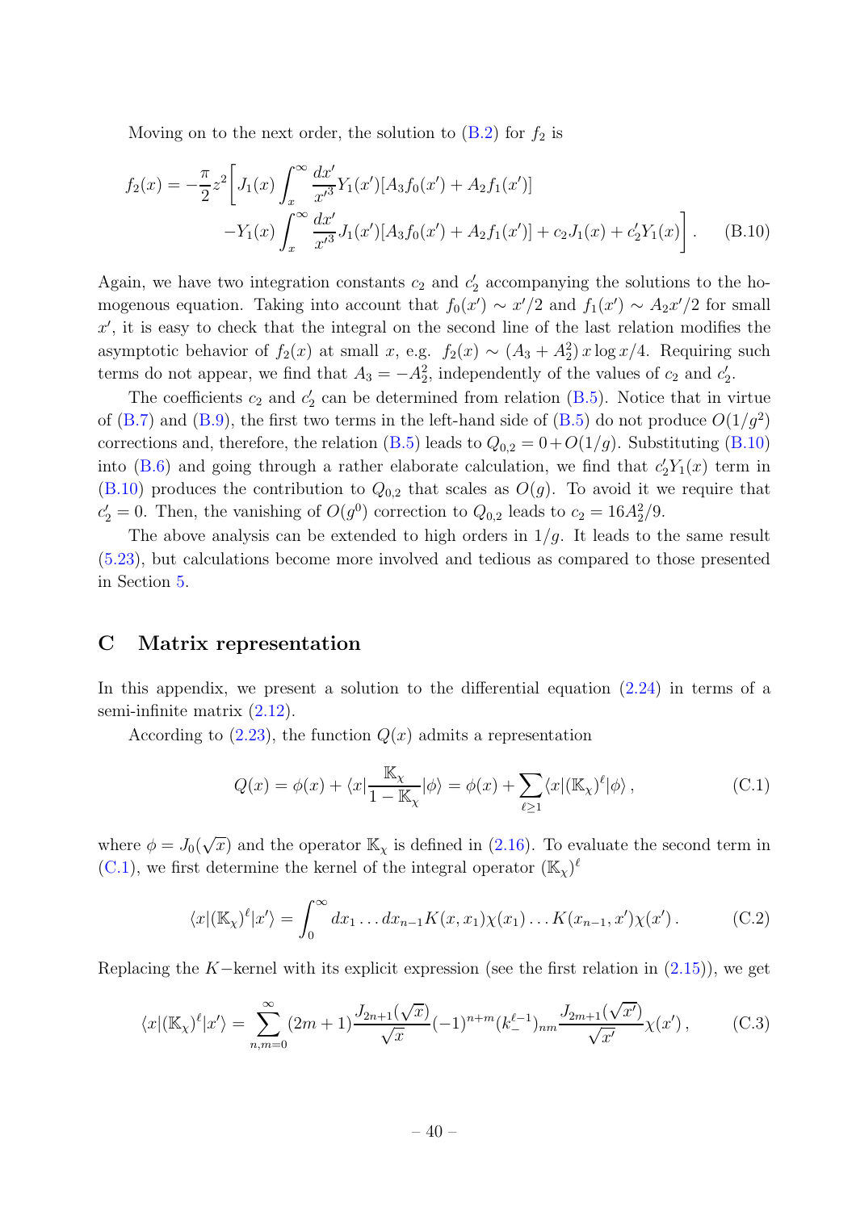Moving on to the next order, the solution to (B.2) for $f_2$ is

$$
\begin{aligned}
f_2(x) = -\frac{\pi}{2} z^2 \bigg[ & J_1(x) \int_x^\infty \frac{dx'}{x'^3} Y_1(x') [A_3 f_0(x') + A_2 f_1(x')] \\
& - Y_1(x) \int_x^\infty \frac{dx'}{x'^3} J_1(x') [A_3 f_0(x') + A_2 f_1(x')] + c_2 J_1(x) + c_2' Y_1(x) \bigg] . \qquad \text{(B.10)}
\end{aligned}
$$

Again, we have two integration constants $c_2$ and $c_2'$ accompanying the solutions to the homogenous equation. Taking into account that $f_0(x') \sim x'/2$ and $f_1(x') \sim A_2 x'/2$ for small $x'$, it is easy to check that the integral on the second line of the last relation modifies the asymptotic behavior of $f_2(x)$ at small $x$, e.g. $f_2(x) \sim (A_3 + A_2^2)\, x \log x/4$. Requiring such terms do not appear, we find that $A_3 = -A_2^2$, independently of the values of $c_2$ and $c_2'$.

The coefficients $c_2$ and $c_2'$ can be determined from relation (B.5). Notice that in virtue of (B.7) and (B.9), the first two terms in the left-hand side of (B.5) do not produce $O(1/g^2)$ corrections and, therefore, the relation (B.5) leads to $Q_{0,2} = 0 + O(1/g)$. Substituting (B.10) into (B.6) and going through a rather elaborate calculation, we find that $c_2' Y_1(x)$ term in (B.10) produces the contribution to $Q_{0,2}$ that scales as $O(g)$. To avoid it we require that $c_2' = 0$. Then, the vanishing of $O(g^0)$ correction to $Q_{0,2}$ leads to $c_2 = 16A_2^2/9$.

The above analysis can be extended to high orders in $1/g$. It leads to the same result (5.23), but calculations become more involved and tedious as compared to those presented in Section 5.

# C Matrix representation

In this appendix, we present a solution to the differential equation (2.24) in terms of a semi-infinite matrix (2.12).

According to (2.23), the function $Q(x)$ admits a representation

$$
Q(x) = \phi(x) + \langle x | \frac{\mathbb{K}_\chi}{1 - \mathbb{K}_\chi} | \phi \rangle = \phi(x) + \sum_{\ell \geq 1} \langle x | (\mathbb{K}_\chi)^\ell | \phi \rangle , \qquad \text{(C.1)}
$$

where $\phi = J_0(\sqrt{x})$ and the operator $\mathbb{K}_\chi$ is defined in (2.16). To evaluate the second term in (C.1), we first determine the kernel of the integral operator $(\mathbb{K}_\chi)^\ell$

$$
\langle x | (\mathbb{K}_\chi)^\ell | x' \rangle = \int_0^\infty dx_1 \dots dx_{n-1} K(x, x_1) \chi(x_1) \dots K(x_{n-1}, x') \chi(x') . \qquad \text{(C.2)}
$$

Replacing the $K-$kernel with its explicit expression (see the first relation in (2.15)), we get

$$
\langle x | (\mathbb{K}_\chi)^\ell | x' \rangle = \sum_{n,m=0}^\infty (2m+1) \frac{J_{2n+1}(\sqrt{x})}{\sqrt{x}} (-1)^{n+m} (k_-^{\ell-1})_{nm} \frac{J_{2m+1}(\sqrt{x'})}{\sqrt{x'}} \chi(x') , \qquad \text{(C.3)}
$$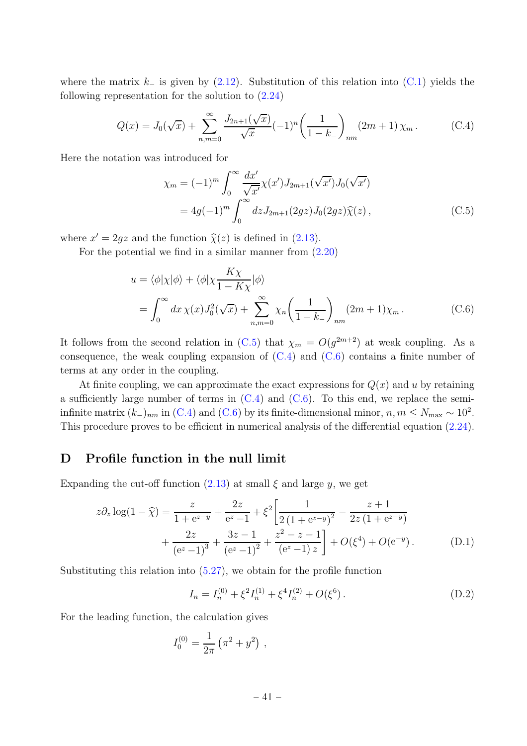where the matrix $k_-$ is given by (2.12). Substitution of this relation into (C.1) yields the following representation for the solution to (2.24)

$$Q(x) = J_0(\sqrt{x}) + \sum_{n,m=0}^{\infty} \frac{J_{2n+1}(\sqrt{x})}{\sqrt{x}} (-1)^n \left(\frac{1}{1-k_-}\right)_{nm} (2m+1)\, \chi_m \,. \tag{C.4}$$

Here the notation was introduced for

$$\begin{aligned}
\chi_m &= (-1)^m \int_0^\infty \frac{dx'}{\sqrt{x'}} \chi(x') J_{2m+1}(\sqrt{x'}) J_0(\sqrt{x'}) \\
&= 4g(-1)^m \int_0^\infty dz J_{2m+1}(2gz) J_0(2gz) \widehat{\chi}(z) \,,
\end{aligned} \tag{C.5}$$

where $x' = 2gz$ and the function $\widehat{\chi}(z)$ is defined in (2.13).

For the potential we find in a similar manner from (2.20)

$$\begin{aligned}
u &= \langle \phi | \chi | \phi \rangle + \langle \phi | \chi \frac{K\chi}{1-K\chi} | \phi \rangle \\
&= \int_0^\infty dx\, \chi(x) J_0^2(\sqrt{x}) + \sum_{n,m=0}^{\infty} \chi_n \left(\frac{1}{1-k_-}\right)_{nm} (2m+1) \chi_m \,.
\end{aligned} \tag{C.6}$$

It follows from the second relation in (C.5) that $\chi_m = O(g^{2m+2})$ at weak coupling. As a consequence, the weak coupling expansion of (C.4) and (C.6) contains a finite number of terms at any order in the coupling.

At finite coupling, we can approximate the exact expressions for $Q(x)$ and $u$ by retaining a sufficiently large number of terms in (C.4) and (C.6). To this end, we replace the semi-infinite matrix $(k_-)_{nm}$ in (C.4) and (C.6) by its finite-dimensional minor, $n, m \leq N_{\max} \sim 10^2$. This procedure proves to be efficient in numerical analysis of the differential equation (2.24).

# D Profile function in the null limit

Expanding the cut-off function (2.13) at small $\xi$ and large $y$, we get

$$\begin{aligned}
z\partial_z \log(1-\widehat{\chi}) &= \frac{z}{1+\mathrm{e}^{z-y}} + \frac{2z}{\mathrm{e}^z - 1} + \xi^2 \left[ \frac{1}{2\left(1+\mathrm{e}^{z-y}\right)^2} - \frac{z+1}{2z\left(1+\mathrm{e}^{z-y}\right)} \right. \\
&\quad \left. + \frac{2z}{\left(\mathrm{e}^z - 1\right)^3} + \frac{3z-1}{\left(\mathrm{e}^z - 1\right)^2} + \frac{z^2 - z - 1}{\left(\mathrm{e}^z - 1\right) z} \right] + O(\xi^4) + O(\mathrm{e}^{-y}) \,.
\end{aligned} \tag{D.1}$$

Substituting this relation into (5.27), we obtain for the profile function

$$I_n = I_n^{(0)} + \xi^2 I_n^{(1)} + \xi^4 I_n^{(2)} + O(\xi^6) \,. \tag{D.2}$$

For the leading function, the calculation gives

$$I_0^{(0)} = \frac{1}{2\pi}\left(\pi^2 + y^2\right) \,,$$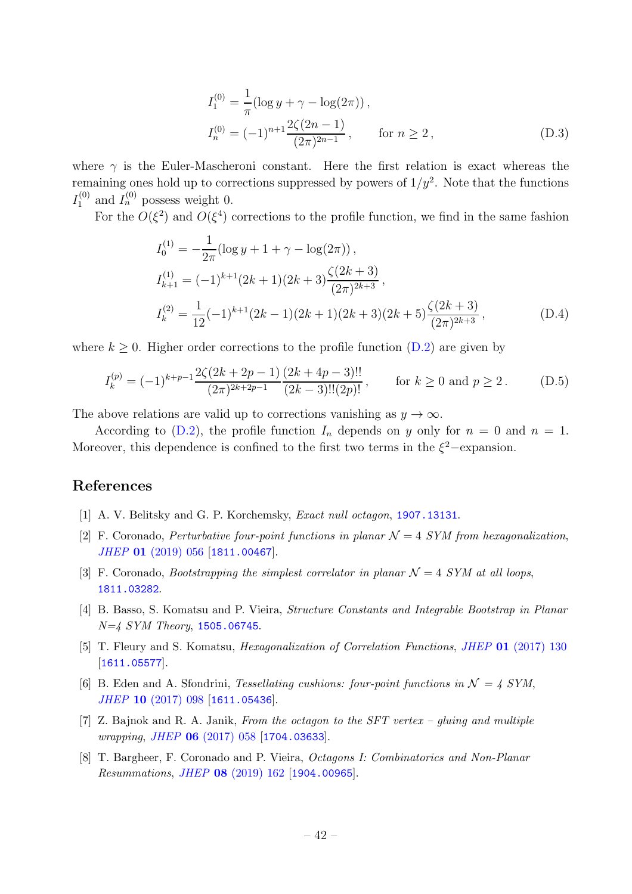$$
\begin{aligned}
I_1^{(0)} &= \frac{1}{\pi}(\log y + \gamma - \log(2\pi))\,, \\
I_n^{(0)} &= (-1)^{n+1}\frac{2\zeta(2n-1)}{(2\pi)^{2n-1}}\,, \qquad \text{for } n \geq 2\,,
\end{aligned}
\tag{D.3}
$$

where $\gamma$ is the Euler-Mascheroni constant. Here the first relation is exact whereas the remaining ones hold up to corrections suppressed by powers of $1/y^2$. Note that the functions $I_1^{(0)}$ and $I_n^{(0)}$ possess weight 0.

For the $O(\xi^2)$ and $O(\xi^4)$ corrections to the profile function, we find in the same fashion

$$
\begin{aligned}
I_0^{(1)} &= -\frac{1}{2\pi}(\log y + 1 + \gamma - \log(2\pi))\,, \\
I_{k+1}^{(1)} &= (-1)^{k+1}(2k+1)(2k+3)\frac{\zeta(2k+3)}{(2\pi)^{2k+3}}\,, \\
I_k^{(2)} &= \frac{1}{12}(-1)^{k+1}(2k-1)(2k+1)(2k+3)(2k+5)\frac{\zeta(2k+3)}{(2\pi)^{2k+3}}\,,
\end{aligned}
\tag{D.4}
$$

where $k \geq 0$. Higher order corrections to the profile function (D.2) are given by

$$
I_k^{(p)} = (-1)^{k+p-1}\frac{2\zeta(2k+2p-1)}{(2\pi)^{2k+2p-1}}\frac{(2k+4p-3)!!}{(2k-3)!!(2p)!}\,, \qquad \text{for } k \geq 0 \text{ and } p \geq 2\,. \tag{D.5}
$$

The above relations are valid up to corrections vanishing as $y \to \infty$.

According to (D.2), the profile function $I_n$ depends on $y$ only for $n = 0$ and $n = 1$. Moreover, this dependence is confined to the first two terms in the $\xi^2$−expansion.

## References

[1] A. V. Belitsky and G. P. Korchemsky, *Exact null octagon*, 1907.13131.

[2] F. Coronado, *Perturbative four-point functions in planar $\mathcal{N} = 4$ SYM from hexagonalization*, *JHEP* **01** (2019) 056 [1811.00467].

[3] F. Coronado, *Bootstrapping the simplest correlator in planar $\mathcal{N} = 4$ SYM at all loops*, 1811.03282.

[4] B. Basso, S. Komatsu and P. Vieira, *Structure Constants and Integrable Bootstrap in Planar N=4 SYM Theory*, 1505.06745.

[5] T. Fleury and S. Komatsu, *Hexagonalization of Correlation Functions*, *JHEP* **01** (2017) 130 [1611.05577].

[6] B. Eden and A. Sfondrini, *Tessellating cushions: four-point functions in $\mathcal{N} = 4$ SYM*, *JHEP* **10** (2017) 098 [1611.05436].

[7] Z. Bajnok and R. A. Janik, *From the octagon to the SFT vertex – gluing and multiple wrapping*, *JHEP* **06** (2017) 058 [1704.03633].

[8] T. Bargheer, F. Coronado and P. Vieira, *Octagons I: Combinatorics and Non-Planar Resummations*, *JHEP* **08** (2019) 162 [1904.00965].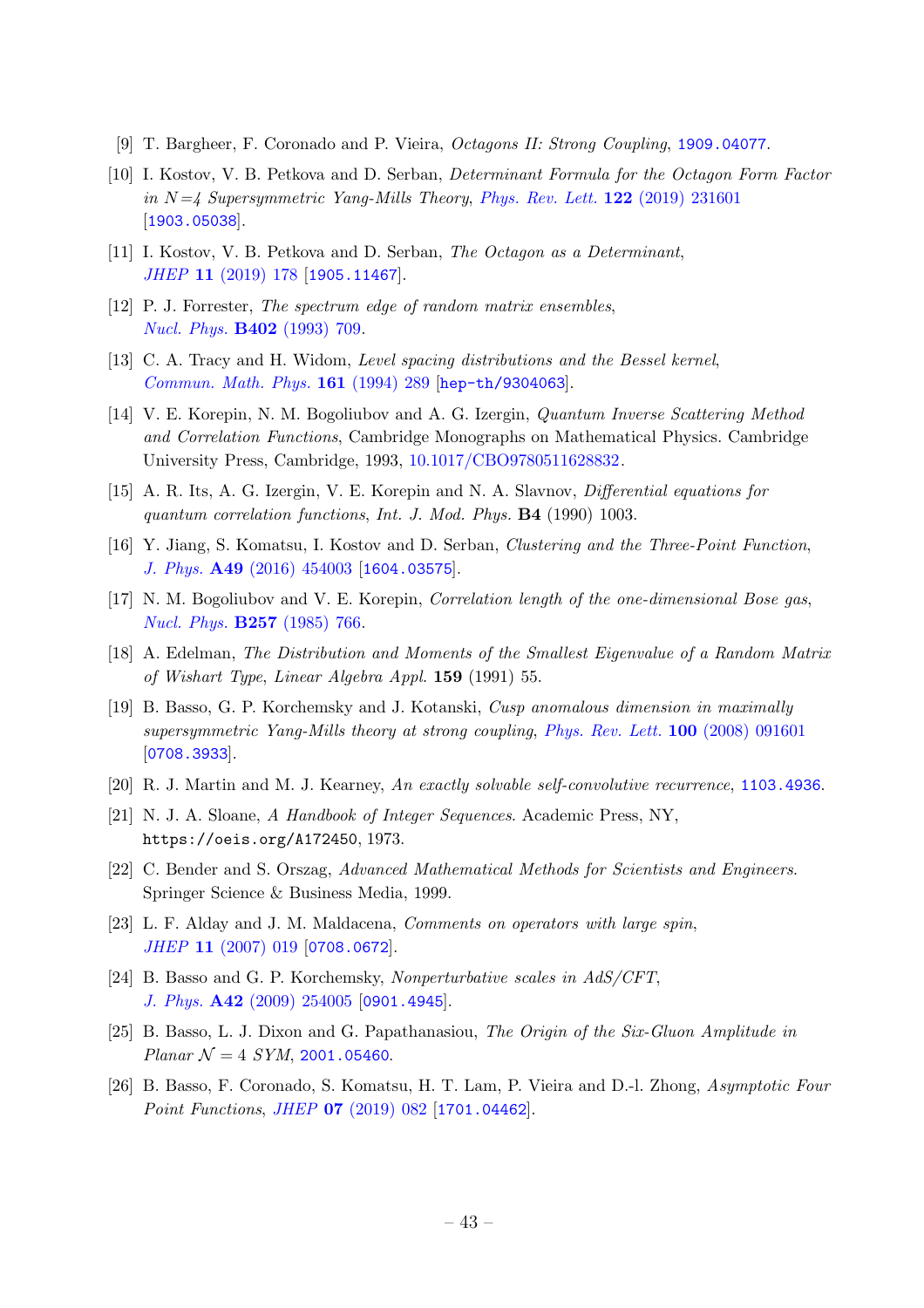[9] T. Bargheer, F. Coronado and P. Vieira, *Octagons II: Strong Coupling*, 1909.04077.

[10] I. Kostov, V. B. Petkova and D. Serban, *Determinant Formula for the Octagon Form Factor in N=4 Supersymmetric Yang-Mills Theory*, Phys. Rev. Lett. **122** (2019) 231601 [1903.05038].

[11] I. Kostov, V. B. Petkova and D. Serban, *The Octagon as a Determinant*, JHEP **11** (2019) 178 [1905.11467].

[12] P. J. Forrester, *The spectrum edge of random matrix ensembles*, Nucl. Phys. **B402** (1993) 709.

[13] C. A. Tracy and H. Widom, *Level spacing distributions and the Bessel kernel*, Commun. Math. Phys. **161** (1994) 289 [hep-th/9304063].

[14] V. E. Korepin, N. M. Bogoliubov and A. G. Izergin, *Quantum Inverse Scattering Method and Correlation Functions*, Cambridge Monographs on Mathematical Physics. Cambridge University Press, Cambridge, 1993, 10.1017/CBO9780511628832.

[15] A. R. Its, A. G. Izergin, V. E. Korepin and N. A. Slavnov, *Differential equations for quantum correlation functions*, Int. J. Mod. Phys. **B4** (1990) 1003.

[16] Y. Jiang, S. Komatsu, I. Kostov and D. Serban, *Clustering and the Three-Point Function*, J. Phys. **A49** (2016) 454003 [1604.03575].

[17] N. M. Bogoliubov and V. E. Korepin, *Correlation length of the one-dimensional Bose gas*, Nucl. Phys. **B257** (1985) 766.

[18] A. Edelman, *The Distribution and Moments of the Smallest Eigenvalue of a Random Matrix of Wishart Type*, Linear Algebra Appl. **159** (1991) 55.

[19] B. Basso, G. P. Korchemsky and J. Kotanski, *Cusp anomalous dimension in maximally supersymmetric Yang-Mills theory at strong coupling*, Phys. Rev. Lett. **100** (2008) 091601 [0708.3933].

[20] R. J. Martin and M. J. Kearney, *An exactly solvable self-convolutive recurrence*, 1103.4936.

[21] N. J. A. Sloane, *A Handbook of Integer Sequences*. Academic Press, NY, https://oeis.org/A172450, 1973.

[22] C. Bender and S. Orszag, *Advanced Mathematical Methods for Scientists and Engineers*. Springer Science & Business Media, 1999.

[23] L. F. Alday and J. M. Maldacena, *Comments on operators with large spin*, JHEP **11** (2007) 019 [0708.0672].

[24] B. Basso and G. P. Korchemsky, *Nonperturbative scales in AdS/CFT*, J. Phys. **A42** (2009) 254005 [0901.4945].

[25] B. Basso, L. J. Dixon and G. Papathanasiou, *The Origin of the Six-Gluon Amplitude in Planar $\mathcal{N} = 4$ SYM*, 2001.05460.

[26] B. Basso, F. Coronado, S. Komatsu, H. T. Lam, P. Vieira and D.-l. Zhong, *Asymptotic Four Point Functions*, JHEP **07** (2019) 082 [1701.04462].